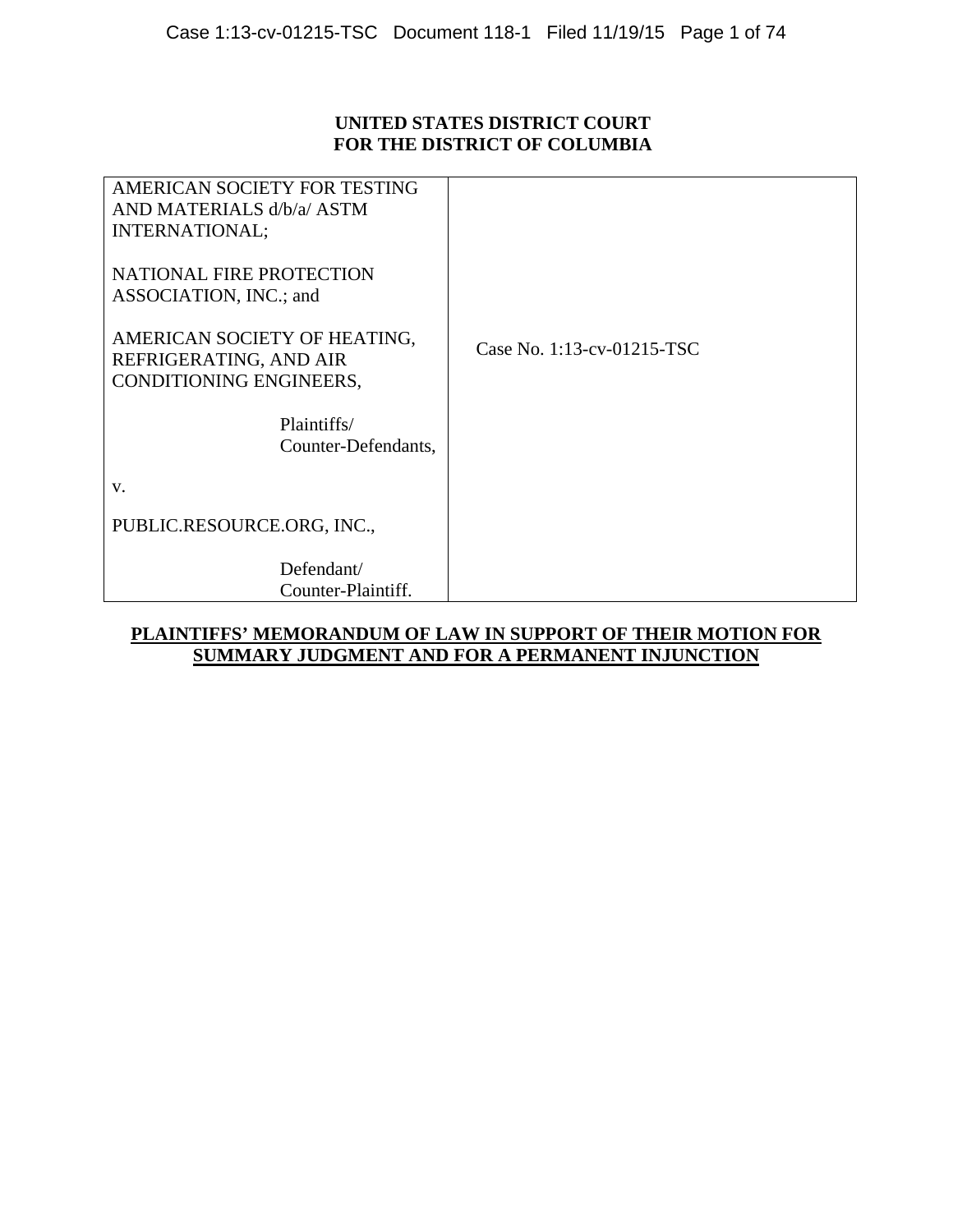**UNITED STATES DISTRICT COURT**
**FOR THE DISTRICT OF COLUMBIA**

| | |
|---|---|
| AMERICAN SOCIETY FOR TESTING AND MATERIALS d/b/a/ ASTM INTERNATIONAL;<br><br>NATIONAL FIRE PROTECTION ASSOCIATION, INC.; and<br><br>AMERICAN SOCIETY OF HEATING, REFRIGERATING, AND AIR CONDITIONING ENGINEERS,<br><br>Plaintiffs/<br>Counter-Defendants,<br><br>v.<br><br>PUBLIC.RESOURCE.ORG, INC.,<br><br>Defendant/<br>Counter-Plaintiff. | Case No. 1:13-cv-01215-TSC |

**PLAINTIFFS' MEMORANDUM OF LAW IN SUPPORT OF THEIR MOTION FOR SUMMARY JUDGMENT AND FOR A PERMANENT INJUNCTION**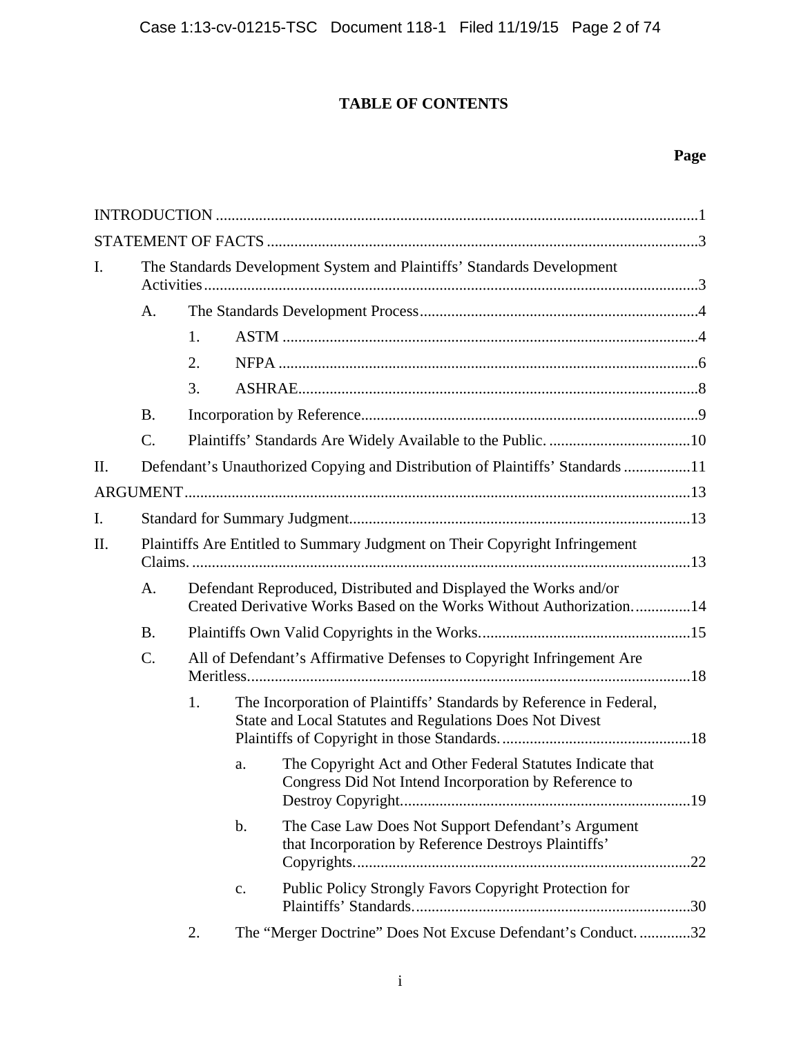# TABLE OF CONTENTS

**Page**

INTRODUCTION ..........1

STATEMENT OF FACTS ..........3

I. The Standards Development System and Plaintiffs' Standards Development Activities ..........3

- A. The Standards Development Process ..........4
  - 1. ASTM ..........4
  - 2. NFPA ..........6
  - 3. ASHRAE ..........8
- B. Incorporation by Reference ..........9
- C. Plaintiffs' Standards Are Widely Available to the Public. ..........10

II. Defendant's Unauthorized Copying and Distribution of Plaintiffs' Standards ..........11

ARGUMENT ..........13

I. Standard for Summary Judgment ..........13

II. Plaintiffs Are Entitled to Summary Judgment on Their Copyright Infringement Claims. ..........13

- A. Defendant Reproduced, Distributed and Displayed the Works and/or Created Derivative Works Based on the Works Without Authorization. ..........14
- B. Plaintiffs Own Valid Copyrights in the Works. ..........15
- C. All of Defendant's Affirmative Defenses to Copyright Infringement Are Meritless ..........18
  - 1. The Incorporation of Plaintiffs' Standards by Reference in Federal, State and Local Statutes and Regulations Does Not Divest Plaintiffs of Copyright in those Standards. ..........18
    - a. The Copyright Act and Other Federal Statutes Indicate that Congress Did Not Intend Incorporation by Reference to Destroy Copyright ..........19
    - b. The Case Law Does Not Support Defendant's Argument that Incorporation by Reference Destroys Plaintiffs' Copyrights ..........22
    - c. Public Policy Strongly Favors Copyright Protection for Plaintiffs' Standards ..........30
  - 2. The "Merger Doctrine" Does Not Excuse Defendant's Conduct. ..........32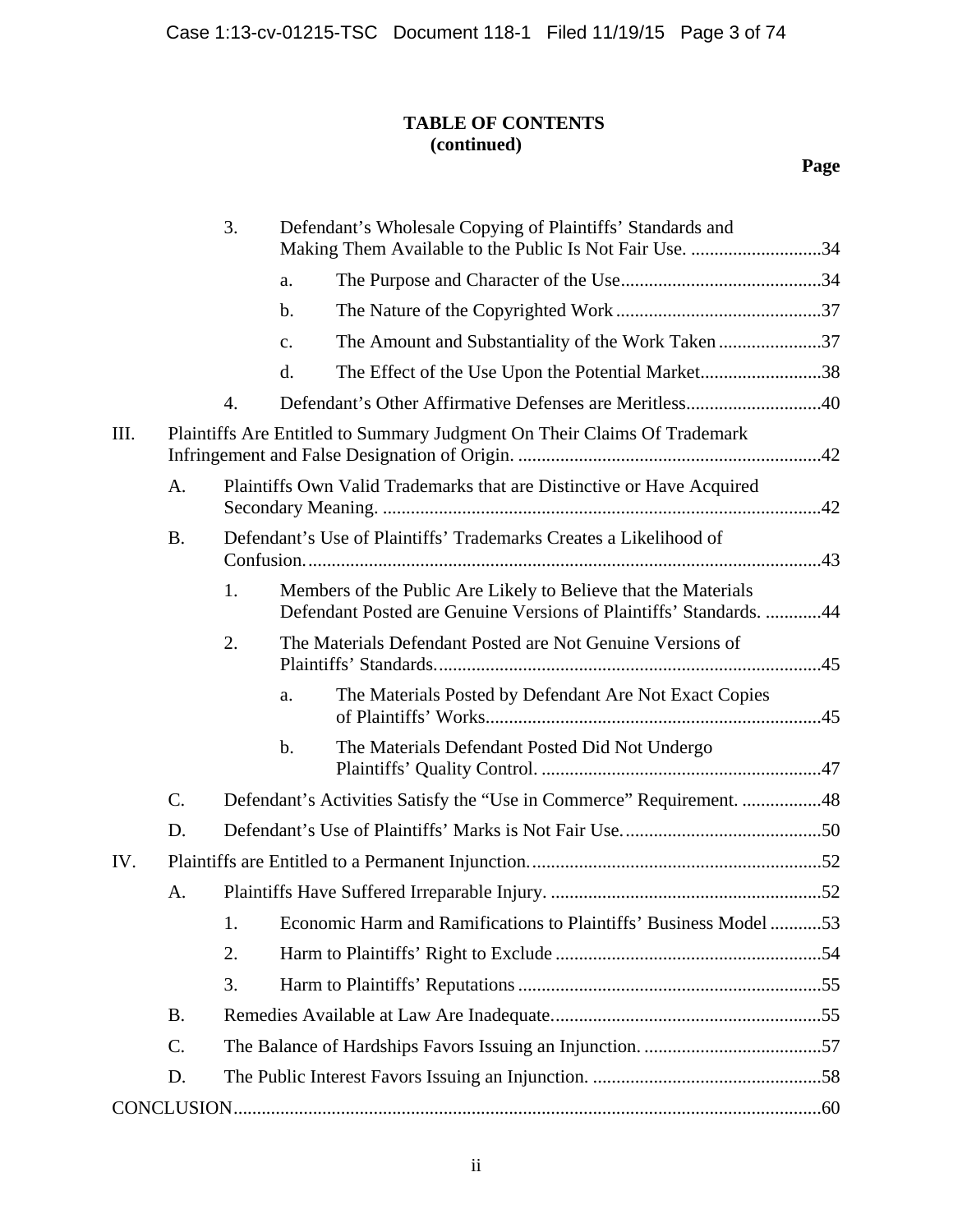**TABLE OF CONTENTS**
**(continued)**

**Page**

- 3. Defendant's Wholesale Copying of Plaintiffs' Standards and Making Them Available to the Public Is Not Fair Use. ............................34
    - a. The Purpose and Character of the Use...........................................34
    - b. The Nature of the Copyrighted Work............................................37
    - c. The Amount and Substantiality of the Work Taken......................37
    - d. The Effect of the Use Upon the Potential Market..........................38
- 4. Defendant's Other Affirmative Defenses are Meritless............................40

III. Plaintiffs Are Entitled to Summary Judgment On Their Claims Of Trademark Infringement and False Designation of Origin. .................................................................42

- A. Plaintiffs Own Valid Trademarks that are Distinctive or Have Acquired Secondary Meaning. .............................................................................................42
- B. Defendant's Use of Plaintiffs' Trademarks Creates a Likelihood of Confusion.............................................................................................................43
    - 1. Members of the Public Are Likely to Believe that the Materials Defendant Posted are Genuine Versions of Plaintiffs' Standards. ............44
    - 2. The Materials Defendant Posted are Not Genuine Versions of Plaintiffs' Standards..................................................................................45
        - a. The Materials Posted by Defendant Are Not Exact Copies of Plaintiffs' Works........................................................................45
        - b. The Materials Defendant Posted Did Not Undergo Plaintiffs' Quality Control. ............................................................47
- C. Defendant's Activities Satisfy the "Use in Commerce" Requirement. .................48
- D. Defendant's Use of Plaintiffs' Marks is Not Fair Use...........................................50

IV. Plaintiffs are Entitled to a Permanent Injunction...............................................................52

- A. Plaintiffs Have Suffered Irreparable Injury. ...........................................................52
    - 1. Economic Harm and Ramifications to Plaintiffs' Business Model...........53
    - 2. Harm to Plaintiffs' Right to Exclude .........................................................54
    - 3. Harm to Plaintiffs' Reputations .................................................................55
- B. Remedies Available at Law Are Inadequate..........................................................55
- C. The Balance of Hardships Favors Issuing an Injunction. .......................................57
- D. The Public Interest Favors Issuing an Injunction. .................................................58

CONCLUSION.............................................................................................................................60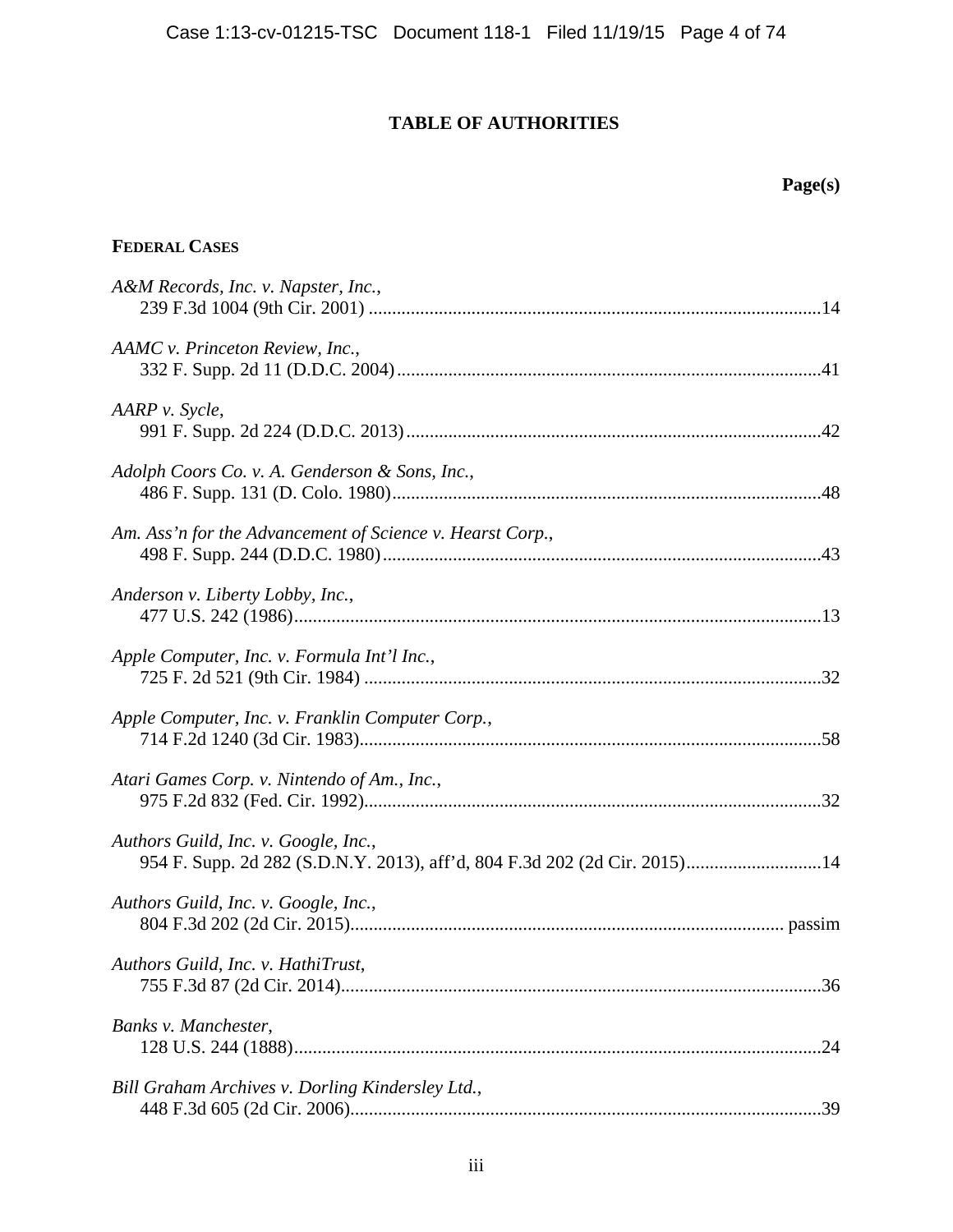# TABLE OF AUTHORITIES

**Page(s)**

**FEDERAL CASES**

*A&M Records, Inc. v. Napster, Inc.*,
239 F.3d 1004 (9th Cir. 2001) ....................................................................................14

*AAMC v. Princeton Review, Inc.*,
332 F. Supp. 2d 11 (D.D.C. 2004)...............................................................................41

*AARP v. Sycle*,
991 F. Supp. 2d 224 (D.D.C. 2013)............................................................................42

*Adolph Coors Co. v. A. Genderson & Sons, Inc.*,
486 F. Supp. 131 (D. Colo. 1980)...............................................................................48

*Am. Ass'n for the Advancement of Science v. Hearst Corp.*,
498 F. Supp. 244 (D.D.C. 1980).................................................................................43

*Anderson v. Liberty Lobby, Inc.*,
477 U.S. 242 (1986)......................................................................................................13

*Apple Computer, Inc. v. Formula Int'l Inc.*,
725 F. 2d 521 (9th Cir. 1984) .....................................................................................32

*Apple Computer, Inc. v. Franklin Computer Corp.*,
714 F.2d 1240 (3d Cir. 1983).......................................................................................58

*Atari Games Corp. v. Nintendo of Am., Inc.*,
975 F.2d 832 (Fed. Cir. 1992)......................................................................................32

*Authors Guild, Inc. v. Google, Inc.*,
954 F. Supp. 2d 282 (S.D.N.Y. 2013), aff'd, 804 F.3d 202 (2d Cir. 2015).............................14

*Authors Guild, Inc. v. Google, Inc.*,
804 F.3d 202 (2d Cir. 2015)............................................................................. passim

*Authors Guild, Inc. v. HathiTrust*,
755 F.3d 87 (2d Cir. 2014)...........................................................................................36

*Banks v. Manchester*,
128 U.S. 244 (1888)......................................................................................................24

*Bill Graham Archives v. Dorling Kindersley Ltd.*,
448 F.3d 605 (2d Cir. 2006).........................................................................................39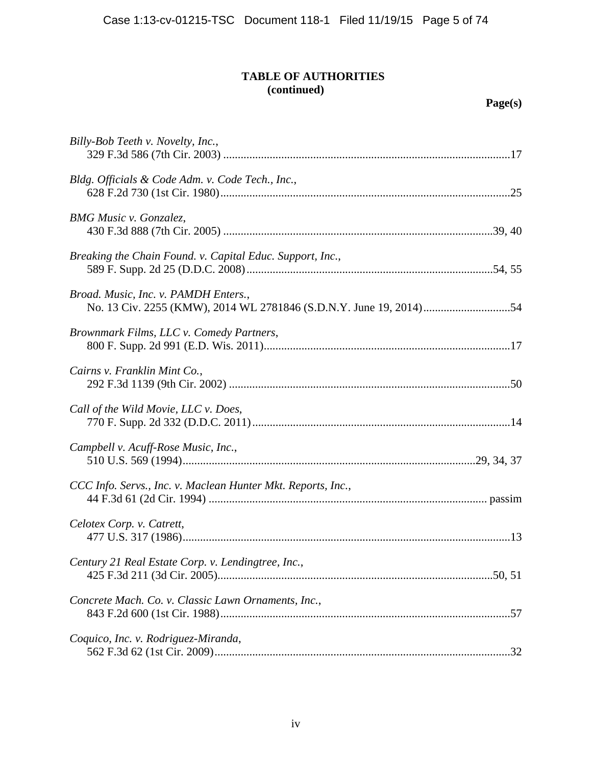**TABLE OF AUTHORITIES (continued)**

**Page(s)**

*Billy-Bob Teeth v. Novelty, Inc.*,
329 F.3d 586 (7th Cir. 2003) ....................................................................................................17

*Bldg. Officials & Code Adm. v. Code Tech., Inc.*,
628 F.2d 730 (1st Cir. 1980)....................................................................................................25

*BMG Music v. Gonzalez*,
430 F.3d 888 (7th Cir. 2005) .............................................................................................39, 40

*Breaking the Chain Found. v. Capital Educ. Support, Inc.*,
589 F. Supp. 2d 25 (D.D.C. 2008).....................................................................................54, 55

*Broad. Music, Inc. v. PAMDH Enters.*,
No. 13 Civ. 2255 (KMW), 2014 WL 2781846 (S.D.N.Y. June 19, 2014)..............................54

*Brownmark Films, LLC v. Comedy Partners*,
800 F. Supp. 2d 991 (E.D. Wis. 2011).....................................................................................17

*Cairns v. Franklin Mint Co.*,
292 F.3d 1139 (9th Cir. 2002) .................................................................................................50

*Call of the Wild Movie, LLC v. Does*,
770 F. Supp. 2d 332 (D.D.C. 2011).........................................................................................14

*Campbell v. Acuff-Rose Music, Inc.*,
510 U.S. 569 (1994)....................................................................................................29, 34, 37

*CCC Info. Servs., Inc. v. Maclean Hunter Mkt. Reports, Inc.*,
44 F.3d 61 (2d Cir. 1994) ................................................................................................ passim

*Celotex Corp. v. Catrett*,
477 U.S. 317 (1986).................................................................................................................13

*Century 21 Real Estate Corp. v. Lendingtree, Inc.*,
425 F.3d 211 (3d Cir. 2005)................................................................................................50, 51

*Concrete Mach. Co. v. Classic Lawn Ornaments, Inc.*,
843 F.2d 600 (1st Cir. 1988)....................................................................................................57

*Coquico, Inc. v. Rodriguez-Miranda*,
562 F.3d 62 (1st Cir. 2009)......................................................................................................32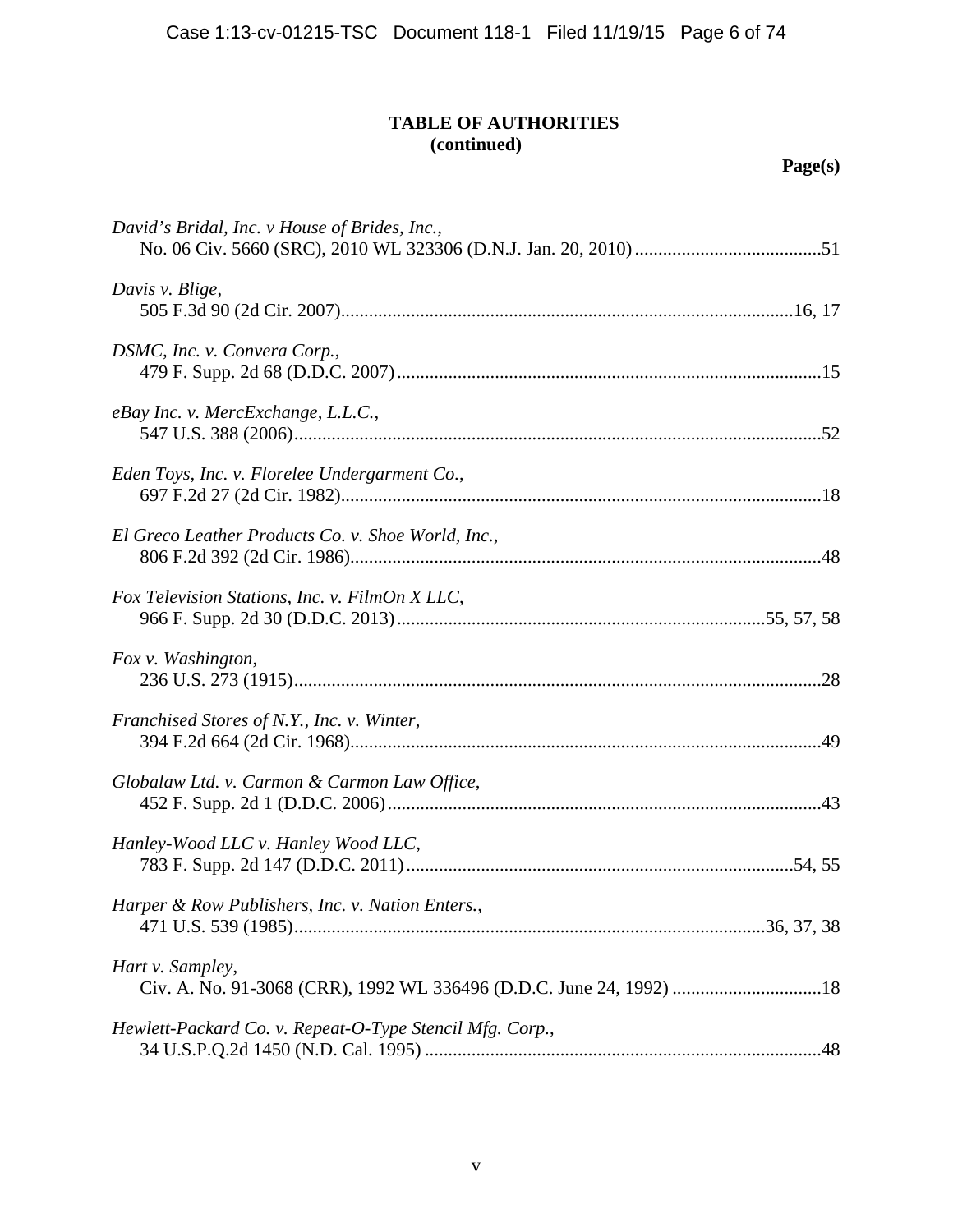**TABLE OF AUTHORITIES**
**(continued)**

**Page(s)**

*David's Bridal, Inc. v House of Brides, Inc.*,
No. 06 Civ. 5660 (SRC), 2010 WL 323306 (D.N.J. Jan. 20, 2010)........................................51

*Davis v. Blige*,
505 F.3d 90 (2d Cir. 2007)................................................................................................16, 17

*DSMC, Inc. v. Convera Corp.*,
479 F. Supp. 2d 68 (D.D.C. 2007)...........................................................................................15

*eBay Inc. v. MercExchange, L.L.C.*,
547 U.S. 388 (2006)................................................................................................................52

*Eden Toys, Inc. v. Florelee Undergarment Co.*,
697 F.2d 27 (2d Cir. 1982)......................................................................................................18

*El Greco Leather Products Co. v. Shoe World, Inc.*,
806 F.2d 392 (2d Cir. 1986)....................................................................................................48

*Fox Television Stations, Inc. v. FilmOn X LLC*,
966 F. Supp. 2d 30 (D.D.C. 2013).............................................................................55, 57, 58

*Fox v. Washington*,
236 U.S. 273 (1915)................................................................................................................28

*Franchised Stores of N.Y., Inc. v. Winter*,
394 F.2d 664 (2d Cir. 1968)....................................................................................................49

*Globalaw Ltd. v. Carmon & Carmon Law Office*,
452 F. Supp. 2d 1 (D.D.C. 2006)............................................................................................43

*Hanley-Wood LLC v. Hanley Wood LLC*,
783 F. Supp. 2d 147 (D.D.C. 2011)...................................................................................54, 55

*Harper & Row Publishers, Inc. v. Nation Enters.*,
471 U.S. 539 (1985)....................................................................................................36, 37, 38

*Hart v. Sampley*,
Civ. A. No. 91-3068 (CRR), 1992 WL 336496 (D.D.C. June 24, 1992) ................................18

*Hewlett-Packard Co. v. Repeat-O-Type Stencil Mfg. Corp.*,
34 U.S.P.Q.2d 1450 (N.D. Cal. 1995) ....................................................................................48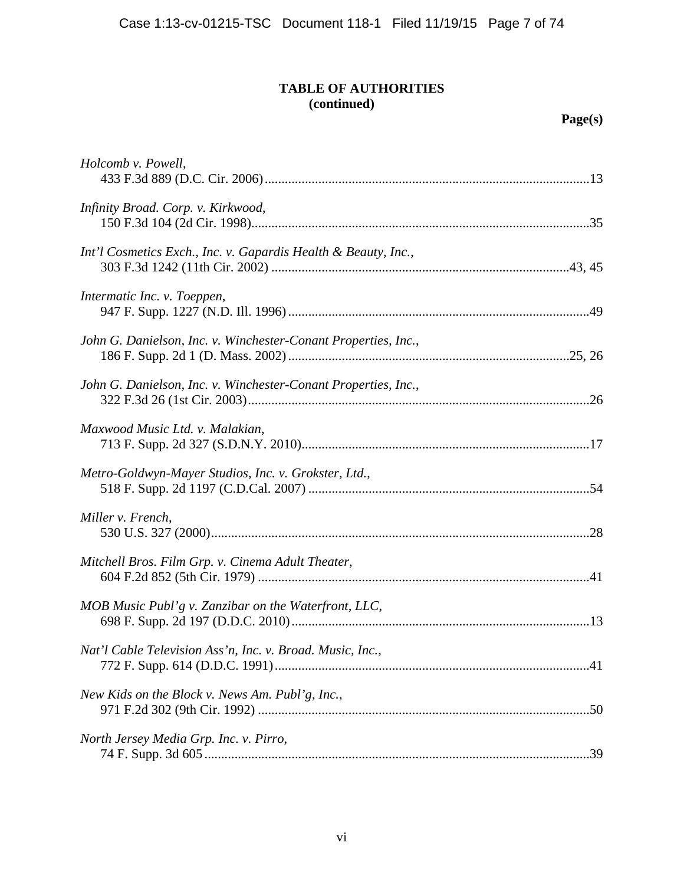**TABLE OF AUTHORITIES**
**(continued)**

**Page(s)**

*Holcomb v. Powell*,
433 F.3d 889 (D.C. Cir. 2006)....................................................................................................13

*Infinity Broad. Corp. v. Kirkwood*,
150 F.3d 104 (2d Cir. 1998)......................................................................................................35

*Int'l Cosmetics Exch., Inc. v. Gapardis Health & Beauty, Inc.*,
303 F.3d 1242 (11th Cir. 2002) ..........................................................................................43, 45

*Intermatic Inc. v. Toeppen*,
947 F. Supp. 1227 (N.D. Ill. 1996)...........................................................................................49

*John G. Danielson, Inc. v. Winchester-Conant Properties, Inc.*,
186 F. Supp. 2d 1 (D. Mass. 2002)......................................................................................25, 26

*John G. Danielson, Inc. v. Winchester-Conant Properties, Inc.*,
322 F.3d 26 (1st Cir. 2003)........................................................................................................26

*Maxwood Music Ltd. v. Malakian*,
713 F. Supp. 2d 327 (S.D.N.Y. 2010).......................................................................................17

*Metro-Goldwyn-Mayer Studios, Inc. v. Grokster, Ltd.*,
518 F. Supp. 2d 1197 (C.D.Cal. 2007) .....................................................................................54

*Miller v. French*,
530 U.S. 327 (2000)...................................................................................................................28

*Mitchell Bros. Film Grp. v. Cinema Adult Theater*,
604 F.2d 852 (5th Cir. 1979) .....................................................................................................41

*MOB Music Publ'g v. Zanzibar on the Waterfront, LLC*,
698 F. Supp. 2d 197 (D.D.C. 2010)..........................................................................................13

*Nat'l Cable Television Ass'n, Inc. v. Broad. Music, Inc.*,
772 F. Supp. 614 (D.D.C. 1991)...............................................................................................41

*New Kids on the Block v. News Am. Publ'g, Inc.*,
971 F.2d 302 (9th Cir. 1992) .....................................................................................................50

*North Jersey Media Grp. Inc. v. Pirro*,
74 F. Supp. 3d 605......................................................................................................................39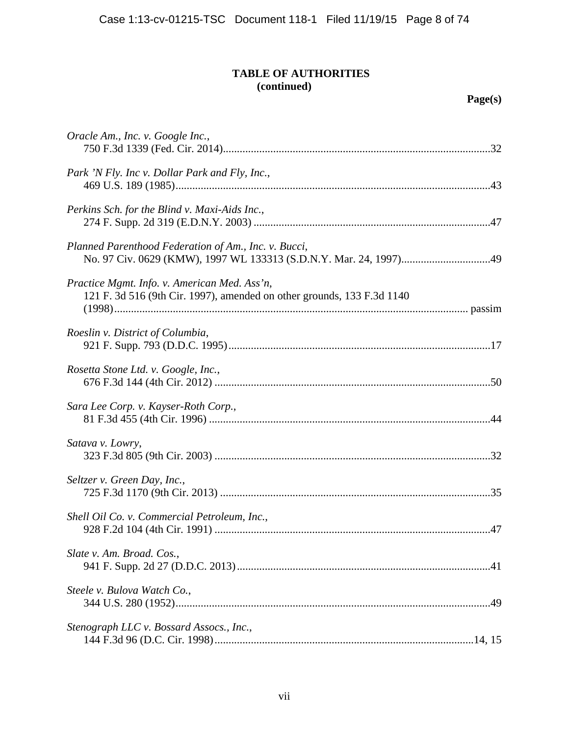**TABLE OF AUTHORITIES**
**(continued)**

**Page(s)**

*Oracle Am., Inc. v. Google Inc.*,
750 F.3d 1339 (Fed. Cir. 2014)....................................................................................................32

*Park 'N Fly. Inc v. Dollar Park and Fly, Inc.*,
469 U.S. 189 (1985)....................................................................................................................43

*Perkins Sch. for the Blind v. Maxi-Aids Inc.*,
274 F. Supp. 2d 319 (E.D.N.Y. 2003) .......................................................................................47

*Planned Parenthood Federation of Am., Inc. v. Bucci*,
No. 97 Civ. 0629 (KMW), 1997 WL 133313 (S.D.N.Y. Mar. 24, 1997)...............................49

*Practice Mgmt. Info. v. American Med. Ass'n*,
121 F. 3d 516 (9th Cir. 1997), amended on other grounds, 133 F.3d 1140 (1998)............................................................................................................................. passim

*Roeslin v. District of Columbia*,
921 F. Supp. 793 (D.D.C. 1995)................................................................................................17

*Rosetta Stone Ltd. v. Google, Inc.*,
676 F.3d 144 (4th Cir. 2012) .....................................................................................................50

*Sara Lee Corp. v. Kayser-Roth Corp.*,
81 F.3d 455 (4th Cir. 1996) .......................................................................................................44

*Satava v. Lowry*,
323 F.3d 805 (9th Cir. 2003) .....................................................................................................32

*Seltzer v. Green Day, Inc.*,
725 F.3d 1170 (9th Cir. 2013) ...................................................................................................35

*Shell Oil Co. v. Commercial Petroleum, Inc.*,
928 F.2d 104 (4th Cir. 1991) .....................................................................................................47

*Slate v. Am. Broad. Cos.*,
941 F. Supp. 2d 27 (D.D.C. 2013).............................................................................................41

*Steele v. Bulova Watch Co.*,
344 U.S. 280 (1952)....................................................................................................................49

*Stenograph LLC v. Bossard Assocs., Inc.*,
144 F.3d 96 (D.C. Cir. 1998)...............................................................................................14, 15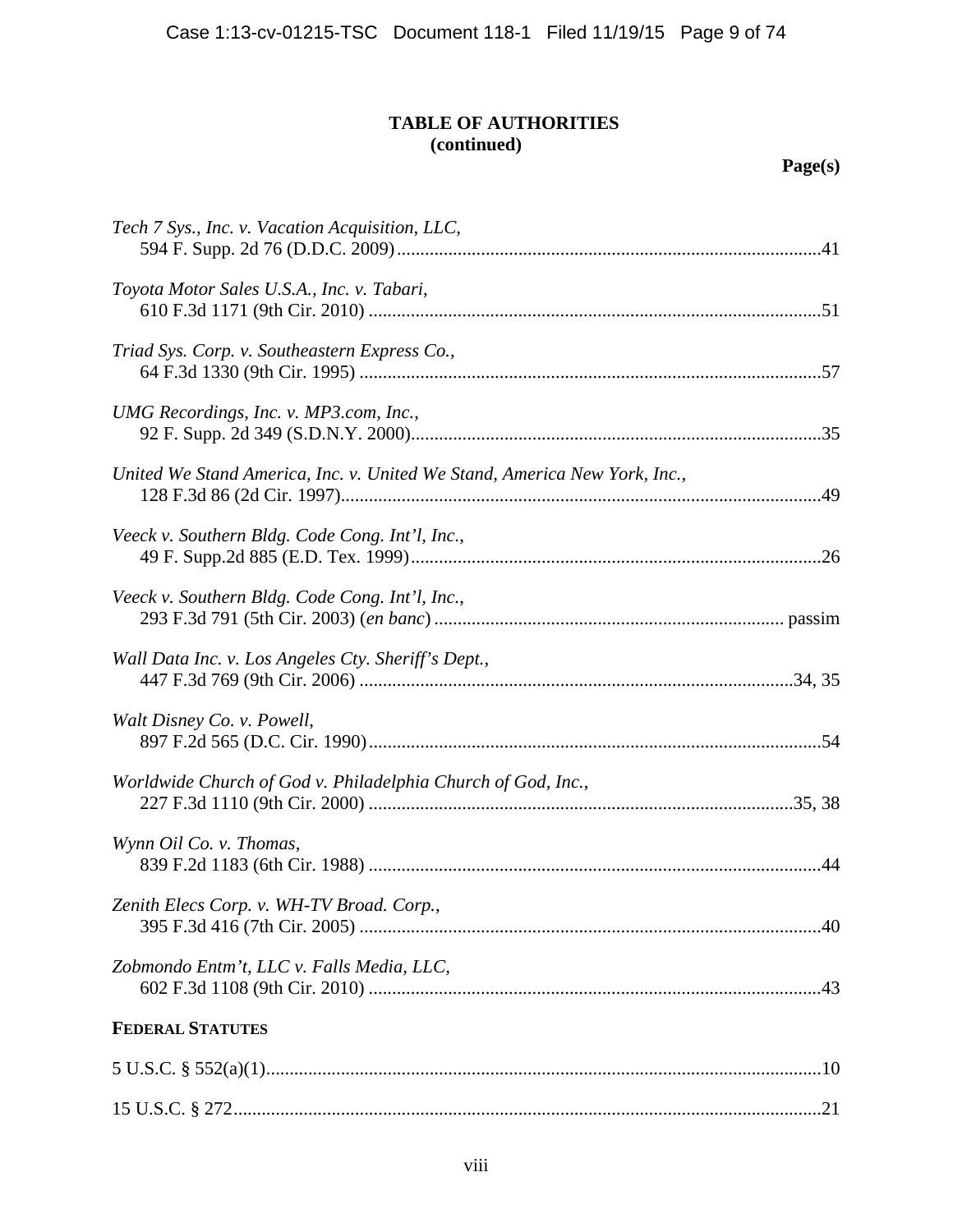## TABLE OF AUTHORITIES (continued)

**Page(s)**

*Tech 7 Sys., Inc. v. Vacation Acquisition, LLC*,
594 F. Supp. 2d 76 (D.D.C. 2009) .......... 41

*Toyota Motor Sales U.S.A., Inc. v. Tabari*,
610 F.3d 1171 (9th Cir. 2010) .......... 51

*Triad Sys. Corp. v. Southeastern Express Co.*,
64 F.3d 1330 (9th Cir. 1995) .......... 57

*UMG Recordings, Inc. v. MP3.com, Inc.*,
92 F. Supp. 2d 349 (S.D.N.Y. 2000) .......... 35

*United We Stand America, Inc. v. United We Stand, America New York, Inc.*,
128 F.3d 86 (2d Cir. 1997) .......... 49

*Veeck v. Southern Bldg. Code Cong. Int'l, Inc.*,
49 F. Supp.2d 885 (E.D. Tex. 1999) .......... 26

*Veeck v. Southern Bldg. Code Cong. Int'l, Inc.*,
293 F.3d 791 (5th Cir. 2003) (*en banc*) .......... passim

*Wall Data Inc. v. Los Angeles Cty. Sheriff's Dept.*,
447 F.3d 769 (9th Cir. 2006) .......... 34, 35

*Walt Disney Co. v. Powell*,
897 F.2d 565 (D.C. Cir. 1990) .......... 54

*Worldwide Church of God v. Philadelphia Church of God, Inc.*,
227 F.3d 1110 (9th Cir. 2000) .......... 35, 38

*Wynn Oil Co. v. Thomas*,
839 F.2d 1183 (6th Cir. 1988) .......... 44

*Zenith Elecs Corp. v. WH-TV Broad. Corp.*,
395 F.3d 416 (7th Cir. 2005) .......... 40

*Zobmondo Entm't, LLC v. Falls Media, LLC*,
602 F.3d 1108 (9th Cir. 2010) .......... 43

**FEDERAL STATUTES**

5 U.S.C. § 552(a)(1) .......... 10

15 U.S.C. § 272 .......... 21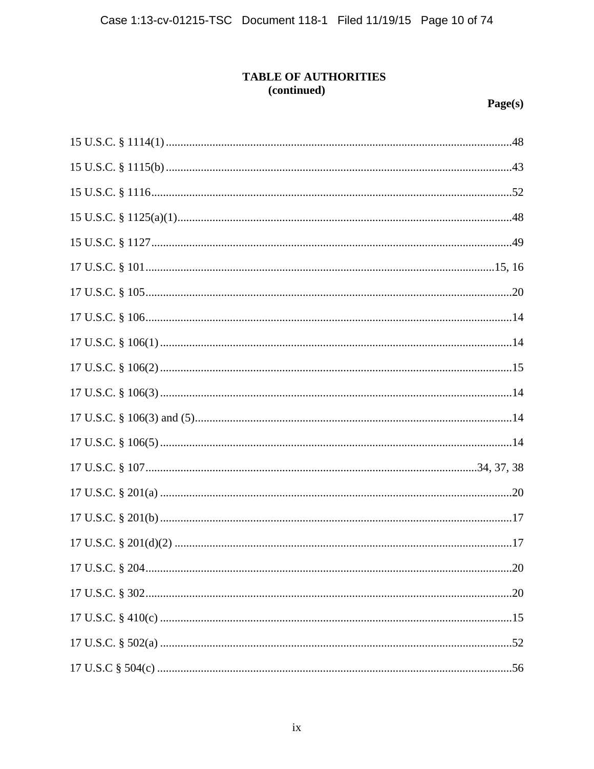# TABLE OF AUTHORITIES
**(continued)**

| | Page(s) |
|---|---|
| 15 U.S.C. § 1114(1) | 48 |
| 15 U.S.C. § 1115(b) | 43 |
| 15 U.S.C. § 1116 | 52 |
| 15 U.S.C. § 1125(a)(1) | 48 |
| 15 U.S.C. § 1127 | 49 |
| 17 U.S.C. § 101 | 15, 16 |
| 17 U.S.C. § 105 | 20 |
| 17 U.S.C. § 106 | 14 |
| 17 U.S.C. § 106(1) | 14 |
| 17 U.S.C. § 106(2) | 15 |
| 17 U.S.C. § 106(3) | 14 |
| 17 U.S.C. § 106(3) and (5) | 14 |
| 17 U.S.C. § 106(5) | 14 |
| 17 U.S.C. § 107 | 34, 37, 38 |
| 17 U.S.C. § 201(a) | 20 |
| 17 U.S.C. § 201(b) | 17 |
| 17 U.S.C. § 201(d)(2) | 17 |
| 17 U.S.C. § 204 | 20 |
| 17 U.S.C. § 302 | 20 |
| 17 U.S.C. § 410(c) | 15 |
| 17 U.S.C. § 502(a) | 52 |
| 17 U.S.C § 504(c) | 56 |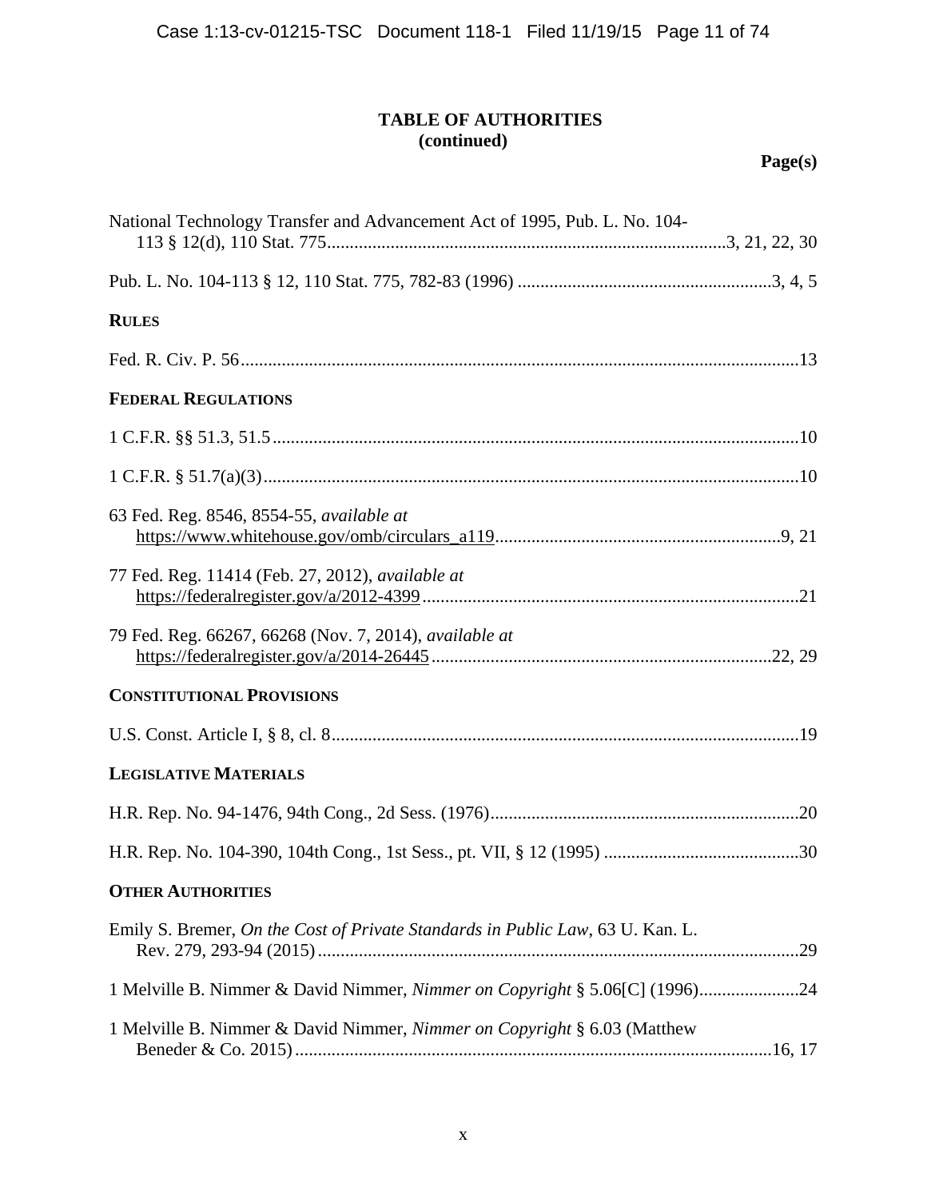## TABLE OF AUTHORITIES (continued)

**Page(s)**

National Technology Transfer and Advancement Act of 1995, Pub. L. No. 104-113 § 12(d), 110 Stat. 775........................................................................................3, 21, 22, 30

Pub. L. No. 104-113 § 12, 110 Stat. 775, 782-83 (1996) ........................................................3, 4, 5

**RULES**

Fed. R. Civ. P. 56..........................................................................................................................13

**FEDERAL REGULATIONS**

1 C.F.R. §§ 51.3, 51.5...................................................................................................................10

1 C.F.R. § 51.7(a)(3).....................................................................................................................10

63 Fed. Reg. 8546, 8554-55, *available at* https://www.whitehouse.gov/omb/circulars_a119...............................................................9, 21

77 Fed. Reg. 11414 (Feb. 27, 2012), *available at* https://federalregister.gov/a/2012-4399..................................................................................21

79 Fed. Reg. 66267, 66268 (Nov. 7, 2014), *available at* https://federalregister.gov/a/2014-26445...........................................................................22, 29

**CONSTITUTIONAL PROVISIONS**

U.S. Const. Article I, § 8, cl. 8.......................................................................................................19

**LEGISLATIVE MATERIALS**

H.R. Rep. No. 94-1476, 94th Cong., 2d Sess. (1976)....................................................................20

H.R. Rep. No. 104-390, 104th Cong., 1st Sess., pt. VII, § 12 (1995) ...........................................30

**OTHER AUTHORITIES**

Emily S. Bremer, *On the Cost of Private Standards in Public Law*, 63 U. Kan. L. Rev. 279, 293-94 (2015)..........................................................................................................29

1 Melville B. Nimmer & David Nimmer, *Nimmer on Copyright* § 5.06[C] (1996)......................24

1 Melville B. Nimmer & David Nimmer, *Nimmer on Copyright* § 6.03 (Matthew Beneder & Co. 2015)........................................................................................................16, 17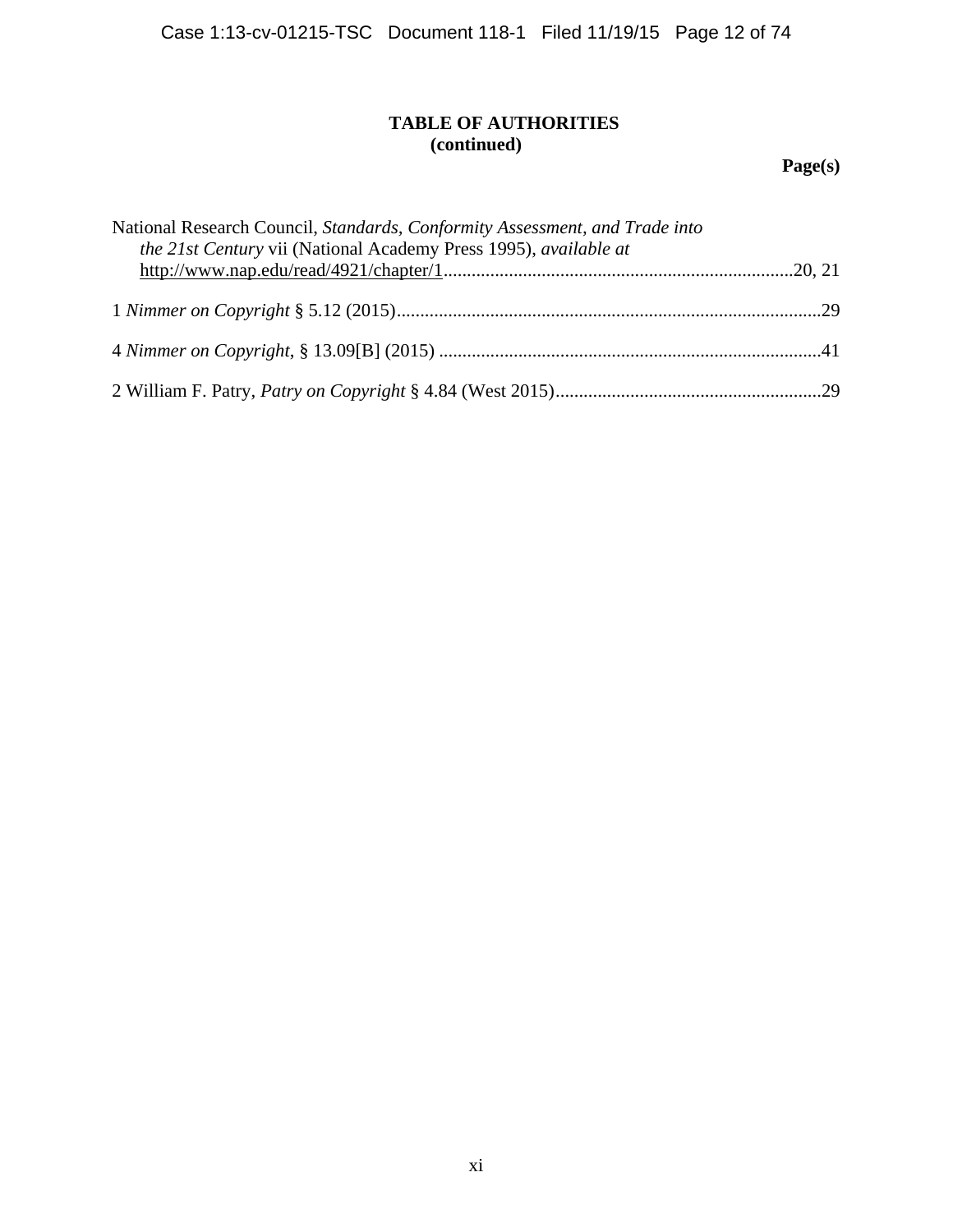**TABLE OF AUTHORITIES**
**(continued)**

**Page(s)**

National Research Council, *Standards, Conformity Assessment, and Trade into the 21st Century* vii (National Academy Press 1995), *available at* http://www.nap.edu/read/4921/chapter/1 ........................................ 20, 21

1 *Nimmer on Copyright* § 5.12 (2015) ........................................ 29

4 *Nimmer on Copyright*, § 13.09[B] (2015) ........................................ 41

2 William F. Patry, *Patry on Copyright* § 4.84 (West 2015) ........................................ 29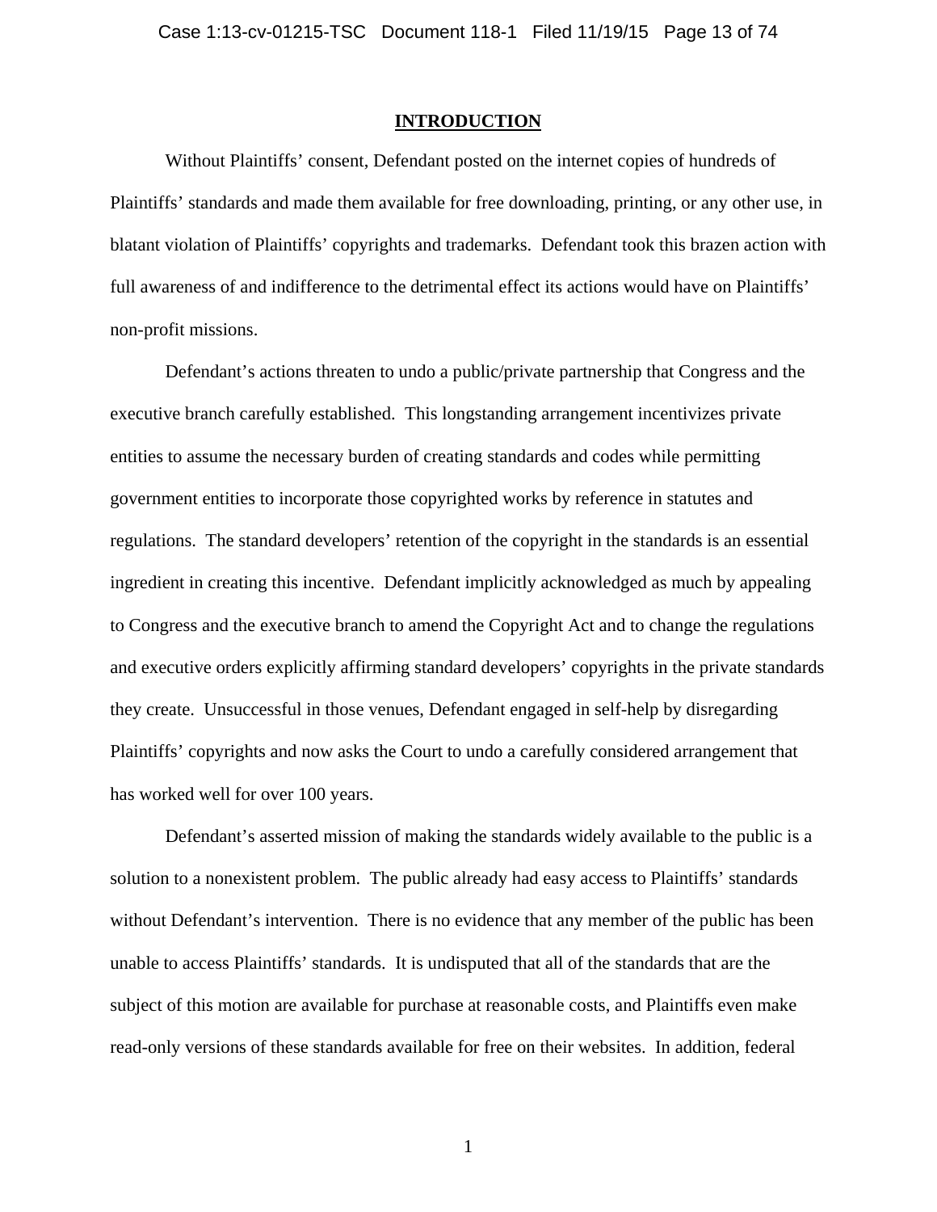## INTRODUCTION

Without Plaintiffs' consent, Defendant posted on the internet copies of hundreds of Plaintiffs' standards and made them available for free downloading, printing, or any other use, in blatant violation of Plaintiffs' copyrights and trademarks. Defendant took this brazen action with full awareness of and indifference to the detrimental effect its actions would have on Plaintiffs' non-profit missions.

Defendant's actions threaten to undo a public/private partnership that Congress and the executive branch carefully established. This longstanding arrangement incentivizes private entities to assume the necessary burden of creating standards and codes while permitting government entities to incorporate those copyrighted works by reference in statutes and regulations. The standard developers' retention of the copyright in the standards is an essential ingredient in creating this incentive. Defendant implicitly acknowledged as much by appealing to Congress and the executive branch to amend the Copyright Act and to change the regulations and executive orders explicitly affirming standard developers' copyrights in the private standards they create. Unsuccessful in those venues, Defendant engaged in self-help by disregarding Plaintiffs' copyrights and now asks the Court to undo a carefully considered arrangement that has worked well for over 100 years.

Defendant's asserted mission of making the standards widely available to the public is a solution to a nonexistent problem. The public already had easy access to Plaintiffs' standards without Defendant's intervention. There is no evidence that any member of the public has been unable to access Plaintiffs' standards. It is undisputed that all of the standards that are the subject of this motion are available for purchase at reasonable costs, and Plaintiffs even make read-only versions of these standards available for free on their websites. In addition, federal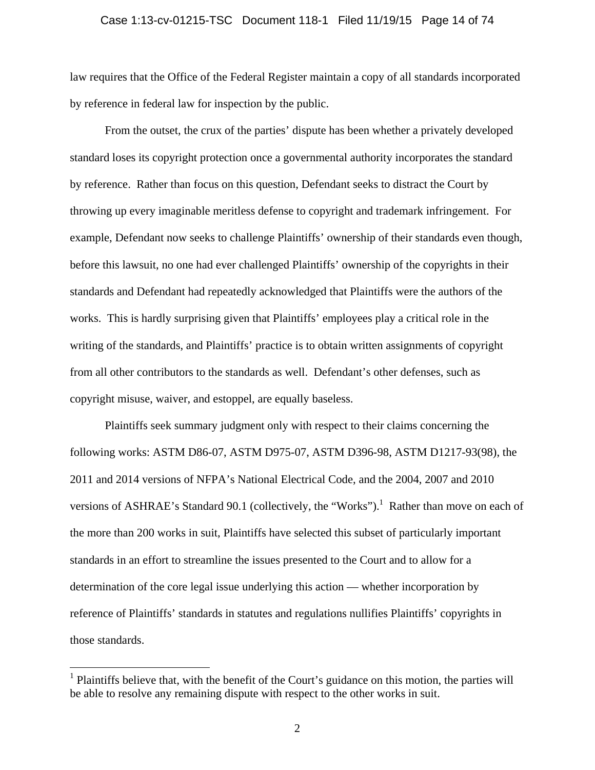law requires that the Office of the Federal Register maintain a copy of all standards incorporated by reference in federal law for inspection by the public.

From the outset, the crux of the parties' dispute has been whether a privately developed standard loses its copyright protection once a governmental authority incorporates the standard by reference. Rather than focus on this question, Defendant seeks to distract the Court by throwing up every imaginable meritless defense to copyright and trademark infringement. For example, Defendant now seeks to challenge Plaintiffs' ownership of their standards even though, before this lawsuit, no one had ever challenged Plaintiffs' ownership of the copyrights in their standards and Defendant had repeatedly acknowledged that Plaintiffs were the authors of the works. This is hardly surprising given that Plaintiffs' employees play a critical role in the writing of the standards, and Plaintiffs' practice is to obtain written assignments of copyright from all other contributors to the standards as well. Defendant's other defenses, such as copyright misuse, waiver, and estoppel, are equally baseless.

Plaintiffs seek summary judgment only with respect to their claims concerning the following works: ASTM D86-07, ASTM D975-07, ASTM D396-98, ASTM D1217-93(98), the 2011 and 2014 versions of NFPA's National Electrical Code, and the 2004, 2007 and 2010 versions of ASHRAE's Standard 90.1 (collectively, the "Works").[1] Rather than move on each of the more than 200 works in suit, Plaintiffs have selected this subset of particularly important standards in an effort to streamline the issues presented to the Court and to allow for a determination of the core legal issue underlying this action — whether incorporation by reference of Plaintiffs' standards in statutes and regulations nullifies Plaintiffs' copyrights in those standards.

[1] Plaintiffs believe that, with the benefit of the Court's guidance on this motion, the parties will be able to resolve any remaining dispute with respect to the other works in suit.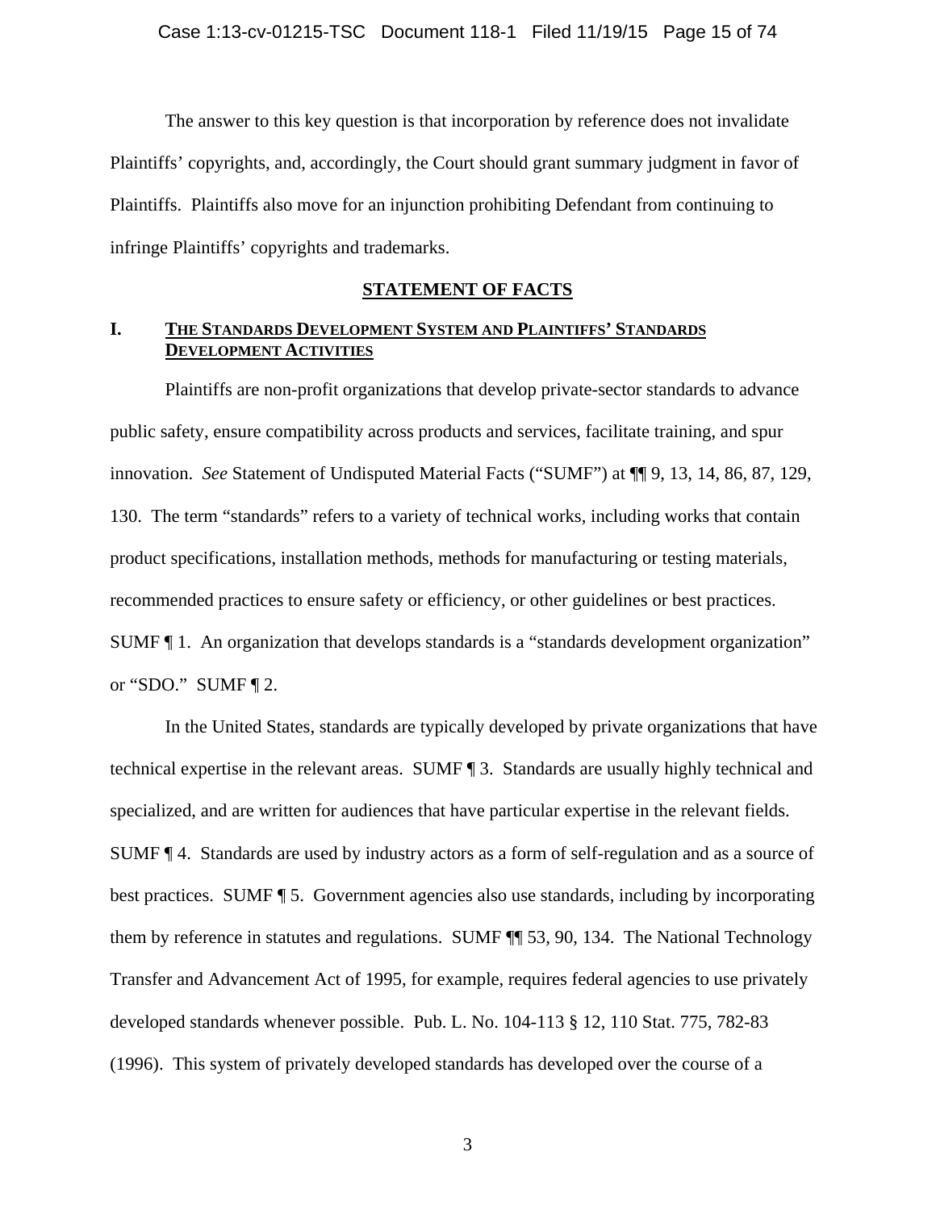The answer to this key question is that incorporation by reference does not invalidate Plaintiffs' copyrights, and, accordingly, the Court should grant summary judgment in favor of Plaintiffs. Plaintiffs also move for an injunction prohibiting Defendant from continuing to infringe Plaintiffs' copyrights and trademarks.

## STATEMENT OF FACTS

### I. THE STANDARDS DEVELOPMENT SYSTEM AND PLAINTIFFS' STANDARDS DEVELOPMENT ACTIVITIES

Plaintiffs are non-profit organizations that develop private-sector standards to advance public safety, ensure compatibility across products and services, facilitate training, and spur innovation. *See* Statement of Undisputed Material Facts ("SUMF") at ¶¶ 9, 13, 14, 86, 87, 129, 130. The term "standards" refers to a variety of technical works, including works that contain product specifications, installation methods, methods for manufacturing or testing materials, recommended practices to ensure safety or efficiency, or other guidelines or best practices. SUMF ¶ 1. An organization that develops standards is a "standards development organization" or "SDO." SUMF ¶ 2.

In the United States, standards are typically developed by private organizations that have technical expertise in the relevant areas. SUMF ¶ 3. Standards are usually highly technical and specialized, and are written for audiences that have particular expertise in the relevant fields. SUMF ¶ 4. Standards are used by industry actors as a form of self-regulation and as a source of best practices. SUMF ¶ 5. Government agencies also use standards, including by incorporating them by reference in statutes and regulations. SUMF ¶¶ 53, 90, 134. The National Technology Transfer and Advancement Act of 1995, for example, requires federal agencies to use privately developed standards whenever possible. Pub. L. No. 104-113 § 12, 110 Stat. 775, 782-83 (1996). This system of privately developed standards has developed over the course of a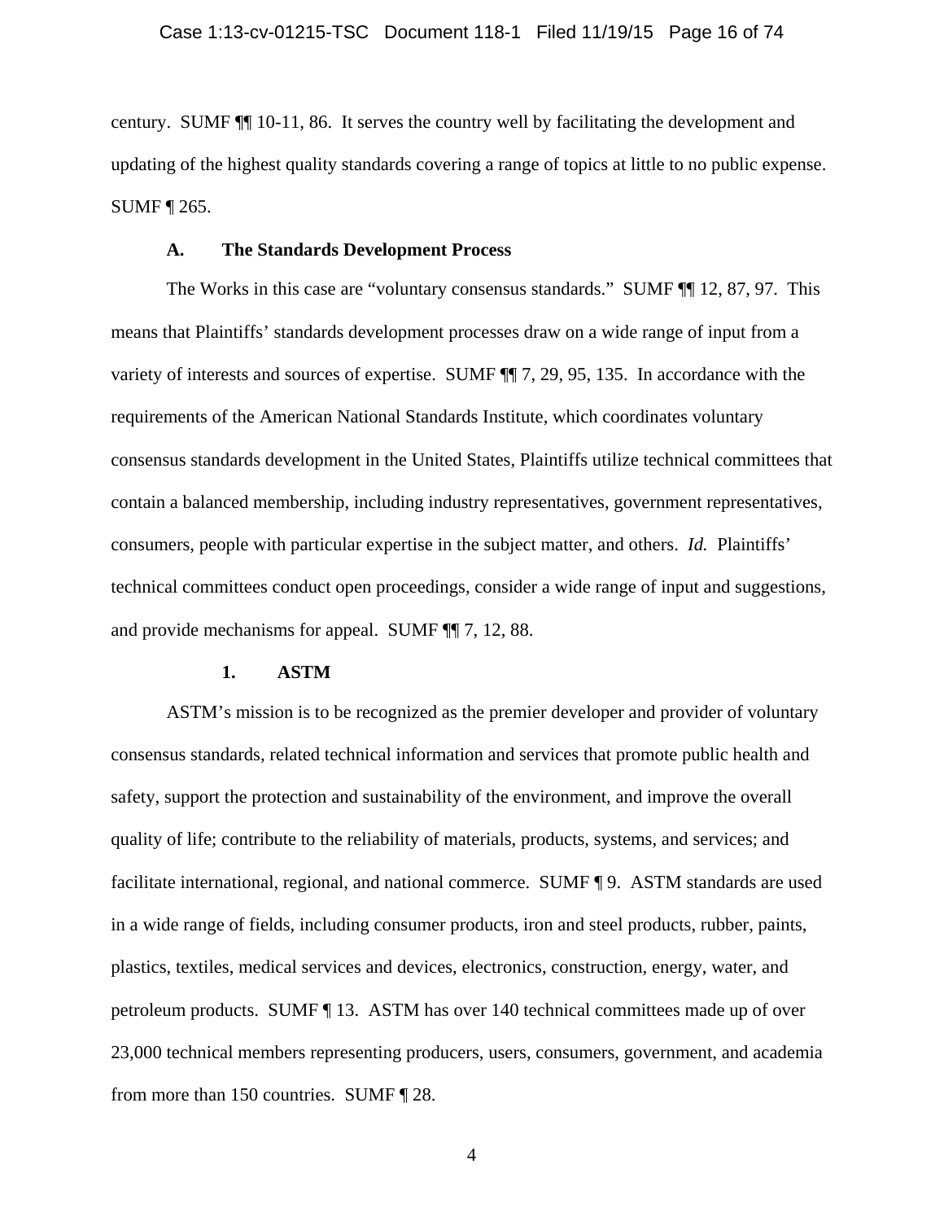century. SUMF ¶¶ 10-11, 86. It serves the country well by facilitating the development and updating of the highest quality standards covering a range of topics at little to no public expense. SUMF ¶ 265.

### A. The Standards Development Process

The Works in this case are "voluntary consensus standards." SUMF ¶¶ 12, 87, 97. This means that Plaintiffs' standards development processes draw on a wide range of input from a variety of interests and sources of expertise. SUMF ¶¶ 7, 29, 95, 135. In accordance with the requirements of the American National Standards Institute, which coordinates voluntary consensus standards development in the United States, Plaintiffs utilize technical committees that contain a balanced membership, including industry representatives, government representatives, consumers, people with particular expertise in the subject matter, and others. *Id.* Plaintiffs' technical committees conduct open proceedings, consider a wide range of input and suggestions, and provide mechanisms for appeal. SUMF ¶¶ 7, 12, 88.

#### 1. ASTM

ASTM's mission is to be recognized as the premier developer and provider of voluntary consensus standards, related technical information and services that promote public health and safety, support the protection and sustainability of the environment, and improve the overall quality of life; contribute to the reliability of materials, products, systems, and services; and facilitate international, regional, and national commerce. SUMF ¶ 9. ASTM standards are used in a wide range of fields, including consumer products, iron and steel products, rubber, paints, plastics, textiles, medical services and devices, electronics, construction, energy, water, and petroleum products. SUMF ¶ 13. ASTM has over 140 technical committees made up of over 23,000 technical members representing producers, users, consumers, government, and academia from more than 150 countries. SUMF ¶ 28.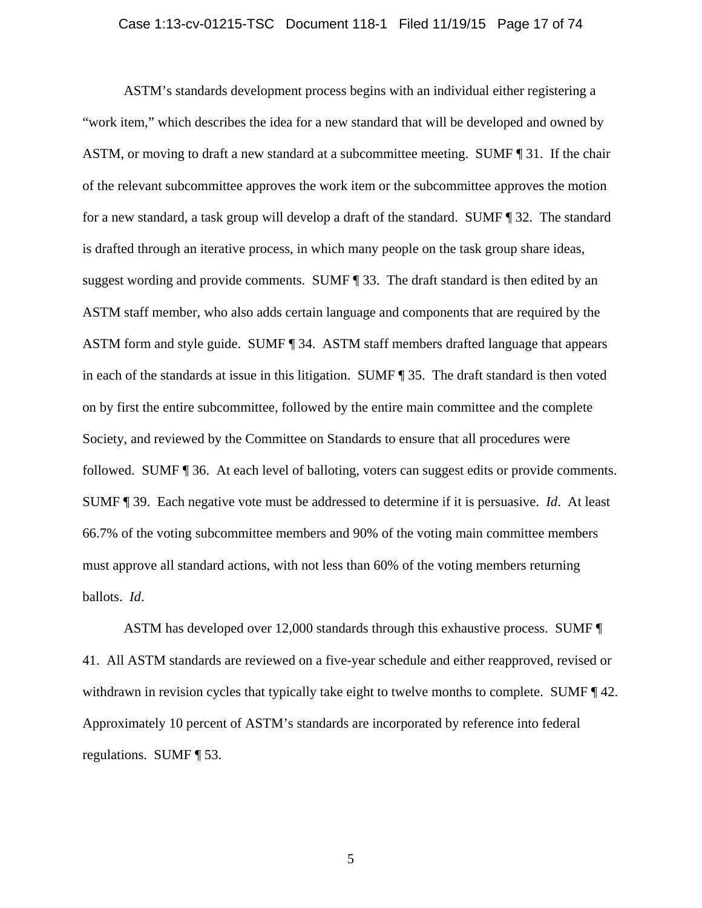ASTM's standards development process begins with an individual either registering a "work item," which describes the idea for a new standard that will be developed and owned by ASTM, or moving to draft a new standard at a subcommittee meeting. SUMF ¶ 31. If the chair of the relevant subcommittee approves the work item or the subcommittee approves the motion for a new standard, a task group will develop a draft of the standard. SUMF ¶ 32. The standard is drafted through an iterative process, in which many people on the task group share ideas, suggest wording and provide comments. SUMF ¶ 33. The draft standard is then edited by an ASTM staff member, who also adds certain language and components that are required by the ASTM form and style guide. SUMF ¶ 34. ASTM staff members drafted language that appears in each of the standards at issue in this litigation. SUMF ¶ 35. The draft standard is then voted on by first the entire subcommittee, followed by the entire main committee and the complete Society, and reviewed by the Committee on Standards to ensure that all procedures were followed. SUMF ¶ 36. At each level of balloting, voters can suggest edits or provide comments. SUMF ¶ 39. Each negative vote must be addressed to determine if it is persuasive. *Id*. At least 66.7% of the voting subcommittee members and 90% of the voting main committee members must approve all standard actions, with not less than 60% of the voting members returning ballots. *Id*.

ASTM has developed over 12,000 standards through this exhaustive process. SUMF ¶ 41. All ASTM standards are reviewed on a five-year schedule and either reapproved, revised or withdrawn in revision cycles that typically take eight to twelve months to complete. SUMF ¶ 42. Approximately 10 percent of ASTM's standards are incorporated by reference into federal regulations. SUMF ¶ 53.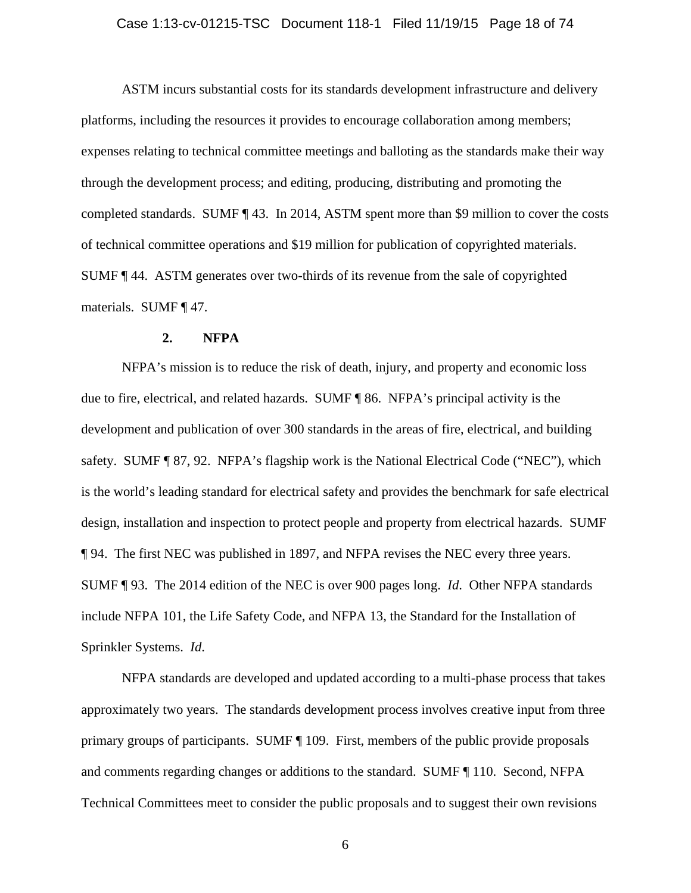ASTM incurs substantial costs for its standards development infrastructure and delivery platforms, including the resources it provides to encourage collaboration among members; expenses relating to technical committee meetings and balloting as the standards make their way through the development process; and editing, producing, distributing and promoting the completed standards. SUMF ¶ 43. In 2014, ASTM spent more than $9 million to cover the costs of technical committee operations and $19 million for publication of copyrighted materials. SUMF ¶ 44. ASTM generates over two-thirds of its revenue from the sale of copyrighted materials. SUMF ¶ 47.

### 2. NFPA

NFPA's mission is to reduce the risk of death, injury, and property and economic loss due to fire, electrical, and related hazards. SUMF ¶ 86. NFPA's principal activity is the development and publication of over 300 standards in the areas of fire, electrical, and building safety. SUMF ¶ 87, 92. NFPA's flagship work is the National Electrical Code ("NEC"), which is the world's leading standard for electrical safety and provides the benchmark for safe electrical design, installation and inspection to protect people and property from electrical hazards. SUMF ¶ 94. The first NEC was published in 1897, and NFPA revises the NEC every three years. SUMF ¶ 93. The 2014 edition of the NEC is over 900 pages long. *Id.* Other NFPA standards include NFPA 101, the Life Safety Code, and NFPA 13, the Standard for the Installation of Sprinkler Systems. *Id.*

NFPA standards are developed and updated according to a multi-phase process that takes approximately two years. The standards development process involves creative input from three primary groups of participants. SUMF ¶ 109. First, members of the public provide proposals and comments regarding changes or additions to the standard. SUMF ¶ 110. Second, NFPA Technical Committees meet to consider the public proposals and to suggest their own revisions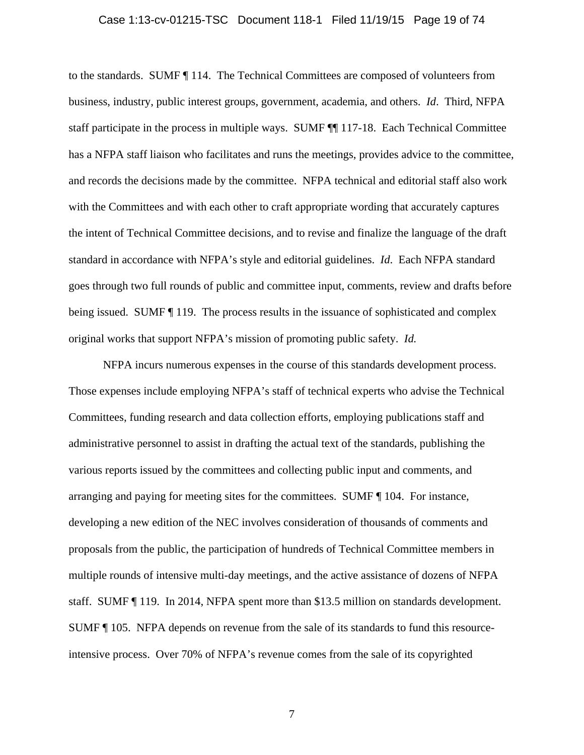to the standards. SUMF ¶ 114. The Technical Committees are composed of volunteers from business, industry, public interest groups, government, academia, and others. *Id*. Third, NFPA staff participate in the process in multiple ways. SUMF ¶¶ 117-18. Each Technical Committee has a NFPA staff liaison who facilitates and runs the meetings, provides advice to the committee, and records the decisions made by the committee. NFPA technical and editorial staff also work with the Committees and with each other to craft appropriate wording that accurately captures the intent of Technical Committee decisions, and to revise and finalize the language of the draft standard in accordance with NFPA's style and editorial guidelines. *Id*. Each NFPA standard goes through two full rounds of public and committee input, comments, review and drafts before being issued. SUMF ¶ 119. The process results in the issuance of sophisticated and complex original works that support NFPA's mission of promoting public safety. *Id.*

NFPA incurs numerous expenses in the course of this standards development process. Those expenses include employing NFPA's staff of technical experts who advise the Technical Committees, funding research and data collection efforts, employing publications staff and administrative personnel to assist in drafting the actual text of the standards, publishing the various reports issued by the committees and collecting public input and comments, and arranging and paying for meeting sites for the committees. SUMF ¶ 104. For instance, developing a new edition of the NEC involves consideration of thousands of comments and proposals from the public, the participation of hundreds of Technical Committee members in multiple rounds of intensive multi-day meetings, and the active assistance of dozens of NFPA staff. SUMF ¶ 119. In 2014, NFPA spent more than $13.5 million on standards development. SUMF ¶ 105. NFPA depends on revenue from the sale of its standards to fund this resource-intensive process. Over 70% of NFPA's revenue comes from the sale of its copyrighted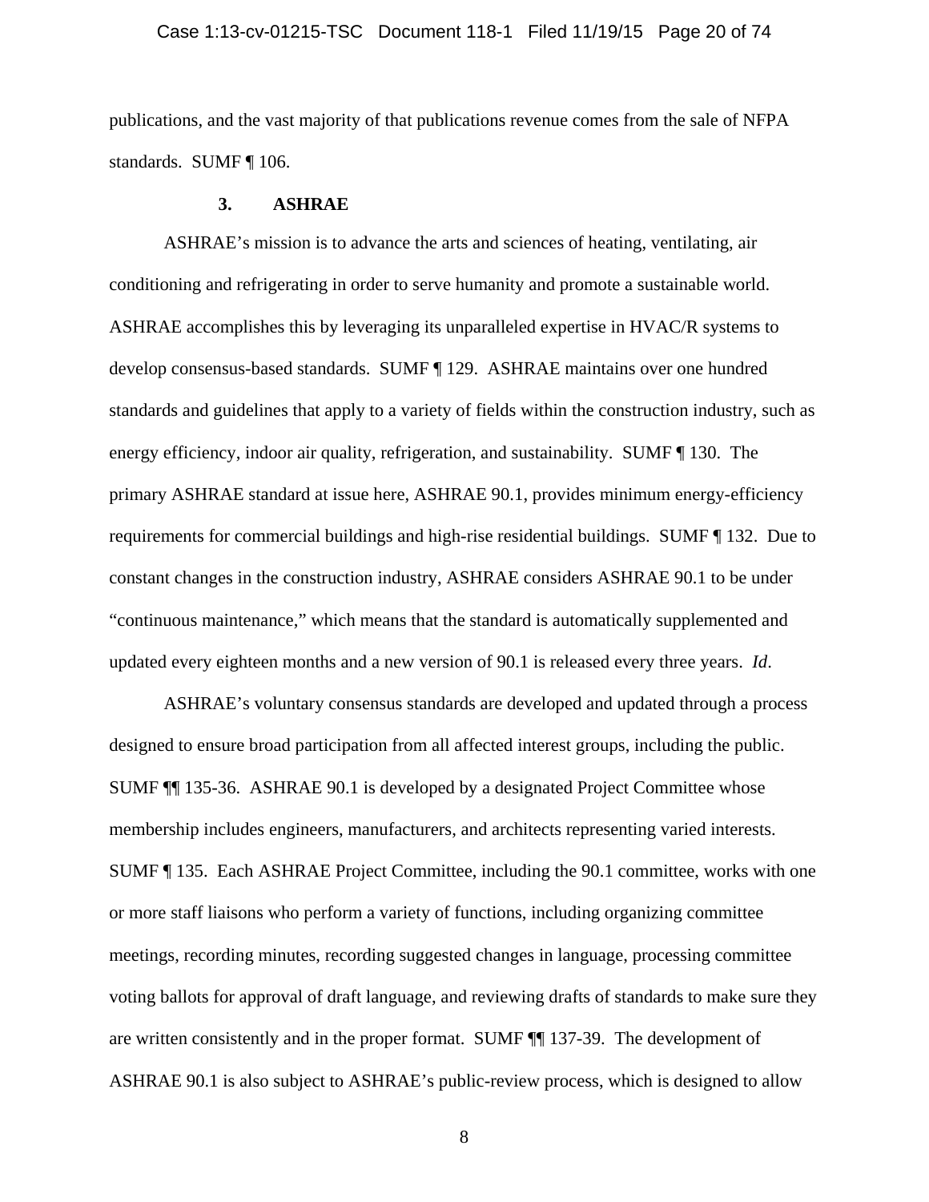publications, and the vast majority of that publications revenue comes from the sale of NFPA standards. SUMF ¶ 106.

### 3. ASHRAE

ASHRAE's mission is to advance the arts and sciences of heating, ventilating, air conditioning and refrigerating in order to serve humanity and promote a sustainable world. ASHRAE accomplishes this by leveraging its unparalleled expertise in HVAC/R systems to develop consensus-based standards. SUMF ¶ 129. ASHRAE maintains over one hundred standards and guidelines that apply to a variety of fields within the construction industry, such as energy efficiency, indoor air quality, refrigeration, and sustainability. SUMF ¶ 130. The primary ASHRAE standard at issue here, ASHRAE 90.1, provides minimum energy-efficiency requirements for commercial buildings and high-rise residential buildings. SUMF ¶ 132. Due to constant changes in the construction industry, ASHRAE considers ASHRAE 90.1 to be under "continuous maintenance," which means that the standard is automatically supplemented and updated every eighteen months and a new version of 90.1 is released every three years. *Id*.

ASHRAE's voluntary consensus standards are developed and updated through a process designed to ensure broad participation from all affected interest groups, including the public. SUMF ¶¶ 135-36. ASHRAE 90.1 is developed by a designated Project Committee whose membership includes engineers, manufacturers, and architects representing varied interests. SUMF ¶ 135. Each ASHRAE Project Committee, including the 90.1 committee, works with one or more staff liaisons who perform a variety of functions, including organizing committee meetings, recording minutes, recording suggested changes in language, processing committee voting ballots for approval of draft language, and reviewing drafts of standards to make sure they are written consistently and in the proper format. SUMF ¶¶ 137-39. The development of ASHRAE 90.1 is also subject to ASHRAE's public-review process, which is designed to allow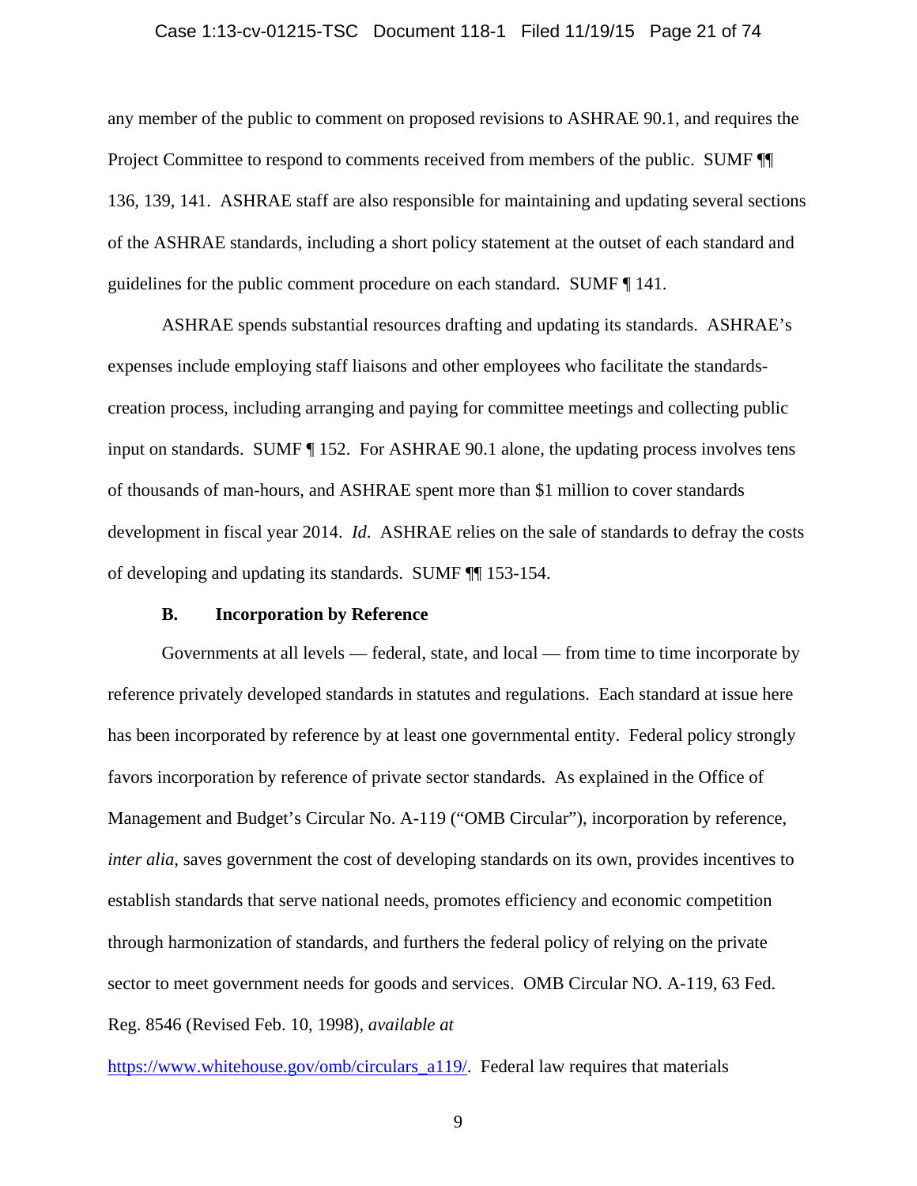any member of the public to comment on proposed revisions to ASHRAE 90.1, and requires the Project Committee to respond to comments received from members of the public. SUMF ¶¶ 136, 139, 141. ASHRAE staff are also responsible for maintaining and updating several sections of the ASHRAE standards, including a short policy statement at the outset of each standard and guidelines for the public comment procedure on each standard. SUMF ¶ 141.

ASHRAE spends substantial resources drafting and updating its standards. ASHRAE's expenses include employing staff liaisons and other employees who facilitate the standards-creation process, including arranging and paying for committee meetings and collecting public input on standards. SUMF ¶ 152. For ASHRAE 90.1 alone, the updating process involves tens of thousands of man-hours, and ASHRAE spent more than $1 million to cover standards development in fiscal year 2014. *Id.* ASHRAE relies on the sale of standards to defray the costs of developing and updating its standards. SUMF ¶¶ 153-154.

### B. Incorporation by Reference

Governments at all levels — federal, state, and local — from time to time incorporate by reference privately developed standards in statutes and regulations. Each standard at issue here has been incorporated by reference by at least one governmental entity. Federal policy strongly favors incorporation by reference of private sector standards. As explained in the Office of Management and Budget's Circular No. A-119 ("OMB Circular"), incorporation by reference, *inter alia*, saves government the cost of developing standards on its own, provides incentives to establish standards that serve national needs, promotes efficiency and economic competition through harmonization of standards, and furthers the federal policy of relying on the private sector to meet government needs for goods and services. OMB Circular NO. A-119, 63 Fed. Reg. 8546 (Revised Feb. 10, 1998), *available at* https://www.whitehouse.gov/omb/circulars_a119/. Federal law requires that materials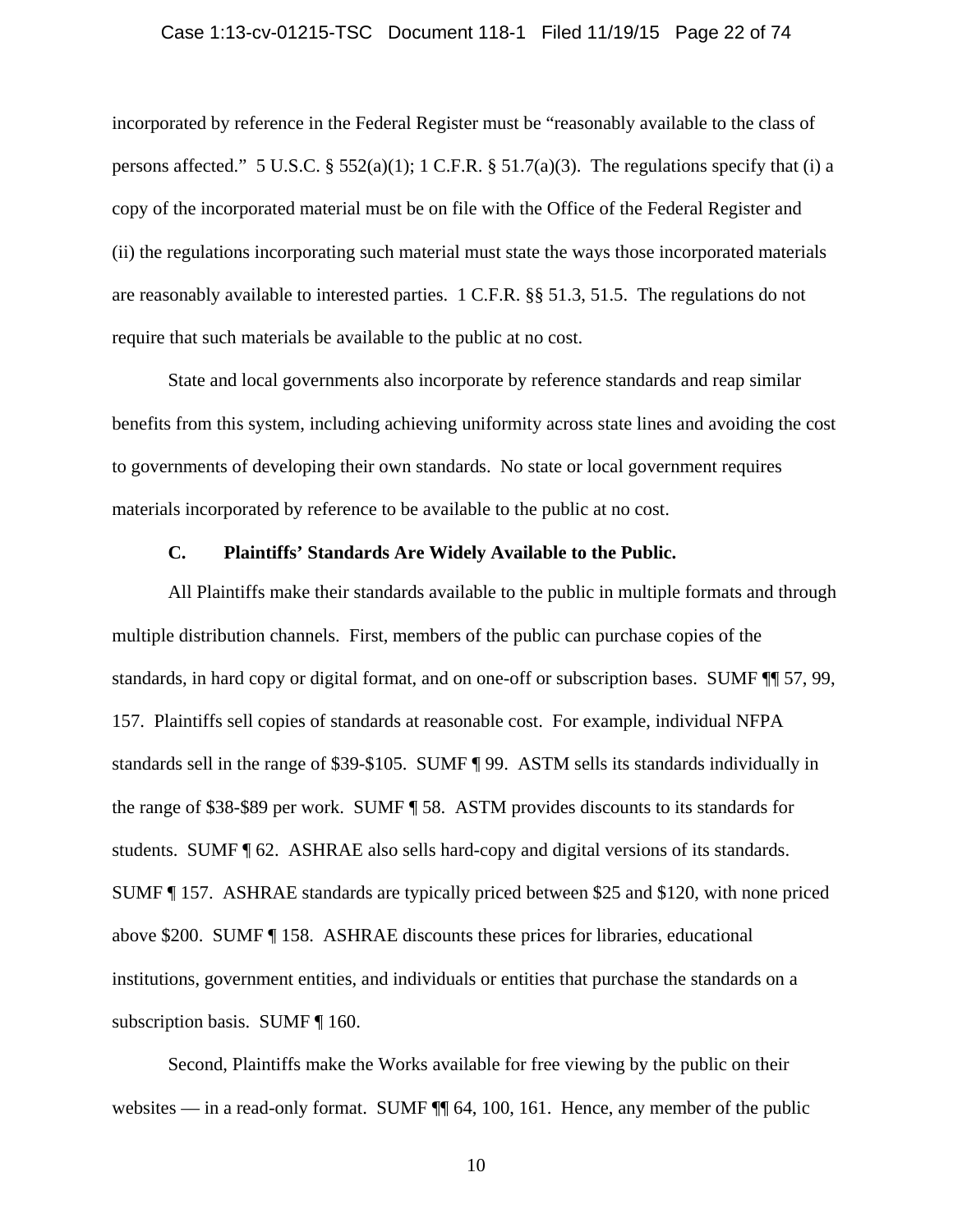incorporated by reference in the Federal Register must be "reasonably available to the class of persons affected." 5 U.S.C. § 552(a)(1); 1 C.F.R. § 51.7(a)(3). The regulations specify that (i) a copy of the incorporated material must be on file with the Office of the Federal Register and (ii) the regulations incorporating such material must state the ways those incorporated materials are reasonably available to interested parties. 1 C.F.R. §§ 51.3, 51.5. The regulations do not require that such materials be available to the public at no cost.

State and local governments also incorporate by reference standards and reap similar benefits from this system, including achieving uniformity across state lines and avoiding the cost to governments of developing their own standards. No state or local government requires materials incorporated by reference to be available to the public at no cost.

### C. Plaintiffs' Standards Are Widely Available to the Public.

All Plaintiffs make their standards available to the public in multiple formats and through multiple distribution channels. First, members of the public can purchase copies of the standards, in hard copy or digital format, and on one-off or subscription bases. SUMF ¶¶ 57, 99, 157. Plaintiffs sell copies of standards at reasonable cost. For example, individual NFPA standards sell in the range of $39-$105. SUMF ¶ 99. ASTM sells its standards individually in the range of $38-$89 per work. SUMF ¶ 58. ASTM provides discounts to its standards for students. SUMF ¶ 62. ASHRAE also sells hard-copy and digital versions of its standards. SUMF ¶ 157. ASHRAE standards are typically priced between $25 and $120, with none priced above $200. SUMF ¶ 158. ASHRAE discounts these prices for libraries, educational institutions, government entities, and individuals or entities that purchase the standards on a subscription basis. SUMF ¶ 160.

Second, Plaintiffs make the Works available for free viewing by the public on their websites — in a read-only format. SUMF ¶¶ 64, 100, 161. Hence, any member of the public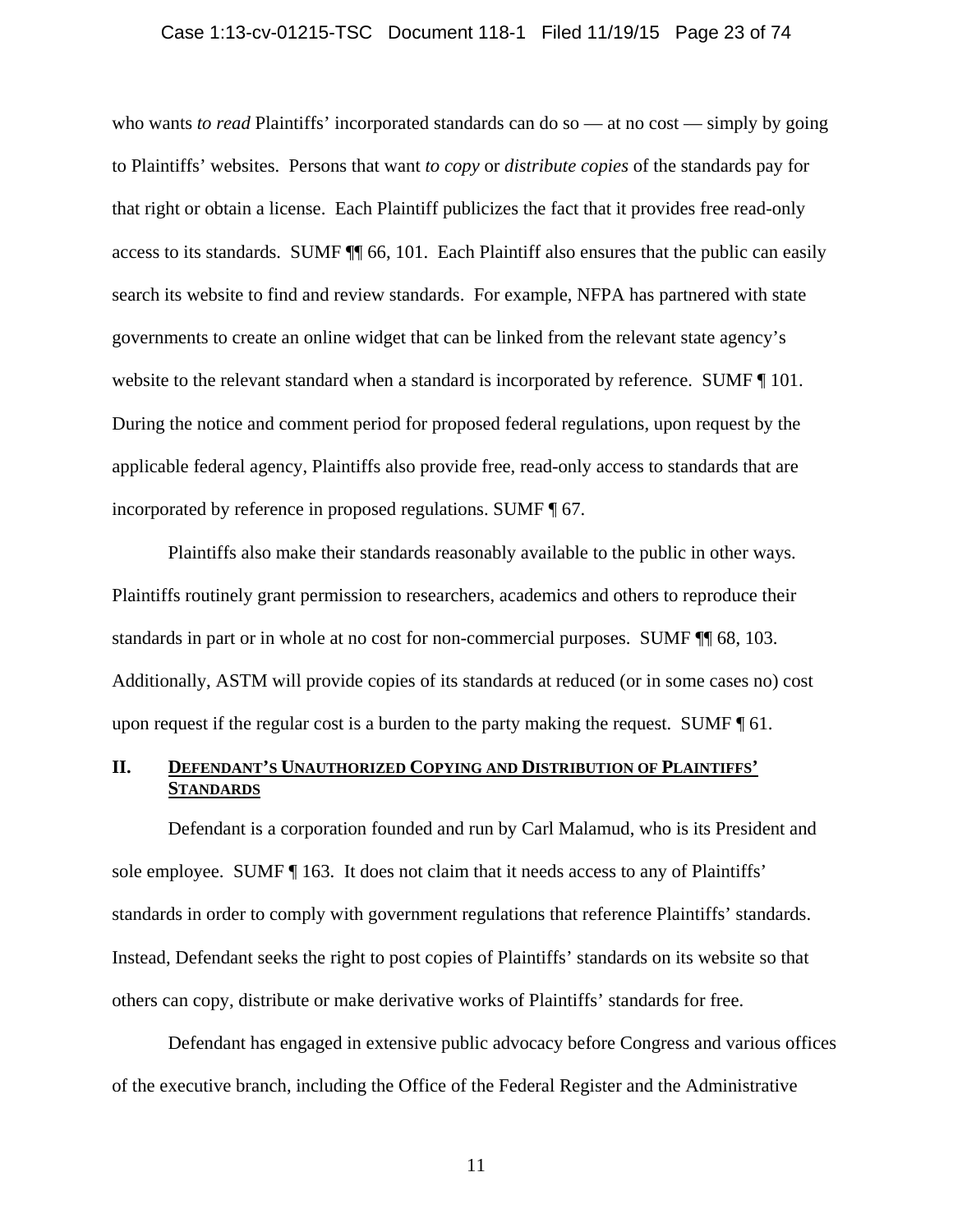who wants *to read* Plaintiffs' incorporated standards can do so — at no cost — simply by going to Plaintiffs' websites. Persons that want *to copy* or *distribute copies* of the standards pay for that right or obtain a license. Each Plaintiff publicizes the fact that it provides free read-only access to its standards. SUMF ¶¶ 66, 101. Each Plaintiff also ensures that the public can easily search its website to find and review standards. For example, NFPA has partnered with state governments to create an online widget that can be linked from the relevant state agency's website to the relevant standard when a standard is incorporated by reference. SUMF ¶ 101. During the notice and comment period for proposed federal regulations, upon request by the applicable federal agency, Plaintiffs also provide free, read-only access to standards that are incorporated by reference in proposed regulations. SUMF ¶ 67.

Plaintiffs also make their standards reasonably available to the public in other ways. Plaintiffs routinely grant permission to researchers, academics and others to reproduce their standards in part or in whole at no cost for non-commercial purposes. SUMF ¶¶ 68, 103. Additionally, ASTM will provide copies of its standards at reduced (or in some cases no) cost upon request if the regular cost is a burden to the party making the request. SUMF ¶ 61.

## II. DEFENDANT'S UNAUTHORIZED COPYING AND DISTRIBUTION OF PLAINTIFFS' STANDARDS

Defendant is a corporation founded and run by Carl Malamud, who is its President and sole employee. SUMF ¶ 163. It does not claim that it needs access to any of Plaintiffs' standards in order to comply with government regulations that reference Plaintiffs' standards. Instead, Defendant seeks the right to post copies of Plaintiffs' standards on its website so that others can copy, distribute or make derivative works of Plaintiffs' standards for free.

Defendant has engaged in extensive public advocacy before Congress and various offices of the executive branch, including the Office of the Federal Register and the Administrative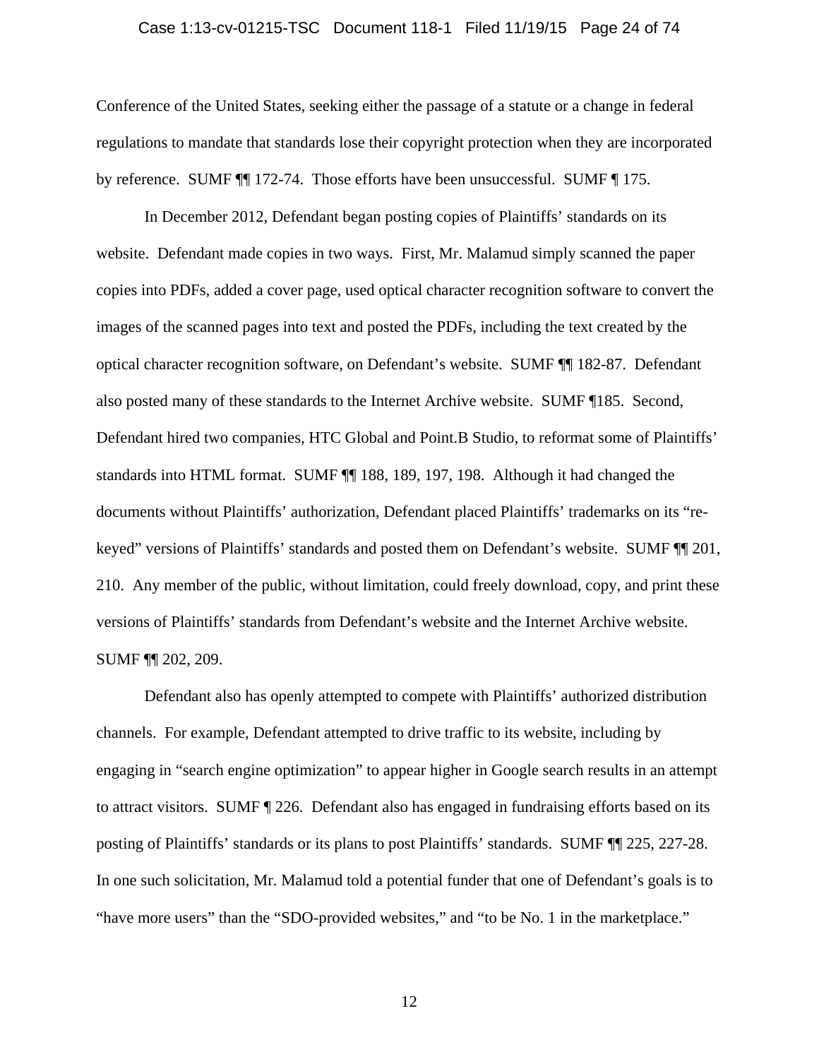Conference of the United States, seeking either the passage of a statute or a change in federal regulations to mandate that standards lose their copyright protection when they are incorporated by reference. SUMF ¶¶ 172-74. Those efforts have been unsuccessful. SUMF ¶ 175.

In December 2012, Defendant began posting copies of Plaintiffs' standards on its website. Defendant made copies in two ways. First, Mr. Malamud simply scanned the paper copies into PDFs, added a cover page, used optical character recognition software to convert the images of the scanned pages into text and posted the PDFs, including the text created by the optical character recognition software, on Defendant's website. SUMF ¶¶ 182-87. Defendant also posted many of these standards to the Internet Archive website. SUMF ¶185. Second, Defendant hired two companies, HTC Global and Point.B Studio, to reformat some of Plaintiffs' standards into HTML format. SUMF ¶¶ 188, 189, 197, 198. Although it had changed the documents without Plaintiffs' authorization, Defendant placed Plaintiffs' trademarks on its "re-keyed" versions of Plaintiffs' standards and posted them on Defendant's website. SUMF ¶¶ 201, 210. Any member of the public, without limitation, could freely download, copy, and print these versions of Plaintiffs' standards from Defendant's website and the Internet Archive website. SUMF ¶¶ 202, 209.

Defendant also has openly attempted to compete with Plaintiffs' authorized distribution channels. For example, Defendant attempted to drive traffic to its website, including by engaging in "search engine optimization" to appear higher in Google search results in an attempt to attract visitors. SUMF ¶ 226. Defendant also has engaged in fundraising efforts based on its posting of Plaintiffs' standards or its plans to post Plaintiffs' standards. SUMF ¶¶ 225, 227-28. In one such solicitation, Mr. Malamud told a potential funder that one of Defendant's goals is to "have more users" than the "SDO-provided websites," and "to be No. 1 in the marketplace."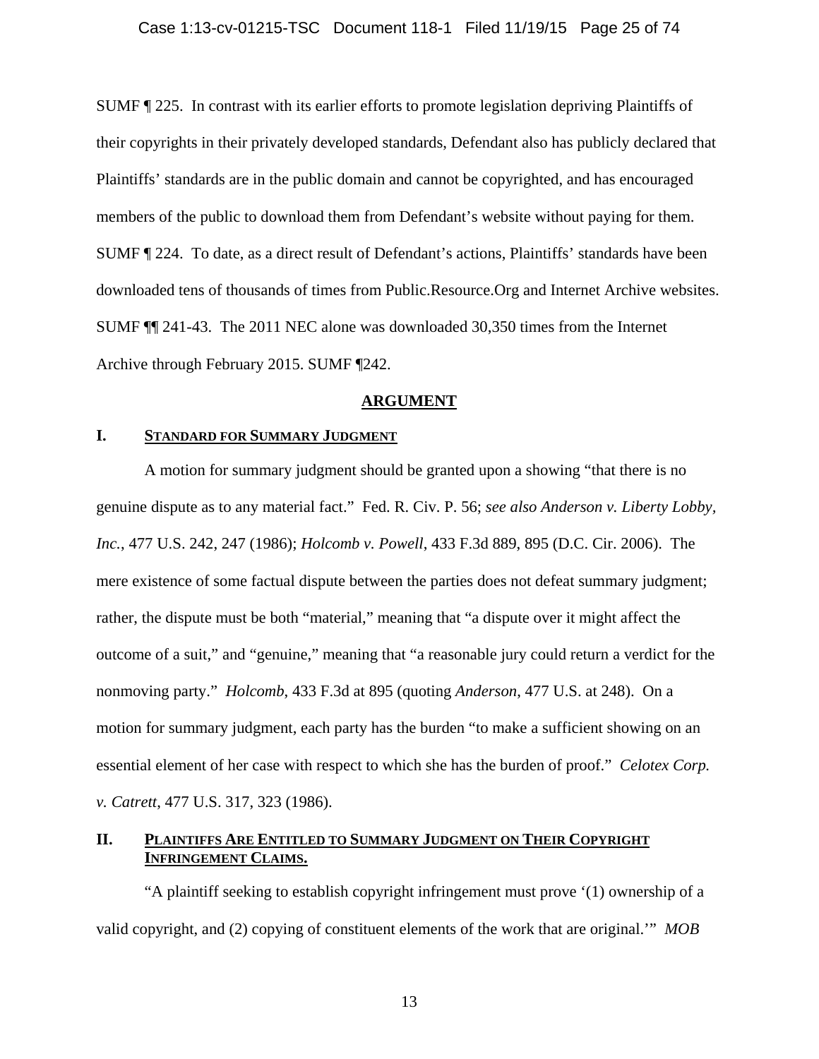SUMF ¶ 225. In contrast with its earlier efforts to promote legislation depriving Plaintiffs of their copyrights in their privately developed standards, Defendant also has publicly declared that Plaintiffs' standards are in the public domain and cannot be copyrighted, and has encouraged members of the public to download them from Defendant's website without paying for them. SUMF ¶ 224. To date, as a direct result of Defendant's actions, Plaintiffs' standards have been downloaded tens of thousands of times from Public.Resource.Org and Internet Archive websites. SUMF ¶¶ 241-43. The 2011 NEC alone was downloaded 30,350 times from the Internet Archive through February 2015. SUMF ¶242.

## ARGUMENT

### I. STANDARD FOR SUMMARY JUDGMENT

A motion for summary judgment should be granted upon a showing "that there is no genuine dispute as to any material fact." Fed. R. Civ. P. 56; *see also Anderson v. Liberty Lobby, Inc.*, 477 U.S. 242, 247 (1986); *Holcomb v. Powell*, 433 F.3d 889, 895 (D.C. Cir. 2006). The mere existence of some factual dispute between the parties does not defeat summary judgment; rather, the dispute must be both "material," meaning that "a dispute over it might affect the outcome of a suit," and "genuine," meaning that "a reasonable jury could return a verdict for the nonmoving party." *Holcomb*, 433 F.3d at 895 (quoting *Anderson*, 477 U.S. at 248). On a motion for summary judgment, each party has the burden "to make a sufficient showing on an essential element of her case with respect to which she has the burden of proof." *Celotex Corp. v. Catrett*, 477 U.S. 317, 323 (1986).

### II. PLAINTIFFS ARE ENTITLED TO SUMMARY JUDGMENT ON THEIR COPYRIGHT INFRINGEMENT CLAIMS.

"A plaintiff seeking to establish copyright infringement must prove '(1) ownership of a valid copyright, and (2) copying of constituent elements of the work that are original.'" *MOB*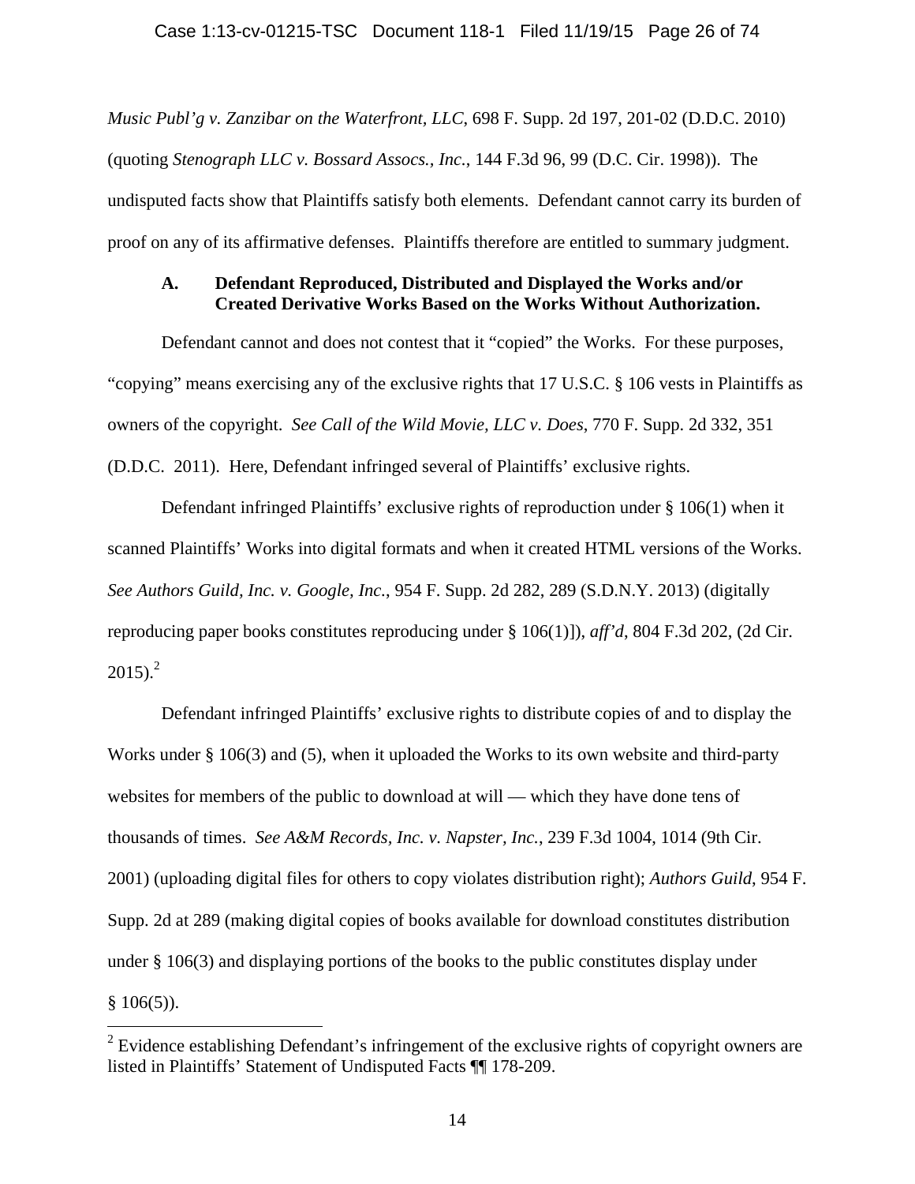*Music Publ'g v. Zanzibar on the Waterfront, LLC*, 698 F. Supp. 2d 197, 201-02 (D.D.C. 2010) (quoting *Stenograph LLC v. Bossard Assocs., Inc.*, 144 F.3d 96, 99 (D.C. Cir. 1998)). The undisputed facts show that Plaintiffs satisfy both elements. Defendant cannot carry its burden of proof on any of its affirmative defenses. Plaintiffs therefore are entitled to summary judgment.

### A. Defendant Reproduced, Distributed and Displayed the Works and/or Created Derivative Works Based on the Works Without Authorization.

Defendant cannot and does not contest that it "copied" the Works. For these purposes, "copying" means exercising any of the exclusive rights that 17 U.S.C. § 106 vests in Plaintiffs as owners of the copyright. *See Call of the Wild Movie, LLC v. Does*, 770 F. Supp. 2d 332, 351 (D.D.C. 2011). Here, Defendant infringed several of Plaintiffs' exclusive rights.

Defendant infringed Plaintiffs' exclusive rights of reproduction under § 106(1) when it scanned Plaintiffs' Works into digital formats and when it created HTML versions of the Works. *See Authors Guild, Inc. v. Google, Inc.*, 954 F. Supp. 2d 282, 289 (S.D.N.Y. 2013) (digitally reproducing paper books constitutes reproducing under § 106(1)]), *aff'd*, 804 F.3d 202, (2d Cir. 2015).[2]

Defendant infringed Plaintiffs' exclusive rights to distribute copies of and to display the Works under § 106(3) and (5), when it uploaded the Works to its own website and third-party websites for members of the public to download at will — which they have done tens of thousands of times. *See A&M Records, Inc. v. Napster, Inc.*, 239 F.3d 1004, 1014 (9th Cir. 2001) (uploading digital files for others to copy violates distribution right); *Authors Guild*, 954 F. Supp. 2d at 289 (making digital copies of books available for download constitutes distribution under § 106(3) and displaying portions of the books to the public constitutes display under § 106(5)).

[2] Evidence establishing Defendant's infringement of the exclusive rights of copyright owners are listed in Plaintiffs' Statement of Undisputed Facts ¶¶ 178-209.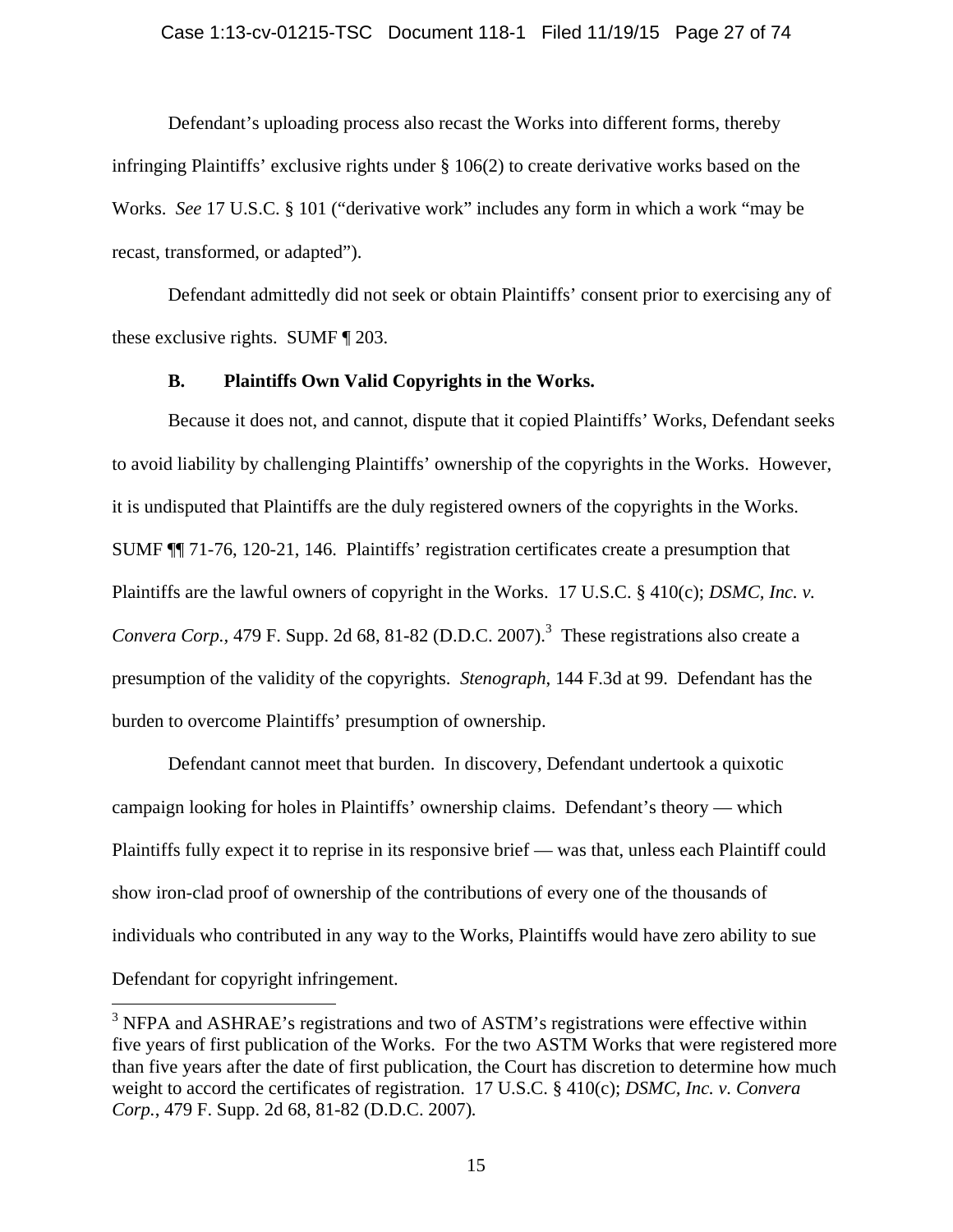Defendant's uploading process also recast the Works into different forms, thereby infringing Plaintiffs' exclusive rights under § 106(2) to create derivative works based on the Works. *See* 17 U.S.C. § 101 ("derivative work" includes any form in which a work "may be recast, transformed, or adapted").

Defendant admittedly did not seek or obtain Plaintiffs' consent prior to exercising any of these exclusive rights. SUMF ¶ 203.

### B. Plaintiffs Own Valid Copyrights in the Works.

Because it does not, and cannot, dispute that it copied Plaintiffs' Works, Defendant seeks to avoid liability by challenging Plaintiffs' ownership of the copyrights in the Works. However, it is undisputed that Plaintiffs are the duly registered owners of the copyrights in the Works. SUMF ¶¶ 71-76, 120-21, 146. Plaintiffs' registration certificates create a presumption that Plaintiffs are the lawful owners of copyright in the Works. 17 U.S.C. § 410(c); *DSMC, Inc. v. Convera Corp.*, 479 F. Supp. 2d 68, 81-82 (D.D.C. 2007).[3] These registrations also create a presumption of the validity of the copyrights. *Stenograph*, 144 F.3d at 99. Defendant has the burden to overcome Plaintiffs' presumption of ownership.

Defendant cannot meet that burden. In discovery, Defendant undertook a quixotic campaign looking for holes in Plaintiffs' ownership claims. Defendant's theory — which Plaintiffs fully expect it to reprise in its responsive brief — was that, unless each Plaintiff could show iron-clad proof of ownership of the contributions of every one of the thousands of individuals who contributed in any way to the Works, Plaintiffs would have zero ability to sue Defendant for copyright infringement.

---

[3] NFPA and ASHRAE's registrations and two of ASTM's registrations were effective within five years of first publication of the Works. For the two ASTM Works that were registered more than five years after the date of first publication, the Court has discretion to determine how much weight to accord the certificates of registration. 17 U.S.C. § 410(c); *DSMC, Inc. v. Convera Corp.*, 479 F. Supp. 2d 68, 81-82 (D.D.C. 2007).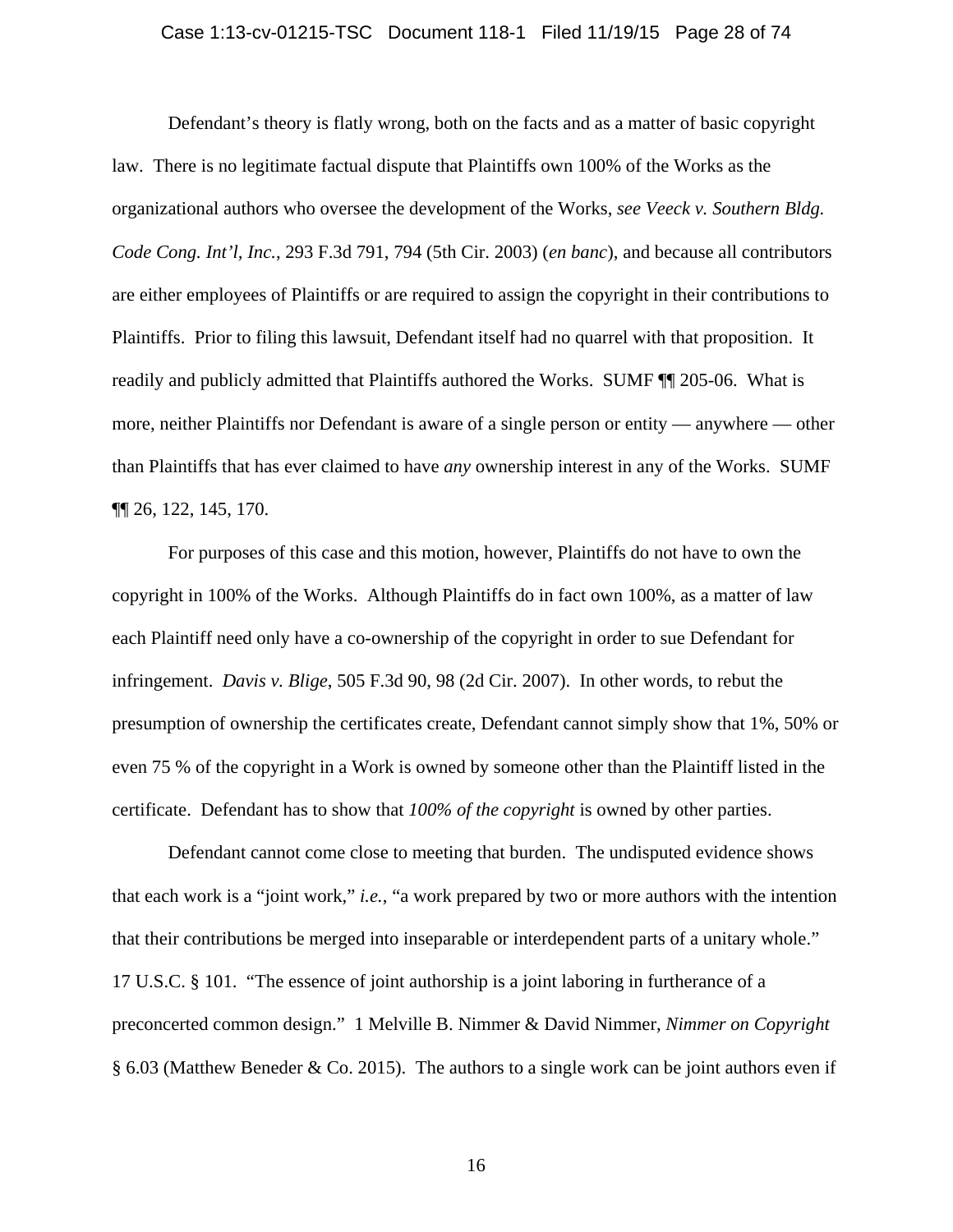Defendant's theory is flatly wrong, both on the facts and as a matter of basic copyright law. There is no legitimate factual dispute that Plaintiffs own 100% of the Works as the organizational authors who oversee the development of the Works, *see Veeck v. Southern Bldg. Code Cong. Int'l, Inc.*, 293 F.3d 791, 794 (5th Cir. 2003) (*en banc*), and because all contributors are either employees of Plaintiffs or are required to assign the copyright in their contributions to Plaintiffs. Prior to filing this lawsuit, Defendant itself had no quarrel with that proposition. It readily and publicly admitted that Plaintiffs authored the Works. SUMF ¶¶ 205-06. What is more, neither Plaintiffs nor Defendant is aware of a single person or entity — anywhere — other than Plaintiffs that has ever claimed to have *any* ownership interest in any of the Works. SUMF ¶¶ 26, 122, 145, 170.

For purposes of this case and this motion, however, Plaintiffs do not have to own the copyright in 100% of the Works. Although Plaintiffs do in fact own 100%, as a matter of law each Plaintiff need only have a co-ownership of the copyright in order to sue Defendant for infringement. *Davis v. Blige*, 505 F.3d 90, 98 (2d Cir. 2007). In other words, to rebut the presumption of ownership the certificates create, Defendant cannot simply show that 1%, 50% or even 75 % of the copyright in a Work is owned by someone other than the Plaintiff listed in the certificate. Defendant has to show that *100% of the copyright* is owned by other parties.

Defendant cannot come close to meeting that burden. The undisputed evidence shows that each work is a "joint work," *i.e.*, "a work prepared by two or more authors with the intention that their contributions be merged into inseparable or interdependent parts of a unitary whole." 17 U.S.C. § 101. "The essence of joint authorship is a joint laboring in furtherance of a preconcerted common design." 1 Melville B. Nimmer & David Nimmer, *Nimmer on Copyright* § 6.03 (Matthew Beneder & Co. 2015). The authors to a single work can be joint authors even if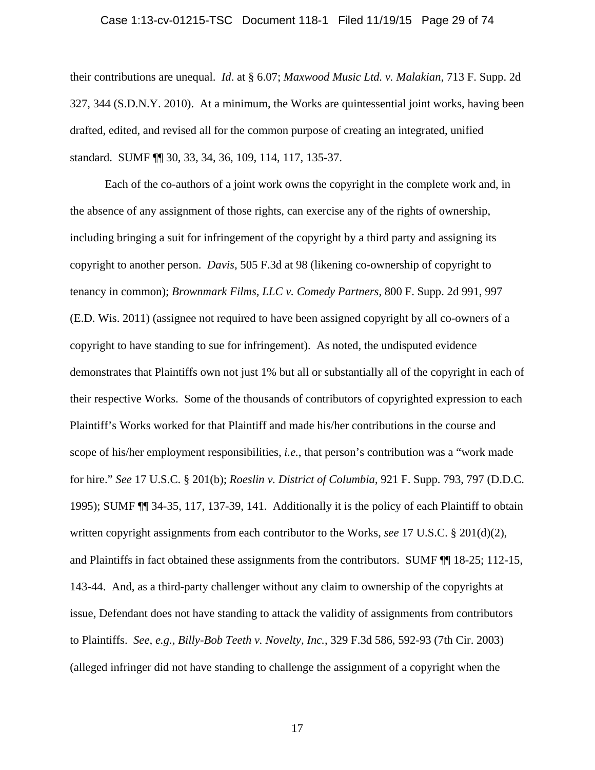their contributions are unequal. *Id*. at § 6.07; *Maxwood Music Ltd. v. Malakian*, 713 F. Supp. 2d 327, 344 (S.D.N.Y. 2010). At a minimum, the Works are quintessential joint works, having been drafted, edited, and revised all for the common purpose of creating an integrated, unified standard. SUMF ¶¶ 30, 33, 34, 36, 109, 114, 117, 135-37.

Each of the co-authors of a joint work owns the copyright in the complete work and, in the absence of any assignment of those rights, can exercise any of the rights of ownership, including bringing a suit for infringement of the copyright by a third party and assigning its copyright to another person. *Davis*, 505 F.3d at 98 (likening co-ownership of copyright to tenancy in common); *Brownmark Films, LLC v. Comedy Partners*, 800 F. Supp. 2d 991, 997 (E.D. Wis. 2011) (assignee not required to have been assigned copyright by all co-owners of a copyright to have standing to sue for infringement). As noted, the undisputed evidence demonstrates that Plaintiffs own not just 1% but all or substantially all of the copyright in each of their respective Works. Some of the thousands of contributors of copyrighted expression to each Plaintiff's Works worked for that Plaintiff and made his/her contributions in the course and scope of his/her employment responsibilities, *i.e.*, that person's contribution was a "work made for hire." *See* 17 U.S.C. § 201(b); *Roeslin v. District of Columbia*, 921 F. Supp. 793, 797 (D.D.C. 1995); SUMF ¶¶ 34-35, 117, 137-39, 141. Additionally it is the policy of each Plaintiff to obtain written copyright assignments from each contributor to the Works, *see* 17 U.S.C. § 201(d)(2), and Plaintiffs in fact obtained these assignments from the contributors. SUMF ¶¶ 18-25; 112-15, 143-44. And, as a third-party challenger without any claim to ownership of the copyrights at issue, Defendant does not have standing to attack the validity of assignments from contributors to Plaintiffs. *See, e.g.*, *Billy-Bob Teeth v. Novelty, Inc.*, 329 F.3d 586, 592-93 (7th Cir. 2003) (alleged infringer did not have standing to challenge the assignment of a copyright when the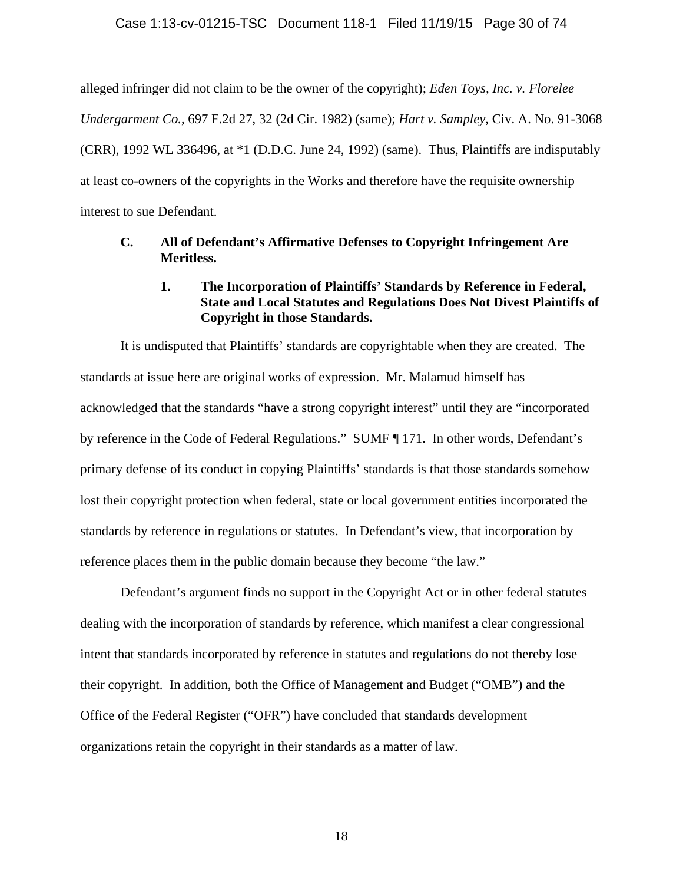alleged infringer did not claim to be the owner of the copyright); *Eden Toys, Inc. v. Florelee Undergarment Co.*, 697 F.2d 27, 32 (2d Cir. 1982) (same); *Hart v. Sampley*, Civ. A. No. 91-3068 (CRR), 1992 WL 336496, at *1 (D.D.C. June 24, 1992) (same). Thus, Plaintiffs are indisputably at least co-owners of the copyrights in the Works and therefore have the requisite ownership interest to sue Defendant.

### C. All of Defendant's Affirmative Defenses to Copyright Infringement Are Meritless.

#### 1. The Incorporation of Plaintiffs' Standards by Reference in Federal, State and Local Statutes and Regulations Does Not Divest Plaintiffs of Copyright in those Standards.

It is undisputed that Plaintiffs' standards are copyrightable when they are created. The standards at issue here are original works of expression. Mr. Malamud himself has acknowledged that the standards "have a strong copyright interest" until they are "incorporated by reference in the Code of Federal Regulations." SUMF ¶ 171. In other words, Defendant's primary defense of its conduct in copying Plaintiffs' standards is that those standards somehow lost their copyright protection when federal, state or local government entities incorporated the standards by reference in regulations or statutes. In Defendant's view, that incorporation by reference places them in the public domain because they become "the law."

Defendant's argument finds no support in the Copyright Act or in other federal statutes dealing with the incorporation of standards by reference, which manifest a clear congressional intent that standards incorporated by reference in statutes and regulations do not thereby lose their copyright. In addition, both the Office of Management and Budget ("OMB") and the Office of the Federal Register ("OFR") have concluded that standards development organizations retain the copyright in their standards as a matter of law.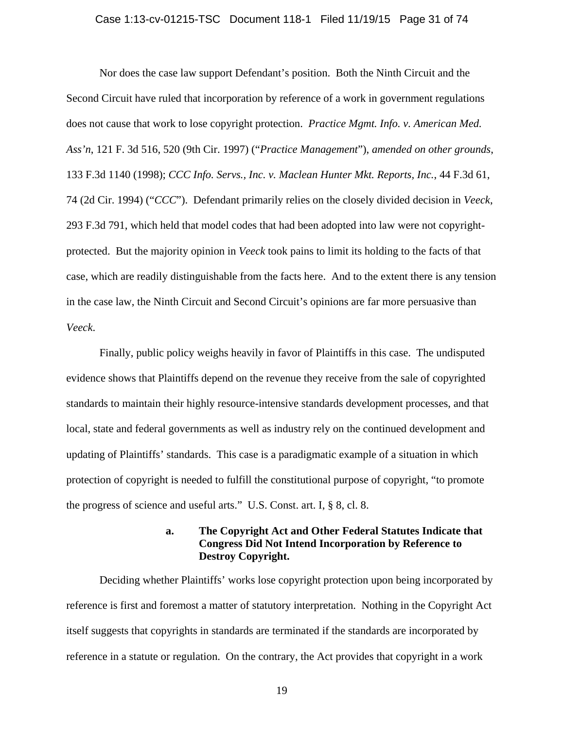Nor does the case law support Defendant's position. Both the Ninth Circuit and the Second Circuit have ruled that incorporation by reference of a work in government regulations does not cause that work to lose copyright protection. *Practice Mgmt. Info. v. American Med. Ass'n*, 121 F. 3d 516, 520 (9th Cir. 1997) ("*Practice Management*"), *amended on other grounds*, 133 F.3d 1140 (1998); *CCC Info. Servs., Inc. v. Maclean Hunter Mkt. Reports, Inc.*, 44 F.3d 61, 74 (2d Cir. 1994) ("*CCC*"). Defendant primarily relies on the closely divided decision in *Veeck*, 293 F.3d 791, which held that model codes that had been adopted into law were not copyright-protected. But the majority opinion in *Veeck* took pains to limit its holding to the facts of that case, which are readily distinguishable from the facts here. And to the extent there is any tension in the case law, the Ninth Circuit and Second Circuit's opinions are far more persuasive than *Veeck*.

Finally, public policy weighs heavily in favor of Plaintiffs in this case. The undisputed evidence shows that Plaintiffs depend on the revenue they receive from the sale of copyrighted standards to maintain their highly resource-intensive standards development processes, and that local, state and federal governments as well as industry rely on the continued development and updating of Plaintiffs' standards. This case is a paradigmatic example of a situation in which protection of copyright is needed to fulfill the constitutional purpose of copyright, "to promote the progress of science and useful arts." U.S. Const. art. I, § 8, cl. 8.

**a. The Copyright Act and Other Federal Statutes Indicate that Congress Did Not Intend Incorporation by Reference to Destroy Copyright.**

Deciding whether Plaintiffs' works lose copyright protection upon being incorporated by reference is first and foremost a matter of statutory interpretation. Nothing in the Copyright Act itself suggests that copyrights in standards are terminated if the standards are incorporated by reference in a statute or regulation. On the contrary, the Act provides that copyright in a work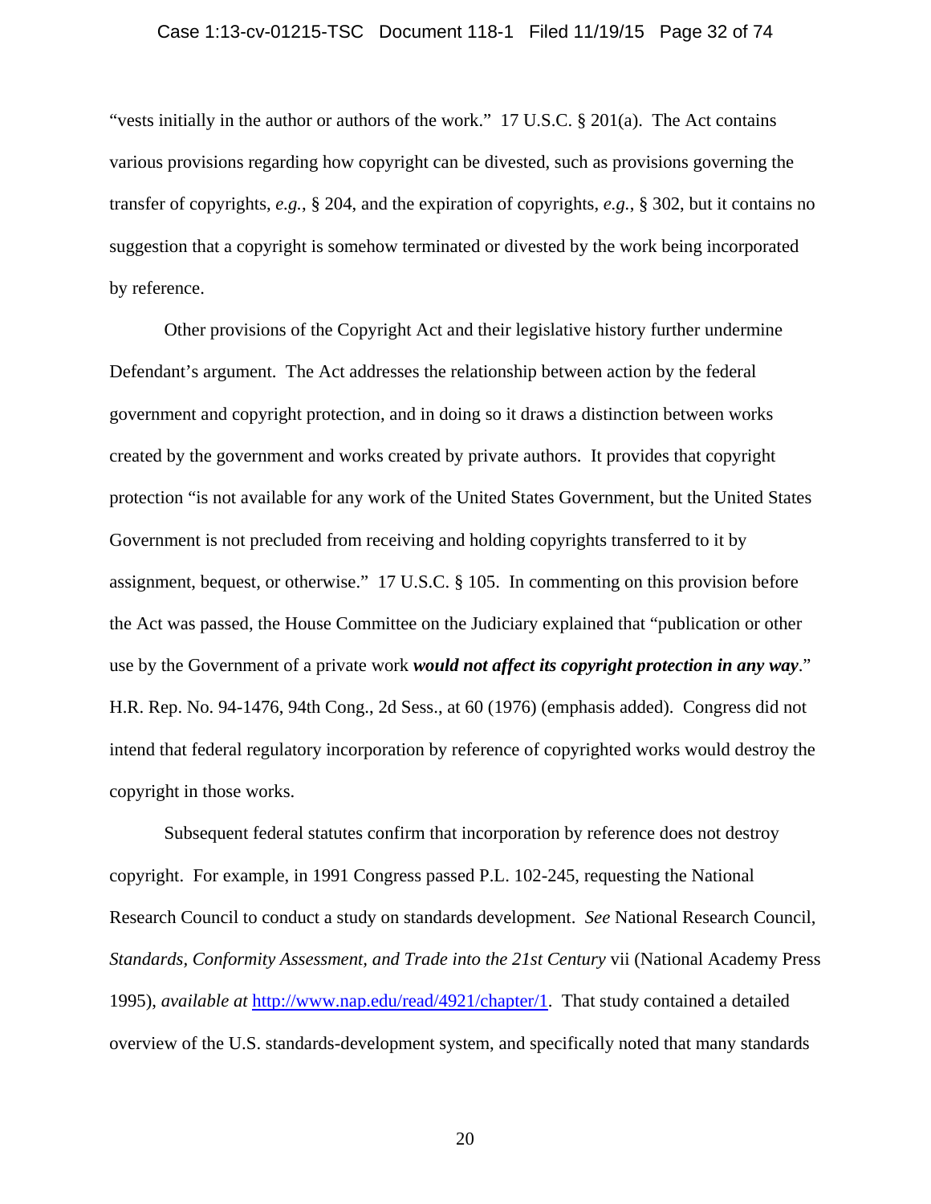"vests initially in the author or authors of the work." 17 U.S.C. § 201(a). The Act contains various provisions regarding how copyright can be divested, such as provisions governing the transfer of copyrights, *e.g.*, § 204, and the expiration of copyrights, *e.g.*, § 302, but it contains no suggestion that a copyright is somehow terminated or divested by the work being incorporated by reference.

Other provisions of the Copyright Act and their legislative history further undermine Defendant's argument. The Act addresses the relationship between action by the federal government and copyright protection, and in doing so it draws a distinction between works created by the government and works created by private authors. It provides that copyright protection "is not available for any work of the United States Government, but the United States Government is not precluded from receiving and holding copyrights transferred to it by assignment, bequest, or otherwise." 17 U.S.C. § 105. In commenting on this provision before the Act was passed, the House Committee on the Judiciary explained that "publication or other use by the Government of a private work ***would not affect its copyright protection in any way***." H.R. Rep. No. 94-1476, 94th Cong., 2d Sess., at 60 (1976) (emphasis added). Congress did not intend that federal regulatory incorporation by reference of copyrighted works would destroy the copyright in those works.

Subsequent federal statutes confirm that incorporation by reference does not destroy copyright. For example, in 1991 Congress passed P.L. 102-245, requesting the National Research Council to conduct a study on standards development. *See* National Research Council, *Standards, Conformity Assessment, and Trade into the 21st Century* vii (National Academy Press 1995), *available at* [http://www.nap.edu/read/4921/chapter/1](http://www.nap.edu/read/4921/chapter/1). That study contained a detailed overview of the U.S. standards-development system, and specifically noted that many standards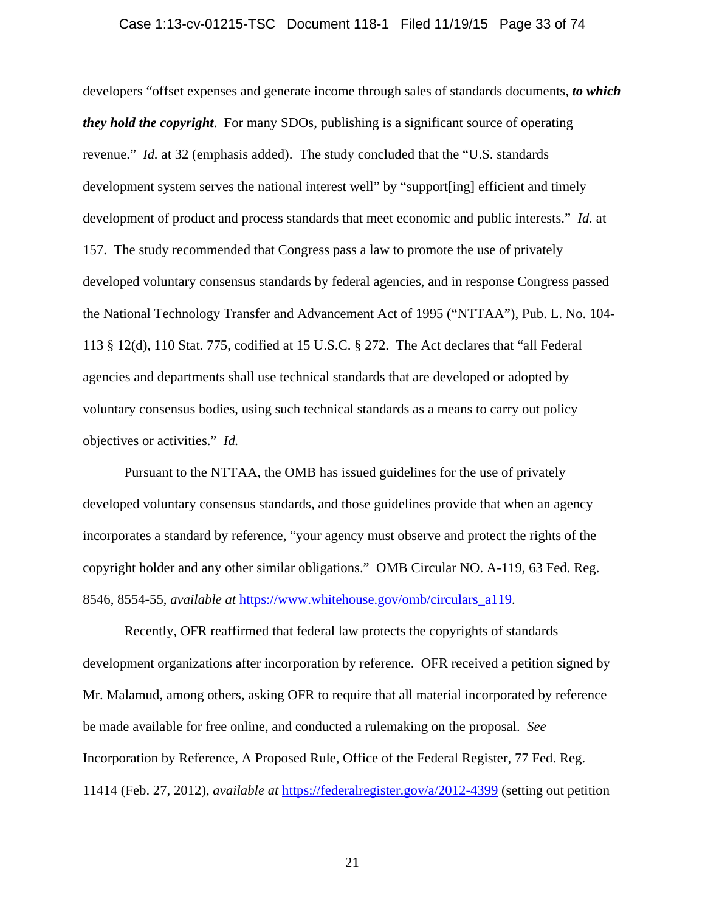developers "offset expenses and generate income through sales of standards documents, ***to which they hold the copyright***. For many SDOs, publishing is a significant source of operating revenue." *Id.* at 32 (emphasis added). The study concluded that the "U.S. standards development system serves the national interest well" by "support[ing] efficient and timely development of product and process standards that meet economic and public interests." *Id.* at 157. The study recommended that Congress pass a law to promote the use of privately developed voluntary consensus standards by federal agencies, and in response Congress passed the National Technology Transfer and Advancement Act of 1995 ("NTTAA"), Pub. L. No. 104-113 § 12(d), 110 Stat. 775, codified at 15 U.S.C. § 272. The Act declares that "all Federal agencies and departments shall use technical standards that are developed or adopted by voluntary consensus bodies, using such technical standards as a means to carry out policy objectives or activities." *Id.*

Pursuant to the NTTAA, the OMB has issued guidelines for the use of privately developed voluntary consensus standards, and those guidelines provide that when an agency incorporates a standard by reference, "your agency must observe and protect the rights of the copyright holder and any other similar obligations." OMB Circular NO. A-119, 63 Fed. Reg. 8546, 8554-55, *available at* https://www.whitehouse.gov/omb/circulars_a119.

Recently, OFR reaffirmed that federal law protects the copyrights of standards development organizations after incorporation by reference. OFR received a petition signed by Mr. Malamud, among others, asking OFR to require that all material incorporated by reference be made available for free online, and conducted a rulemaking on the proposal. *See* Incorporation by Reference, A Proposed Rule, Office of the Federal Register, 77 Fed. Reg. 11414 (Feb. 27, 2012), *available at* https://federalregister.gov/a/2012-4399 (setting out petition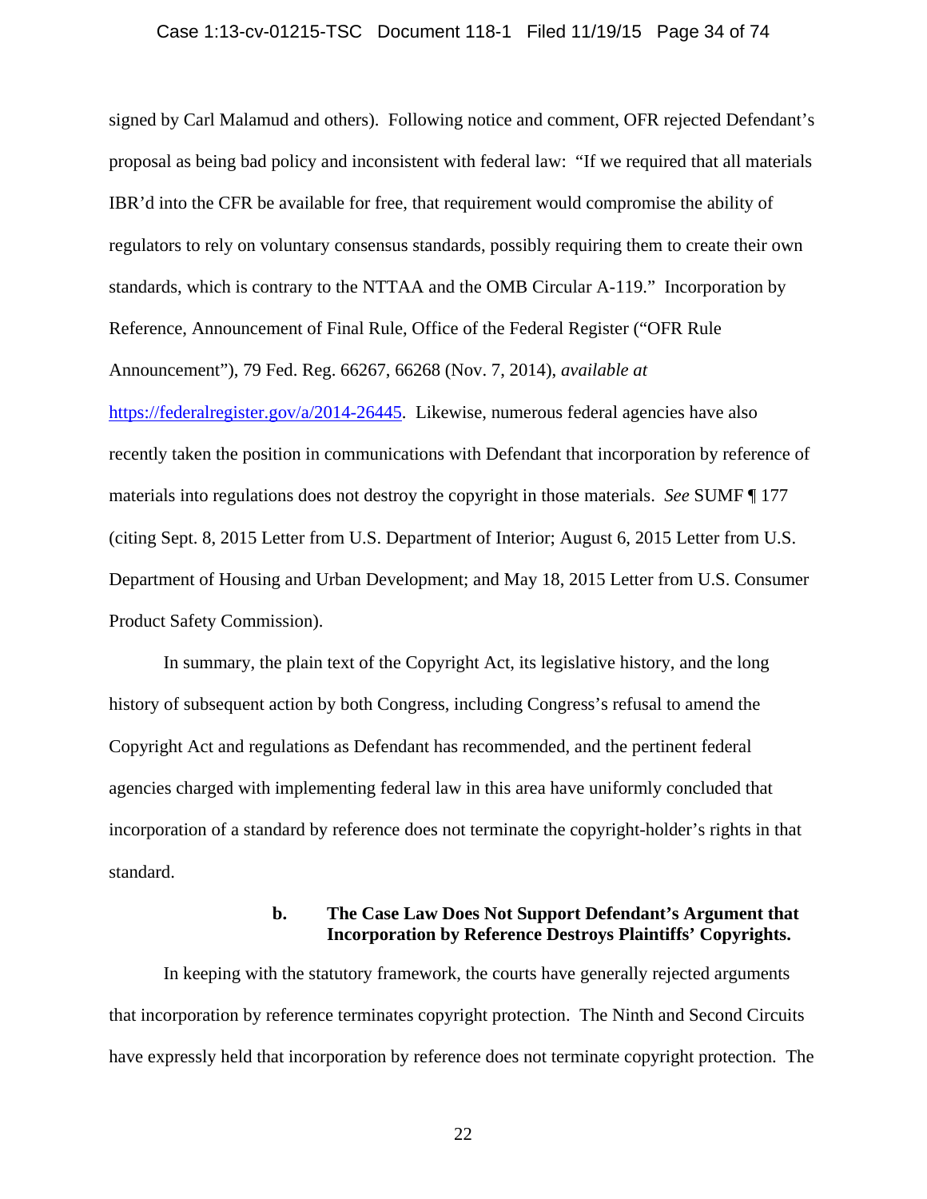signed by Carl Malamud and others). Following notice and comment, OFR rejected Defendant's proposal as being bad policy and inconsistent with federal law: "If we required that all materials IBR'd into the CFR be available for free, that requirement would compromise the ability of regulators to rely on voluntary consensus standards, possibly requiring them to create their own standards, which is contrary to the NTTAA and the OMB Circular A-119." Incorporation by Reference, Announcement of Final Rule, Office of the Federal Register ("OFR Rule Announcement"), 79 Fed. Reg. 66267, 66268 (Nov. 7, 2014), *available at* https://federalregister.gov/a/2014-26445. Likewise, numerous federal agencies have also recently taken the position in communications with Defendant that incorporation by reference of materials into regulations does not destroy the copyright in those materials. *See* SUMF ¶ 177 (citing Sept. 8, 2015 Letter from U.S. Department of Interior; August 6, 2015 Letter from U.S. Department of Housing and Urban Development; and May 18, 2015 Letter from U.S. Consumer Product Safety Commission).

In summary, the plain text of the Copyright Act, its legislative history, and the long history of subsequent action by both Congress, including Congress's refusal to amend the Copyright Act and regulations as Defendant has recommended, and the pertinent federal agencies charged with implementing federal law in this area have uniformly concluded that incorporation of a standard by reference does not terminate the copyright-holder's rights in that standard.

**b. The Case Law Does Not Support Defendant's Argument that Incorporation by Reference Destroys Plaintiffs' Copyrights.**

In keeping with the statutory framework, the courts have generally rejected arguments that incorporation by reference terminates copyright protection. The Ninth and Second Circuits have expressly held that incorporation by reference does not terminate copyright protection. The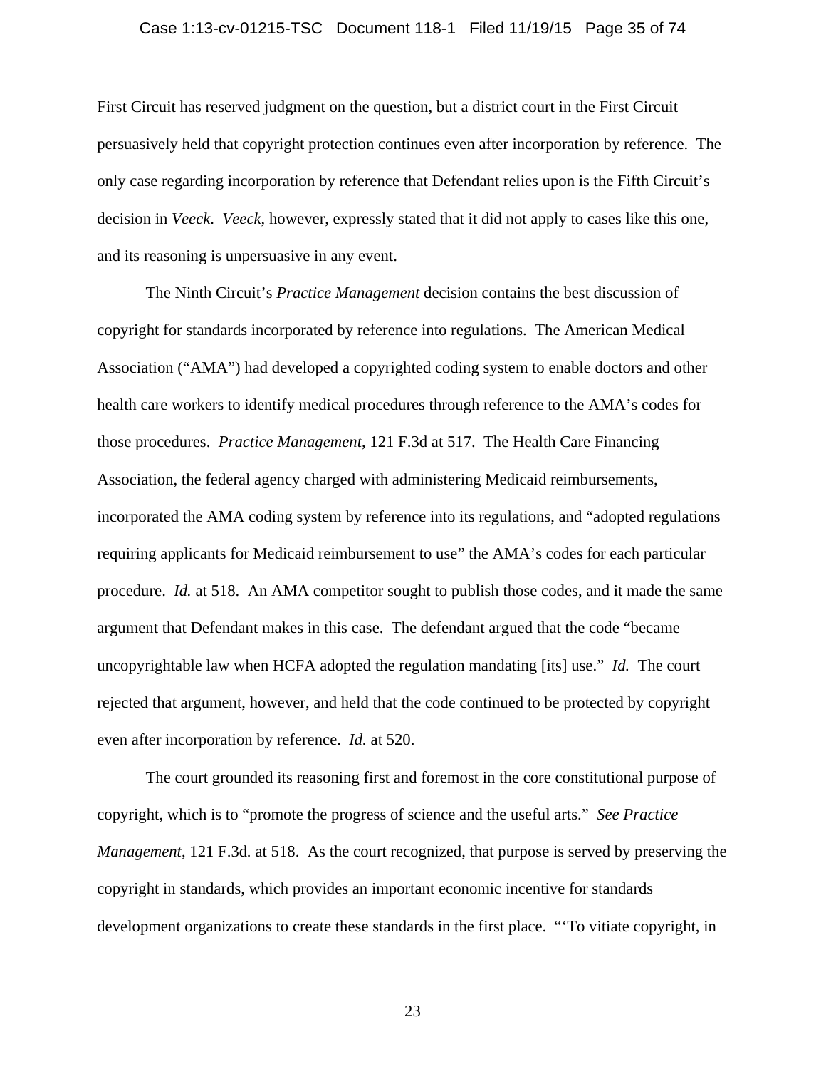First Circuit has reserved judgment on the question, but a district court in the First Circuit persuasively held that copyright protection continues even after incorporation by reference. The only case regarding incorporation by reference that Defendant relies upon is the Fifth Circuit's decision in *Veeck*. *Veeck*, however, expressly stated that it did not apply to cases like this one, and its reasoning is unpersuasive in any event.

The Ninth Circuit's *Practice Management* decision contains the best discussion of copyright for standards incorporated by reference into regulations. The American Medical Association ("AMA") had developed a copyrighted coding system to enable doctors and other health care workers to identify medical procedures through reference to the AMA's codes for those procedures. *Practice Management*, 121 F.3d at 517. The Health Care Financing Association, the federal agency charged with administering Medicaid reimbursements, incorporated the AMA coding system by reference into its regulations, and "adopted regulations requiring applicants for Medicaid reimbursement to use" the AMA's codes for each particular procedure. *Id.* at 518. An AMA competitor sought to publish those codes, and it made the same argument that Defendant makes in this case. The defendant argued that the code "became uncopyrightable law when HCFA adopted the regulation mandating [its] use." *Id.* The court rejected that argument, however, and held that the code continued to be protected by copyright even after incorporation by reference. *Id.* at 520.

The court grounded its reasoning first and foremost in the core constitutional purpose of copyright, which is to "promote the progress of science and the useful arts." *See Practice Management*, 121 F.3d. at 518. As the court recognized, that purpose is served by preserving the copyright in standards, which provides an important economic incentive for standards development organizations to create these standards in the first place. "'To vitiate copyright, in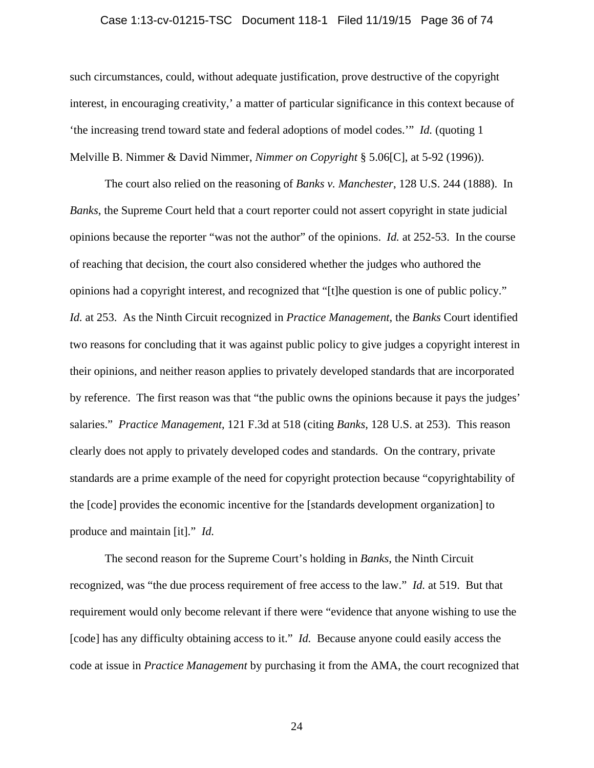such circumstances, could, without adequate justification, prove destructive of the copyright interest, in encouraging creativity,' a matter of particular significance in this context because of 'the increasing trend toward state and federal adoptions of model codes.'" *Id.* (quoting 1 Melville B. Nimmer & David Nimmer, *Nimmer on Copyright* § 5.06[C], at 5-92 (1996)).

The court also relied on the reasoning of *Banks v. Manchester*, 128 U.S. 244 (1888). In *Banks*, the Supreme Court held that a court reporter could not assert copyright in state judicial opinions because the reporter "was not the author" of the opinions. *Id.* at 252-53. In the course of reaching that decision, the court also considered whether the judges who authored the opinions had a copyright interest, and recognized that "[t]he question is one of public policy." *Id.* at 253. As the Ninth Circuit recognized in *Practice Management*, the *Banks* Court identified two reasons for concluding that it was against public policy to give judges a copyright interest in their opinions, and neither reason applies to privately developed standards that are incorporated by reference. The first reason was that "the public owns the opinions because it pays the judges' salaries." *Practice Management*, 121 F.3d at 518 (citing *Banks*, 128 U.S. at 253). This reason clearly does not apply to privately developed codes and standards. On the contrary, private standards are a prime example of the need for copyright protection because "copyrightability of the [code] provides the economic incentive for the [standards development organization] to produce and maintain [it]." *Id.*

The second reason for the Supreme Court's holding in *Banks*, the Ninth Circuit recognized, was "the due process requirement of free access to the law." *Id.* at 519. But that requirement would only become relevant if there were "evidence that anyone wishing to use the [code] has any difficulty obtaining access to it." *Id.* Because anyone could easily access the code at issue in *Practice Management* by purchasing it from the AMA, the court recognized that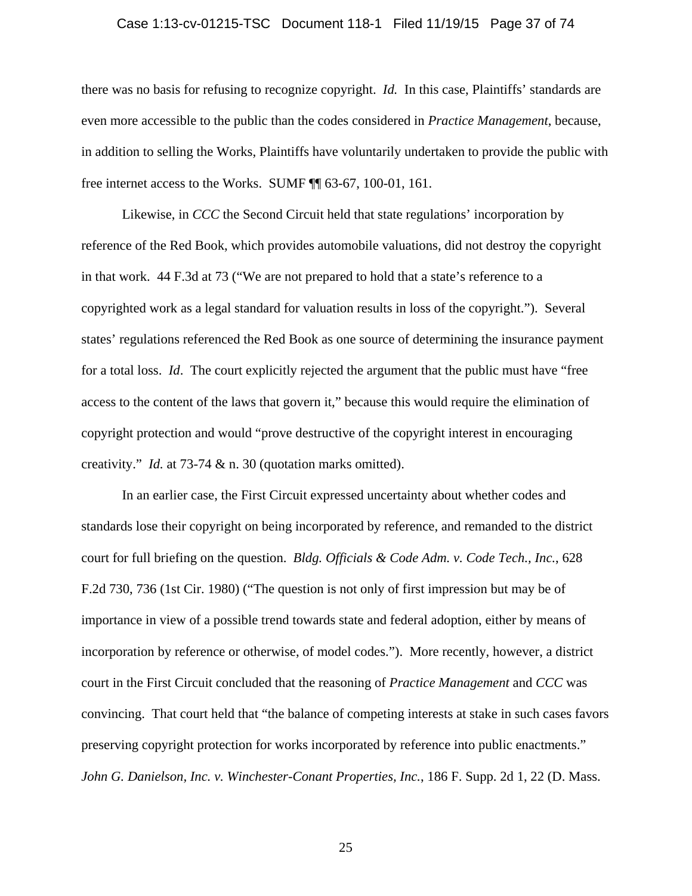there was no basis for refusing to recognize copyright. *Id.* In this case, Plaintiffs' standards are even more accessible to the public than the codes considered in *Practice Management*, because, in addition to selling the Works, Plaintiffs have voluntarily undertaken to provide the public with free internet access to the Works. SUMF ¶¶ 63-67, 100-01, 161.

Likewise, in *CCC* the Second Circuit held that state regulations' incorporation by reference of the Red Book, which provides automobile valuations, did not destroy the copyright in that work. 44 F.3d at 73 ("We are not prepared to hold that a state's reference to a copyrighted work as a legal standard for valuation results in loss of the copyright."). Several states' regulations referenced the Red Book as one source of determining the insurance payment for a total loss. *Id*. The court explicitly rejected the argument that the public must have "free access to the content of the laws that govern it," because this would require the elimination of copyright protection and would "prove destructive of the copyright interest in encouraging creativity." *Id.* at 73-74 & n. 30 (quotation marks omitted).

In an earlier case, the First Circuit expressed uncertainty about whether codes and standards lose their copyright on being incorporated by reference, and remanded to the district court for full briefing on the question. *Bldg. Officials & Code Adm. v. Code Tech., Inc.*, 628 F.2d 730, 736 (1st Cir. 1980) ("The question is not only of first impression but may be of importance in view of a possible trend towards state and federal adoption, either by means of incorporation by reference or otherwise, of model codes."). More recently, however, a district court in the First Circuit concluded that the reasoning of *Practice Management* and *CCC* was convincing. That court held that "the balance of competing interests at stake in such cases favors preserving copyright protection for works incorporated by reference into public enactments." *John G. Danielson, Inc. v. Winchester-Conant Properties, Inc.*, 186 F. Supp. 2d 1, 22 (D. Mass.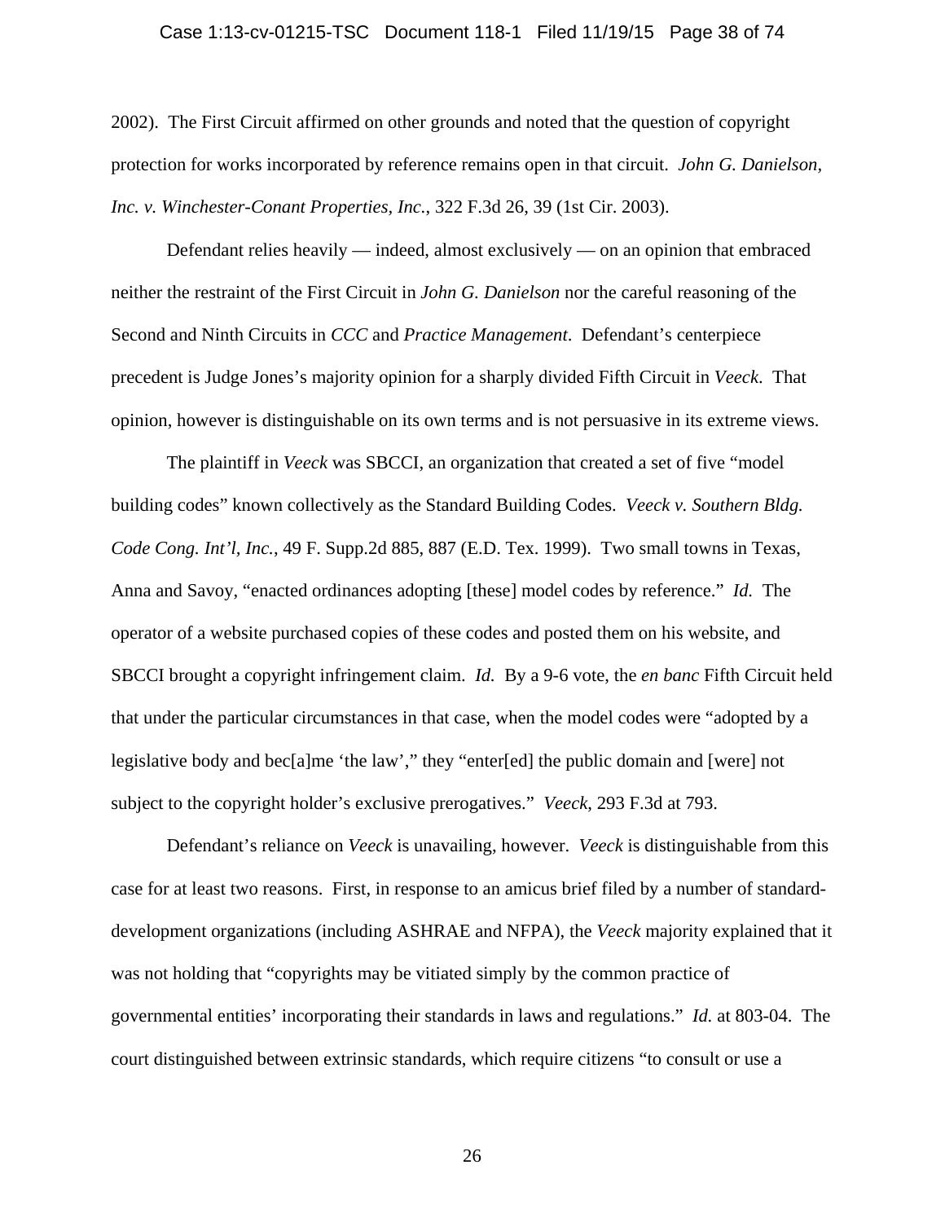2002). The First Circuit affirmed on other grounds and noted that the question of copyright protection for works incorporated by reference remains open in that circuit. *John G. Danielson, Inc. v. Winchester-Conant Properties, Inc.*, 322 F.3d 26, 39 (1st Cir. 2003).

Defendant relies heavily — indeed, almost exclusively — on an opinion that embraced neither the restraint of the First Circuit in *John G. Danielson* nor the careful reasoning of the Second and Ninth Circuits in *CCC* and *Practice Management*. Defendant's centerpiece precedent is Judge Jones's majority opinion for a sharply divided Fifth Circuit in *Veeck*. That opinion, however is distinguishable on its own terms and is not persuasive in its extreme views.

The plaintiff in *Veeck* was SBCCI, an organization that created a set of five "model building codes" known collectively as the Standard Building Codes. *Veeck v. Southern Bldg. Code Cong. Int'l, Inc.*, 49 F. Supp.2d 885, 887 (E.D. Tex. 1999). Two small towns in Texas, Anna and Savoy, "enacted ordinances adopting [these] model codes by reference." *Id.* The operator of a website purchased copies of these codes and posted them on his website, and SBCCI brought a copyright infringement claim. *Id.* By a 9-6 vote, the *en banc* Fifth Circuit held that under the particular circumstances in that case, when the model codes were "adopted by a legislative body and bec[a]me 'the law'," they "enter[ed] the public domain and [were] not subject to the copyright holder's exclusive prerogatives." *Veeck*, 293 F.3d at 793.

Defendant's reliance on *Veeck* is unavailing, however. *Veeck* is distinguishable from this case for at least two reasons. First, in response to an amicus brief filed by a number of standard-development organizations (including ASHRAE and NFPA), the *Veeck* majority explained that it was not holding that "copyrights may be vitiated simply by the common practice of governmental entities' incorporating their standards in laws and regulations." *Id.* at 803-04. The court distinguished between extrinsic standards, which require citizens "to consult or use a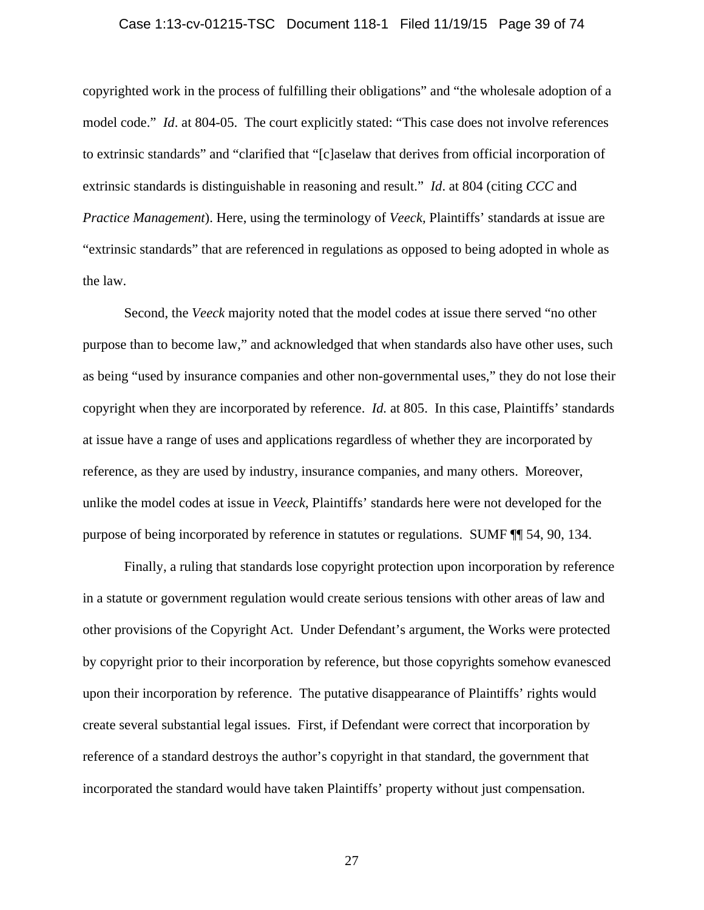copyrighted work in the process of fulfilling their obligations" and "the wholesale adoption of a model code." *Id*. at 804-05. The court explicitly stated: "This case does not involve references to extrinsic standards" and "clarified that "[c]aselaw that derives from official incorporation of extrinsic standards is distinguishable in reasoning and result." *Id*. at 804 (citing *CCC* and *Practice Management*). Here, using the terminology of *Veeck,* Plaintiffs' standards at issue are "extrinsic standards" that are referenced in regulations as opposed to being adopted in whole as the law.

Second, the *Veeck* majority noted that the model codes at issue there served "no other purpose than to become law," and acknowledged that when standards also have other uses, such as being "used by insurance companies and other non-governmental uses," they do not lose their copyright when they are incorporated by reference. *Id.* at 805. In this case, Plaintiffs' standards at issue have a range of uses and applications regardless of whether they are incorporated by reference, as they are used by industry, insurance companies, and many others. Moreover, unlike the model codes at issue in *Veeck*, Plaintiffs' standards here were not developed for the purpose of being incorporated by reference in statutes or regulations. SUMF ¶¶ 54, 90, 134.

Finally, a ruling that standards lose copyright protection upon incorporation by reference in a statute or government regulation would create serious tensions with other areas of law and other provisions of the Copyright Act. Under Defendant's argument, the Works were protected by copyright prior to their incorporation by reference, but those copyrights somehow evanesced upon their incorporation by reference. The putative disappearance of Plaintiffs' rights would create several substantial legal issues. First, if Defendant were correct that incorporation by reference of a standard destroys the author's copyright in that standard, the government that incorporated the standard would have taken Plaintiffs' property without just compensation.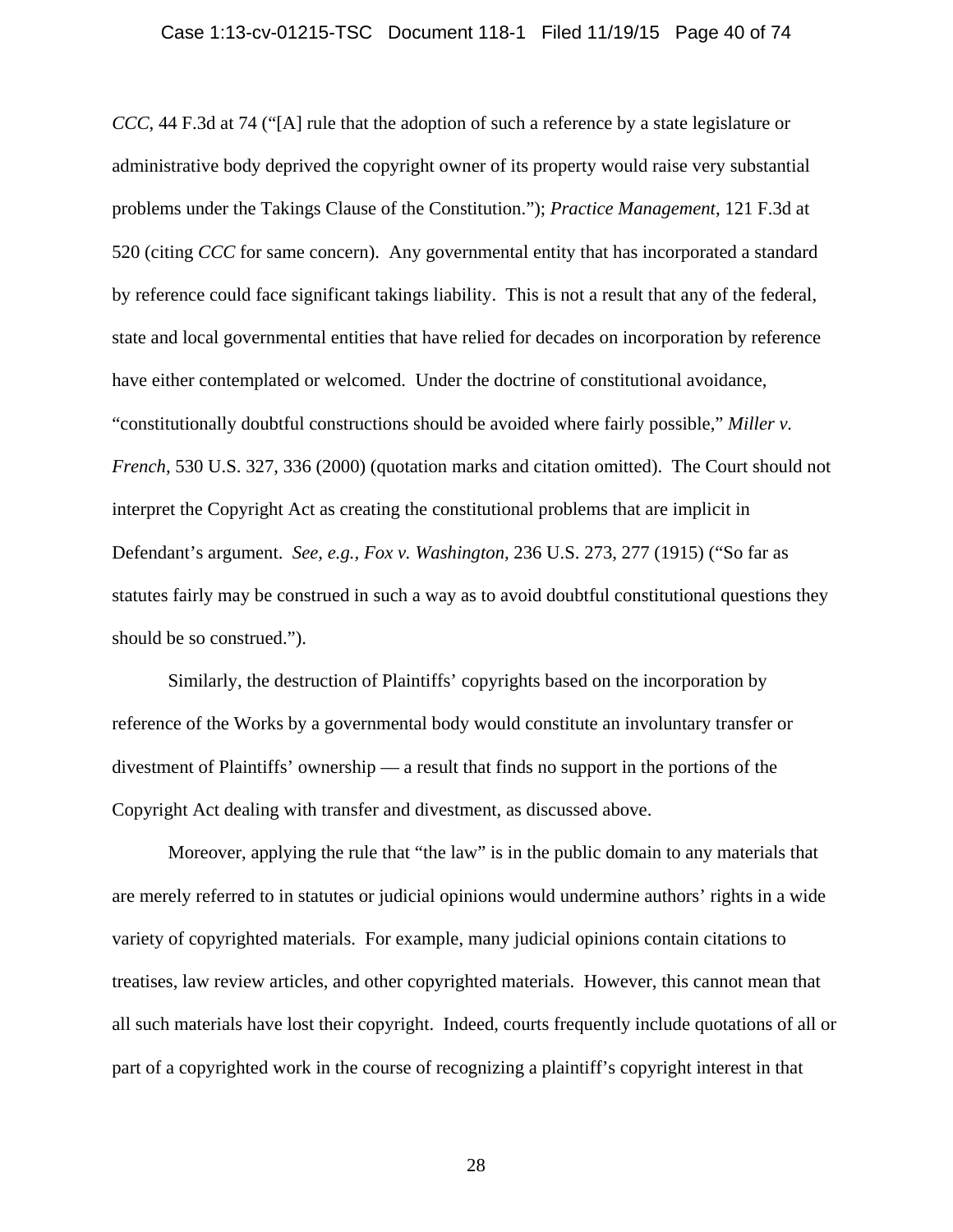*CCC*, 44 F.3d at 74 ("[A] rule that the adoption of such a reference by a state legislature or administrative body deprived the copyright owner of its property would raise very substantial problems under the Takings Clause of the Constitution."); *Practice Management*, 121 F.3d at 520 (citing *CCC* for same concern). Any governmental entity that has incorporated a standard by reference could face significant takings liability. This is not a result that any of the federal, state and local governmental entities that have relied for decades on incorporation by reference have either contemplated or welcomed. Under the doctrine of constitutional avoidance, "constitutionally doubtful constructions should be avoided where fairly possible," *Miller v. French*, 530 U.S. 327, 336 (2000) (quotation marks and citation omitted). The Court should not interpret the Copyright Act as creating the constitutional problems that are implicit in Defendant's argument. *See, e.g., Fox v. Washington*, 236 U.S. 273, 277 (1915) ("So far as statutes fairly may be construed in such a way as to avoid doubtful constitutional questions they should be so construed.").

Similarly, the destruction of Plaintiffs' copyrights based on the incorporation by reference of the Works by a governmental body would constitute an involuntary transfer or divestment of Plaintiffs' ownership — a result that finds no support in the portions of the Copyright Act dealing with transfer and divestment, as discussed above.

Moreover, applying the rule that "the law" is in the public domain to any materials that are merely referred to in statutes or judicial opinions would undermine authors' rights in a wide variety of copyrighted materials. For example, many judicial opinions contain citations to treatises, law review articles, and other copyrighted materials. However, this cannot mean that all such materials have lost their copyright. Indeed, courts frequently include quotations of all or part of a copyrighted work in the course of recognizing a plaintiff's copyright interest in that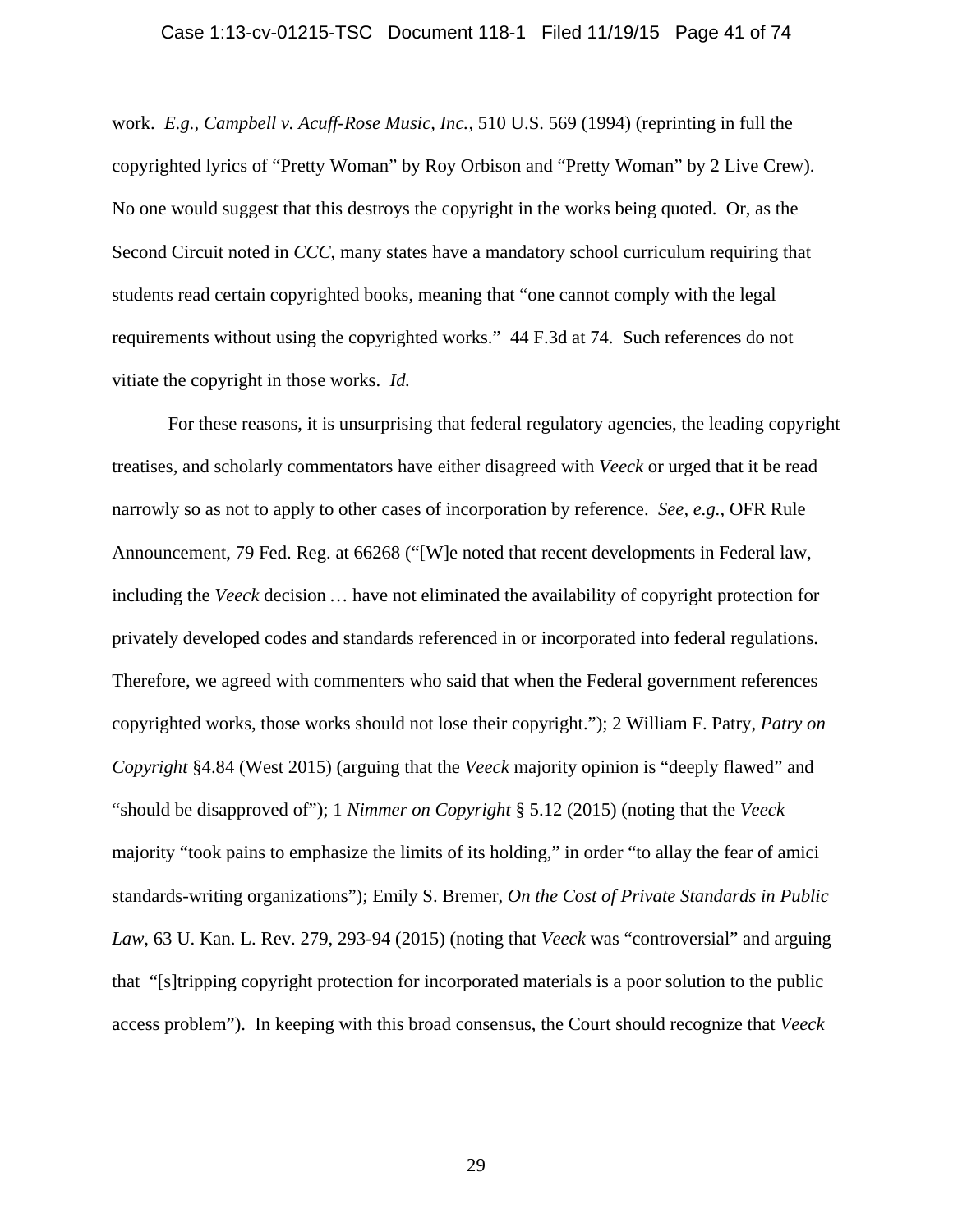work. *E.g., Campbell v. Acuff-Rose Music, Inc.*, 510 U.S. 569 (1994) (reprinting in full the copyrighted lyrics of "Pretty Woman" by Roy Orbison and "Pretty Woman" by 2 Live Crew). No one would suggest that this destroys the copyright in the works being quoted. Or, as the Second Circuit noted in *CCC*, many states have a mandatory school curriculum requiring that students read certain copyrighted books, meaning that "one cannot comply with the legal requirements without using the copyrighted works." 44 F.3d at 74. Such references do not vitiate the copyright in those works. *Id.*

For these reasons, it is unsurprising that federal regulatory agencies, the leading copyright treatises, and scholarly commentators have either disagreed with *Veeck* or urged that it be read narrowly so as not to apply to other cases of incorporation by reference. *See, e.g.,* OFR Rule Announcement, 79 Fed. Reg. at 66268 ("[W]e noted that recent developments in Federal law, including the *Veeck* decision … have not eliminated the availability of copyright protection for privately developed codes and standards referenced in or incorporated into federal regulations. Therefore, we agreed with commenters who said that when the Federal government references copyrighted works, those works should not lose their copyright."); 2 William F. Patry, *Patry on Copyright* §4.84 (West 2015) (arguing that the *Veeck* majority opinion is "deeply flawed" and "should be disapproved of"); 1 *Nimmer on Copyright* § 5.12 (2015) (noting that the *Veeck* majority "took pains to emphasize the limits of its holding," in order "to allay the fear of amici standards-writing organizations"); Emily S. Bremer, *On the Cost of Private Standards in Public Law*, 63 U. Kan. L. Rev. 279, 293-94 (2015) (noting that *Veeck* was "controversial" and arguing that "[s]tripping copyright protection for incorporated materials is a poor solution to the public access problem"). In keeping with this broad consensus, the Court should recognize that *Veeck*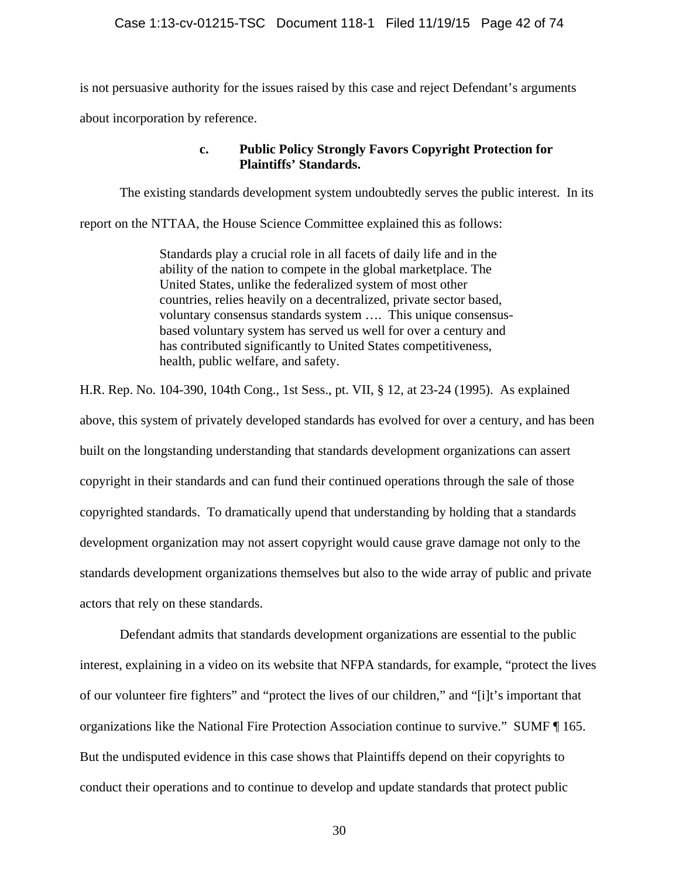is not persuasive authority for the issues raised by this case and reject Defendant's arguments about incorporation by reference.

#### c. Public Policy Strongly Favors Copyright Protection for Plaintiffs' Standards.

The existing standards development system undoubtedly serves the public interest. In its report on the NTTAA, the House Science Committee explained this as follows:

> Standards play a crucial role in all facets of daily life and in the ability of the nation to compete in the global marketplace. The United States, unlike the federalized system of most other countries, relies heavily on a decentralized, private sector based, voluntary consensus standards system …. This unique consensus-based voluntary system has served us well for over a century and has contributed significantly to United States competitiveness, health, public welfare, and safety.

H.R. Rep. No. 104-390, 104th Cong., 1st Sess., pt. VII, § 12, at 23-24 (1995). As explained above, this system of privately developed standards has evolved for over a century, and has been built on the longstanding understanding that standards development organizations can assert copyright in their standards and can fund their continued operations through the sale of those copyrighted standards. To dramatically upend that understanding by holding that a standards development organization may not assert copyright would cause grave damage not only to the standards development organizations themselves but also to the wide array of public and private actors that rely on these standards.

Defendant admits that standards development organizations are essential to the public interest, explaining in a video on its website that NFPA standards, for example, "protect the lives of our volunteer fire fighters" and "protect the lives of our children," and "[i]t's important that organizations like the National Fire Protection Association continue to survive." SUMF ¶ 165. But the undisputed evidence in this case shows that Plaintiffs depend on their copyrights to conduct their operations and to continue to develop and update standards that protect public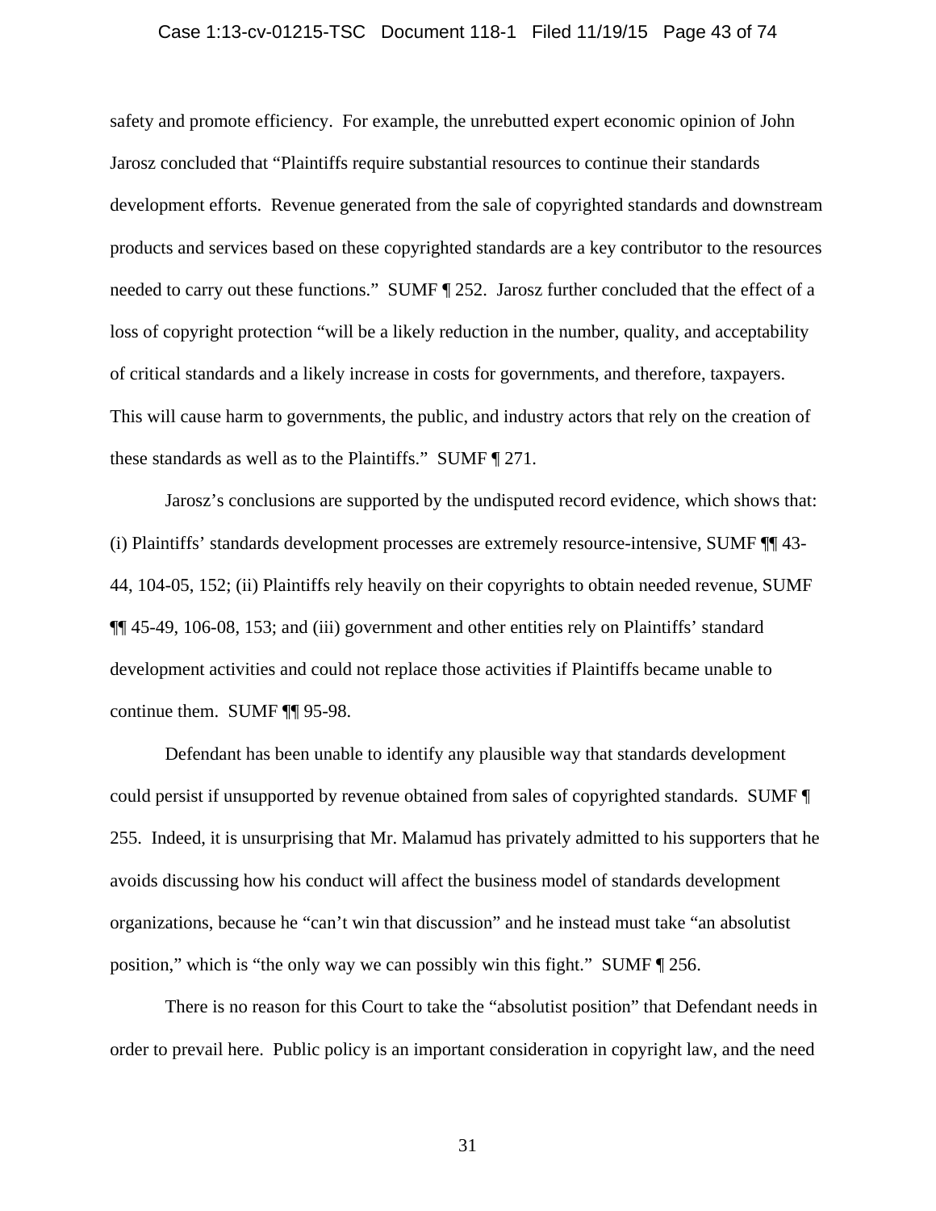safety and promote efficiency. For example, the unrebutted expert economic opinion of John Jarosz concluded that "Plaintiffs require substantial resources to continue their standards development efforts. Revenue generated from the sale of copyrighted standards and downstream products and services based on these copyrighted standards are a key contributor to the resources needed to carry out these functions." SUMF ¶ 252. Jarosz further concluded that the effect of a loss of copyright protection "will be a likely reduction in the number, quality, and acceptability of critical standards and a likely increase in costs for governments, and therefore, taxpayers. This will cause harm to governments, the public, and industry actors that rely on the creation of these standards as well as to the Plaintiffs." SUMF ¶ 271.

Jarosz's conclusions are supported by the undisputed record evidence, which shows that: (i) Plaintiffs' standards development processes are extremely resource-intensive, SUMF ¶¶ 43-44, 104-05, 152; (ii) Plaintiffs rely heavily on their copyrights to obtain needed revenue, SUMF ¶¶ 45-49, 106-08, 153; and (iii) government and other entities rely on Plaintiffs' standard development activities and could not replace those activities if Plaintiffs became unable to continue them. SUMF ¶¶ 95-98.

Defendant has been unable to identify any plausible way that standards development could persist if unsupported by revenue obtained from sales of copyrighted standards. SUMF ¶ 255. Indeed, it is unsurprising that Mr. Malamud has privately admitted to his supporters that he avoids discussing how his conduct will affect the business model of standards development organizations, because he "can't win that discussion" and he instead must take "an absolutist position," which is "the only way we can possibly win this fight." SUMF ¶ 256.

There is no reason for this Court to take the "absolutist position" that Defendant needs in order to prevail here. Public policy is an important consideration in copyright law, and the need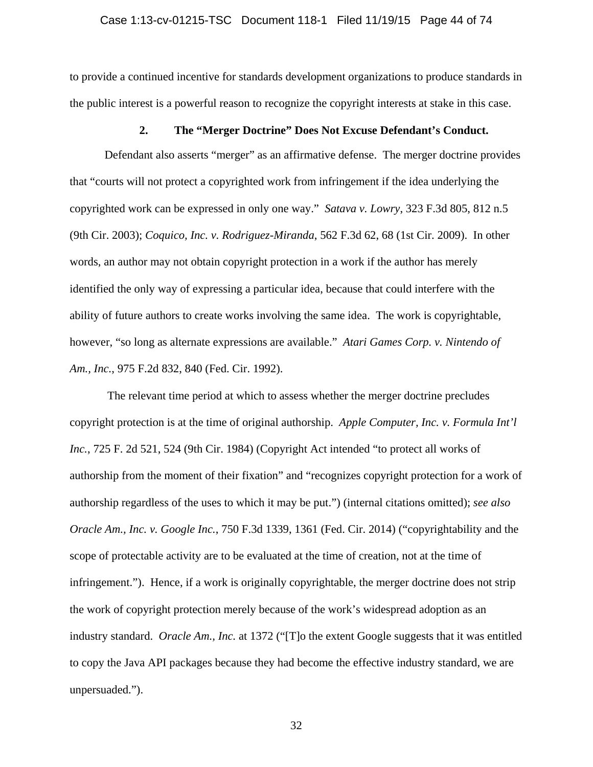to provide a continued incentive for standards development organizations to produce standards in the public interest is a powerful reason to recognize the copyright interests at stake in this case.

### 2. The "Merger Doctrine" Does Not Excuse Defendant's Conduct.

Defendant also asserts "merger" as an affirmative defense. The merger doctrine provides that "courts will not protect a copyrighted work from infringement if the idea underlying the copyrighted work can be expressed in only one way." *Satava v. Lowry*, 323 F.3d 805, 812 n.5 (9th Cir. 2003); *Coquico, Inc. v. Rodriguez-Miranda*, 562 F.3d 62, 68 (1st Cir. 2009). In other words, an author may not obtain copyright protection in a work if the author has merely identified the only way of expressing a particular idea, because that could interfere with the ability of future authors to create works involving the same idea. The work is copyrightable, however, "so long as alternate expressions are available." *Atari Games Corp. v. Nintendo of Am., Inc.*, 975 F.2d 832, 840 (Fed. Cir. 1992).

The relevant time period at which to assess whether the merger doctrine precludes copyright protection is at the time of original authorship. *Apple Computer, Inc. v. Formula Int'l Inc.*, 725 F. 2d 521, 524 (9th Cir. 1984) (Copyright Act intended "to protect all works of authorship from the moment of their fixation" and "recognizes copyright protection for a work of authorship regardless of the uses to which it may be put.") (internal citations omitted); *see also Oracle Am., Inc. v. Google Inc.*, 750 F.3d 1339, 1361 (Fed. Cir. 2014) ("copyrightability and the scope of protectable activity are to be evaluated at the time of creation, not at the time of infringement."). Hence, if a work is originally copyrightable, the merger doctrine does not strip the work of copyright protection merely because of the work's widespread adoption as an industry standard. *Oracle Am., Inc.* at 1372 ("[T]o the extent Google suggests that it was entitled to copy the Java API packages because they had become the effective industry standard, we are unpersuaded.").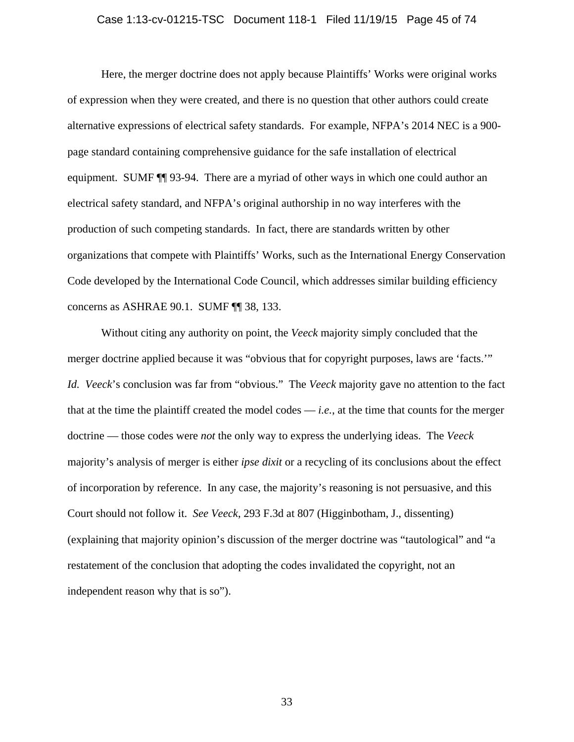Here, the merger doctrine does not apply because Plaintiffs' Works were original works of expression when they were created, and there is no question that other authors could create alternative expressions of electrical safety standards. For example, NFPA's 2014 NEC is a 900-page standard containing comprehensive guidance for the safe installation of electrical equipment. SUMF ¶¶ 93-94. There are a myriad of other ways in which one could author an electrical safety standard, and NFPA's original authorship in no way interferes with the production of such competing standards. In fact, there are standards written by other organizations that compete with Plaintiffs' Works, such as the International Energy Conservation Code developed by the International Code Council, which addresses similar building efficiency concerns as ASHRAE 90.1. SUMF ¶¶ 38, 133.

Without citing any authority on point, the *Veeck* majority simply concluded that the merger doctrine applied because it was "obvious that for copyright purposes, laws are 'facts.'" *Id.* *Veeck*'s conclusion was far from "obvious." The *Veeck* majority gave no attention to the fact that at the time the plaintiff created the model codes — *i.e.*, at the time that counts for the merger doctrine — those codes were *not* the only way to express the underlying ideas. The *Veeck* majority's analysis of merger is either *ipse dixit* or a recycling of its conclusions about the effect of incorporation by reference. In any case, the majority's reasoning is not persuasive, and this Court should not follow it. *See Veeck*, 293 F.3d at 807 (Higginbotham, J., dissenting) (explaining that majority opinion's discussion of the merger doctrine was "tautological" and "a restatement of the conclusion that adopting the codes invalidated the copyright, not an independent reason why that is so").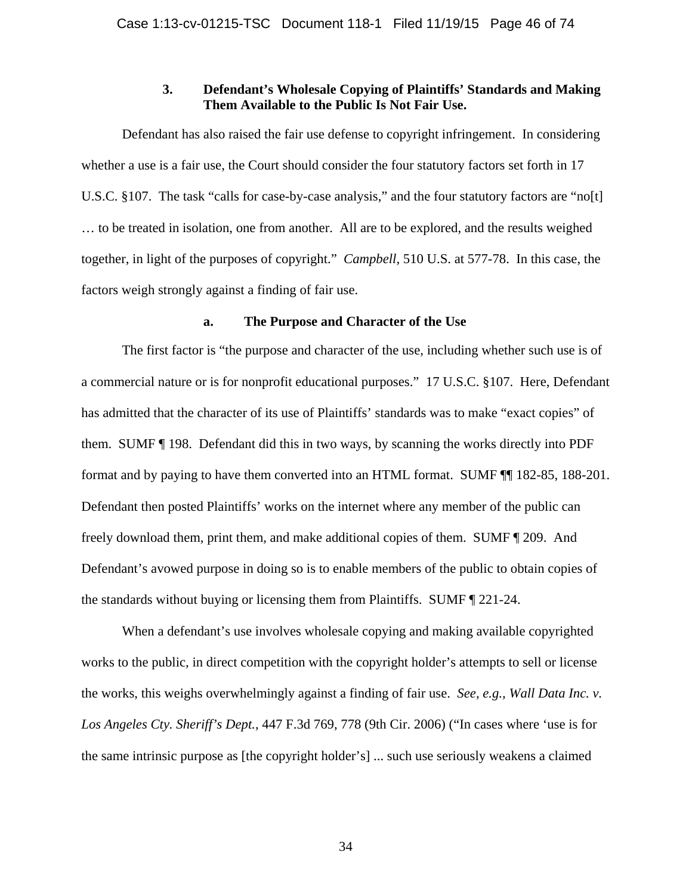### 3. Defendant's Wholesale Copying of Plaintiffs' Standards and Making Them Available to the Public Is Not Fair Use.

Defendant has also raised the fair use defense to copyright infringement. In considering whether a use is a fair use, the Court should consider the four statutory factors set forth in 17 U.S.C. §107. The task "calls for case-by-case analysis," and the four statutory factors are "no[t] … to be treated in isolation, one from another. All are to be explored, and the results weighed together, in light of the purposes of copyright." *Campbell*, 510 U.S. at 577-78. In this case, the factors weigh strongly against a finding of fair use.

#### a. The Purpose and Character of the Use

The first factor is "the purpose and character of the use, including whether such use is of a commercial nature or is for nonprofit educational purposes." 17 U.S.C. §107. Here, Defendant has admitted that the character of its use of Plaintiffs' standards was to make "exact copies" of them. SUMF ¶ 198. Defendant did this in two ways, by scanning the works directly into PDF format and by paying to have them converted into an HTML format. SUMF ¶¶ 182-85, 188-201. Defendant then posted Plaintiffs' works on the internet where any member of the public can freely download them, print them, and make additional copies of them. SUMF ¶ 209. And Defendant's avowed purpose in doing so is to enable members of the public to obtain copies of the standards without buying or licensing them from Plaintiffs. SUMF ¶ 221-24.

When a defendant's use involves wholesale copying and making available copyrighted works to the public, in direct competition with the copyright holder's attempts to sell or license the works, this weighs overwhelmingly against a finding of fair use. *See, e.g., Wall Data Inc. v. Los Angeles Cty. Sheriff's Dept.*, 447 F.3d 769, 778 (9th Cir. 2006) ("In cases where 'use is for the same intrinsic purpose as [the copyright holder's] ... such use seriously weakens a claimed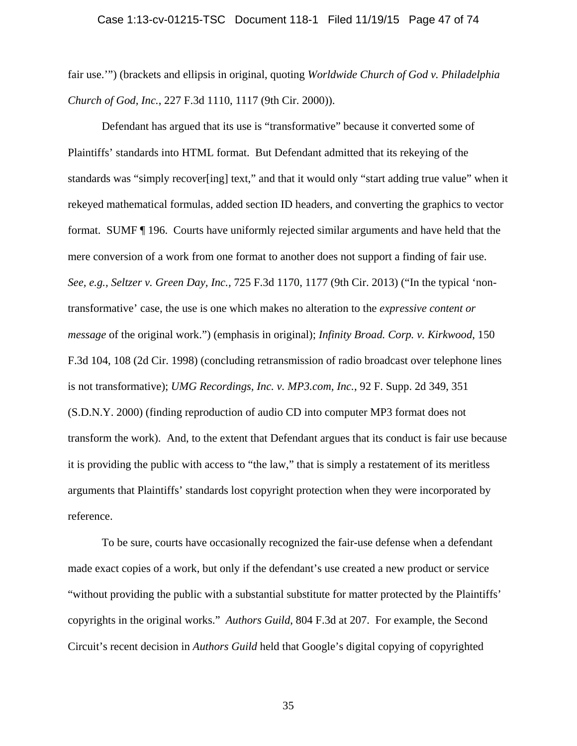fair use.'") (brackets and ellipsis in original, quoting *Worldwide Church of God v. Philadelphia Church of God, Inc.*, 227 F.3d 1110, 1117 (9th Cir. 2000)).

Defendant has argued that its use is "transformative" because it converted some of Plaintiffs' standards into HTML format. But Defendant admitted that its rekeying of the standards was "simply recover[ing] text," and that it would only "start adding true value" when it rekeyed mathematical formulas, added section ID headers, and converting the graphics to vector format. SUMF ¶ 196. Courts have uniformly rejected similar arguments and have held that the mere conversion of a work from one format to another does not support a finding of fair use. *See, e.g., Seltzer v. Green Day, Inc.*, 725 F.3d 1170, 1177 (9th Cir. 2013) ("In the typical 'non-transformative' case, the use is one which makes no alteration to the *expressive content or message* of the original work.") (emphasis in original); *Infinity Broad. Corp. v. Kirkwood*, 150 F.3d 104, 108 (2d Cir. 1998) (concluding retransmission of radio broadcast over telephone lines is not transformative); *UMG Recordings, Inc. v. MP3.com, Inc.*, 92 F. Supp. 2d 349, 351 (S.D.N.Y. 2000) (finding reproduction of audio CD into computer MP3 format does not transform the work). And, to the extent that Defendant argues that its conduct is fair use because it is providing the public with access to "the law," that is simply a restatement of its meritless arguments that Plaintiffs' standards lost copyright protection when they were incorporated by reference.

To be sure, courts have occasionally recognized the fair-use defense when a defendant made exact copies of a work, but only if the defendant's use created a new product or service "without providing the public with a substantial substitute for matter protected by the Plaintiffs' copyrights in the original works." *Authors Guild*, 804 F.3d at 207. For example, the Second Circuit's recent decision in *Authors Guild* held that Google's digital copying of copyrighted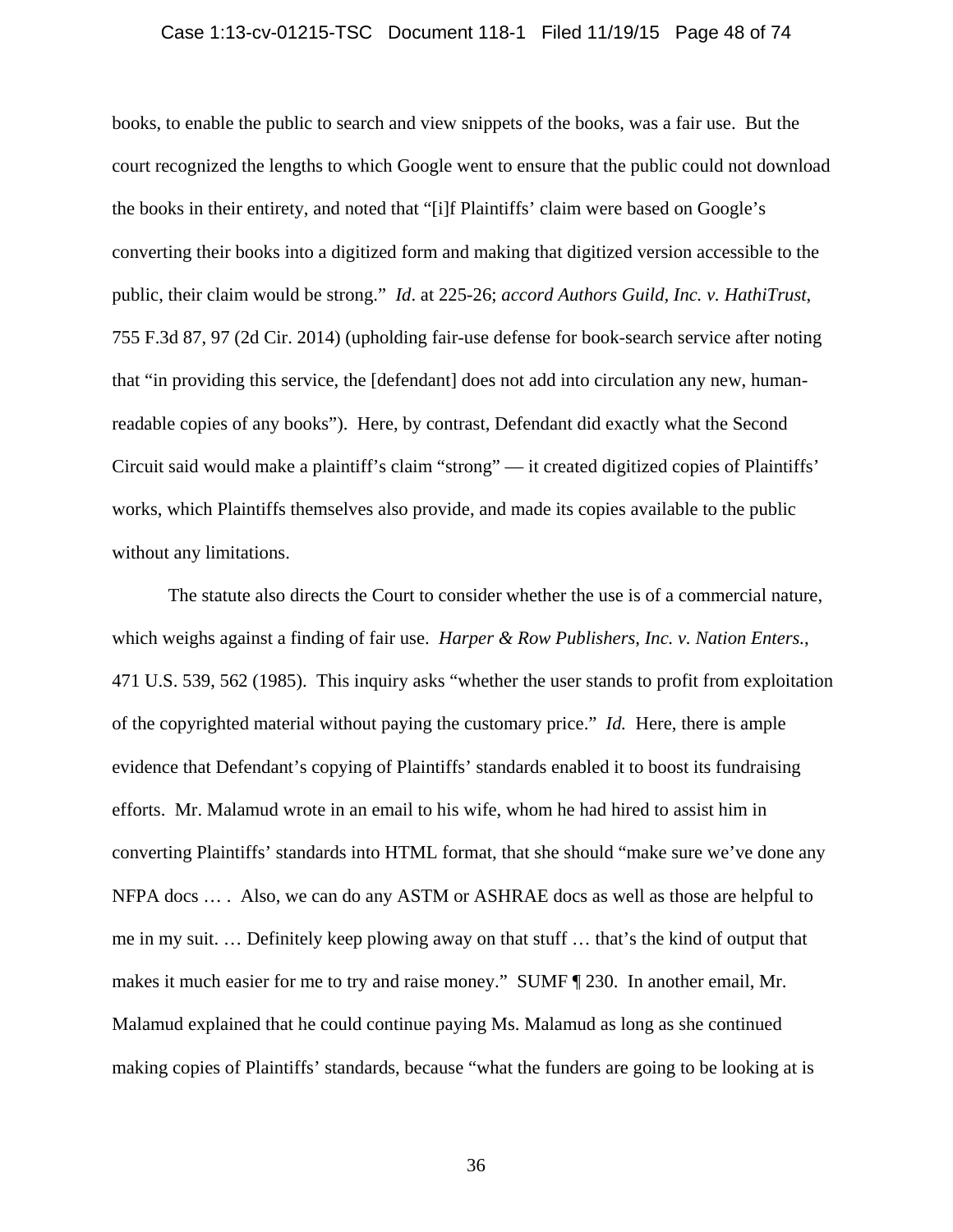books, to enable the public to search and view snippets of the books, was a fair use. But the court recognized the lengths to which Google went to ensure that the public could not download the books in their entirety, and noted that "[i]f Plaintiffs' claim were based on Google's converting their books into a digitized form and making that digitized version accessible to the public, their claim would be strong." *Id*. at 225-26; *accord Authors Guild, Inc. v. HathiTrust*, 755 F.3d 87, 97 (2d Cir. 2014) (upholding fair-use defense for book-search service after noting that "in providing this service, the [defendant] does not add into circulation any new, human-readable copies of any books"). Here, by contrast, Defendant did exactly what the Second Circuit said would make a plaintiff's claim "strong" — it created digitized copies of Plaintiffs' works, which Plaintiffs themselves also provide, and made its copies available to the public without any limitations.

The statute also directs the Court to consider whether the use is of a commercial nature, which weighs against a finding of fair use. *Harper & Row Publishers, Inc. v. Nation Enters.*, 471 U.S. 539, 562 (1985). This inquiry asks "whether the user stands to profit from exploitation of the copyrighted material without paying the customary price." *Id.* Here, there is ample evidence that Defendant's copying of Plaintiffs' standards enabled it to boost its fundraising efforts. Mr. Malamud wrote in an email to his wife, whom he had hired to assist him in converting Plaintiffs' standards into HTML format, that she should "make sure we've done any NFPA docs … . Also, we can do any ASTM or ASHRAE docs as well as those are helpful to me in my suit. … Definitely keep plowing away on that stuff … that's the kind of output that makes it much easier for me to try and raise money." SUMF ¶ 230. In another email, Mr. Malamud explained that he could continue paying Ms. Malamud as long as she continued making copies of Plaintiffs' standards, because "what the funders are going to be looking at is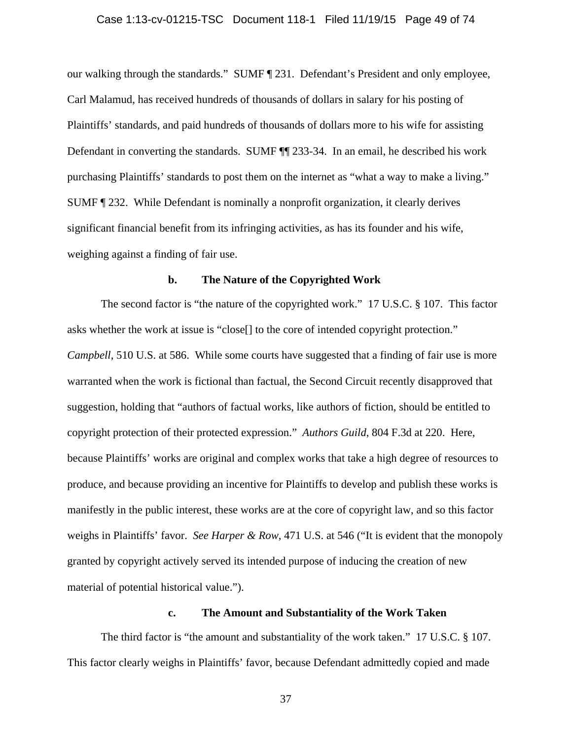our walking through the standards." SUMF ¶ 231. Defendant's President and only employee, Carl Malamud, has received hundreds of thousands of dollars in salary for his posting of Plaintiffs' standards, and paid hundreds of thousands of dollars more to his wife for assisting Defendant in converting the standards. SUMF ¶¶ 233-34. In an email, he described his work purchasing Plaintiffs' standards to post them on the internet as "what a way to make a living." SUMF ¶ 232. While Defendant is nominally a nonprofit organization, it clearly derives significant financial benefit from its infringing activities, as has its founder and his wife, weighing against a finding of fair use.

**b. The Nature of the Copyrighted Work**

The second factor is "the nature of the copyrighted work." 17 U.S.C. § 107. This factor asks whether the work at issue is "close[] to the core of intended copyright protection." *Campbell*, 510 U.S. at 586. While some courts have suggested that a finding of fair use is more warranted when the work is fictional than factual, the Second Circuit recently disapproved that suggestion, holding that "authors of factual works, like authors of fiction, should be entitled to copyright protection of their protected expression." *Authors Guild*, 804 F.3d at 220. Here, because Plaintiffs' works are original and complex works that take a high degree of resources to produce, and because providing an incentive for Plaintiffs to develop and publish these works is manifestly in the public interest, these works are at the core of copyright law, and so this factor weighs in Plaintiffs' favor. *See Harper & Row*, 471 U.S. at 546 ("It is evident that the monopoly granted by copyright actively served its intended purpose of inducing the creation of new material of potential historical value.").

**c. The Amount and Substantiality of the Work Taken**

The third factor is "the amount and substantiality of the work taken." 17 U.S.C. § 107. This factor clearly weighs in Plaintiffs' favor, because Defendant admittedly copied and made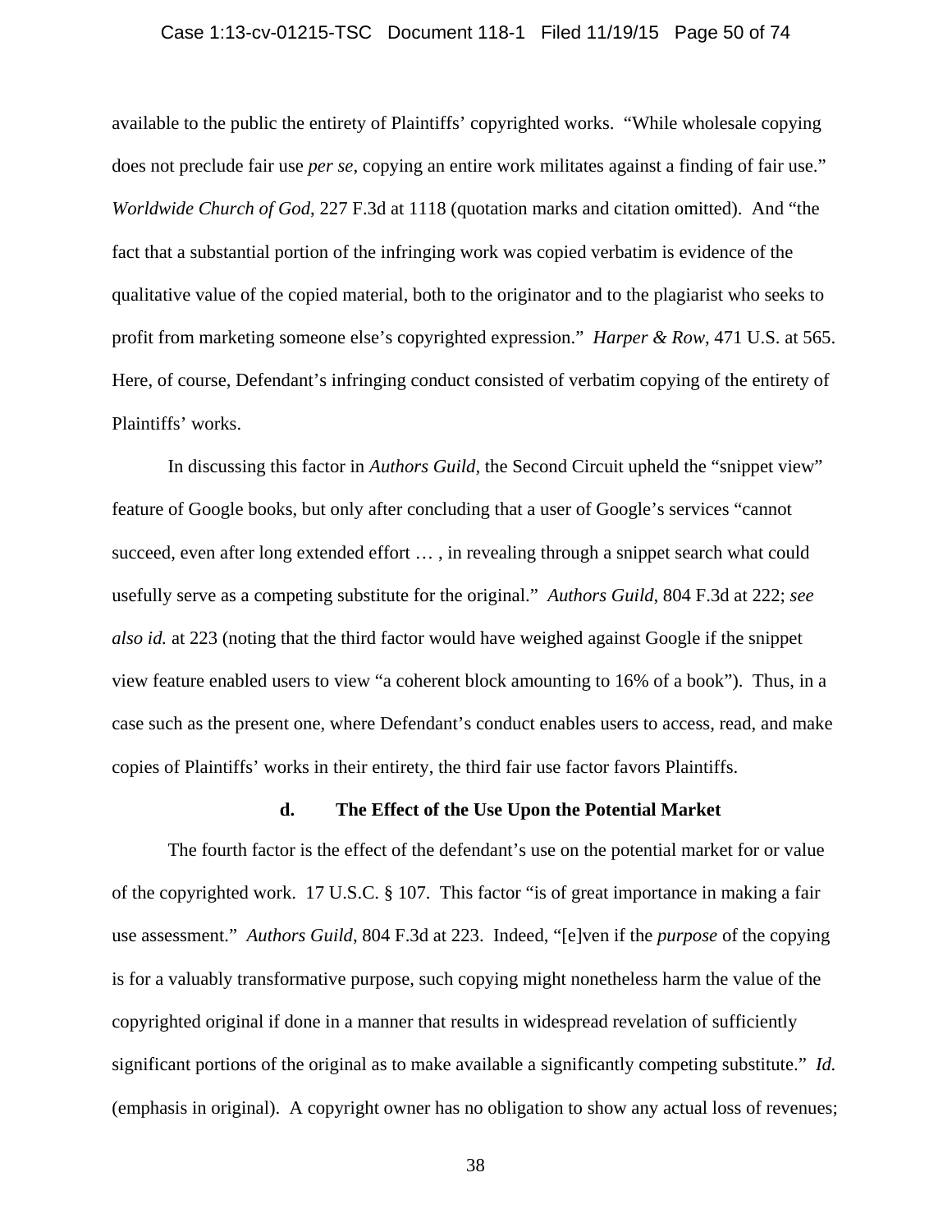available to the public the entirety of Plaintiffs' copyrighted works. "While wholesale copying does not preclude fair use *per se*, copying an entire work militates against a finding of fair use." *Worldwide Church of God*, 227 F.3d at 1118 (quotation marks and citation omitted). And "the fact that a substantial portion of the infringing work was copied verbatim is evidence of the qualitative value of the copied material, both to the originator and to the plagiarist who seeks to profit from marketing someone else's copyrighted expression." *Harper & Row*, 471 U.S. at 565. Here, of course, Defendant's infringing conduct consisted of verbatim copying of the entirety of Plaintiffs' works.

In discussing this factor in *Authors Guild*, the Second Circuit upheld the "snippet view" feature of Google books, but only after concluding that a user of Google's services "cannot succeed, even after long extended effort … , in revealing through a snippet search what could usefully serve as a competing substitute for the original." *Authors Guild*, 804 F.3d at 222; *see also id.* at 223 (noting that the third factor would have weighed against Google if the snippet view feature enabled users to view "a coherent block amounting to 16% of a book"). Thus, in a case such as the present one, where Defendant's conduct enables users to access, read, and make copies of Plaintiffs' works in their entirety, the third fair use factor favors Plaintiffs.

**d. The Effect of the Use Upon the Potential Market**

The fourth factor is the effect of the defendant's use on the potential market for or value of the copyrighted work. 17 U.S.C. § 107. This factor "is of great importance in making a fair use assessment." *Authors Guild*, 804 F.3d at 223. Indeed, "[e]ven if the *purpose* of the copying is for a valuably transformative purpose, such copying might nonetheless harm the value of the copyrighted original if done in a manner that results in widespread revelation of sufficiently significant portions of the original as to make available a significantly competing substitute." *Id.* (emphasis in original). A copyright owner has no obligation to show any actual loss of revenues;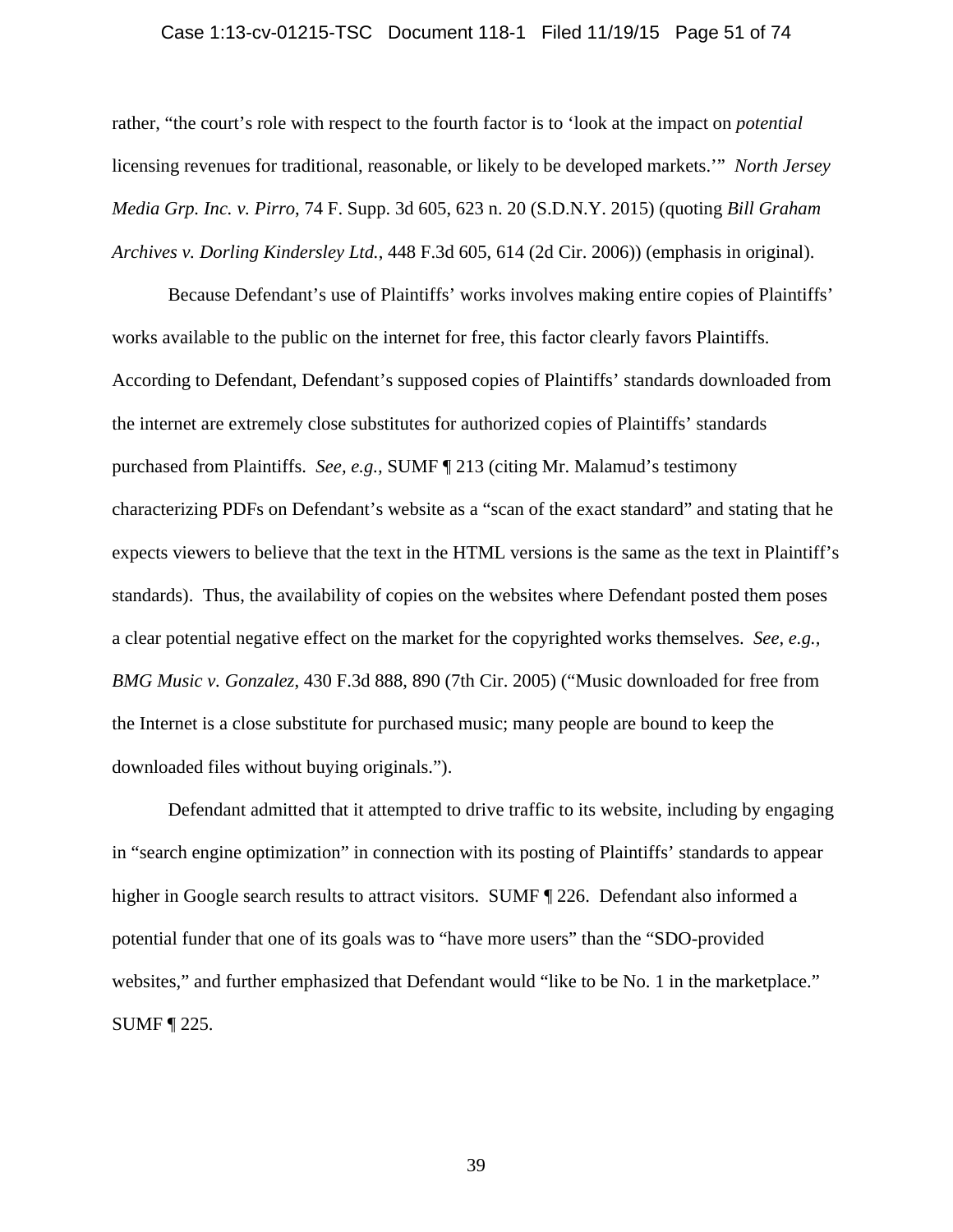rather, "the court's role with respect to the fourth factor is to 'look at the impact on *potential* licensing revenues for traditional, reasonable, or likely to be developed markets.'" *North Jersey Media Grp. Inc. v. Pirro*, 74 F. Supp. 3d 605, 623 n. 20 (S.D.N.Y. 2015) (quoting *Bill Graham Archives v. Dorling Kindersley Ltd.*, 448 F.3d 605, 614 (2d Cir. 2006)) (emphasis in original).

Because Defendant's use of Plaintiffs' works involves making entire copies of Plaintiffs' works available to the public on the internet for free, this factor clearly favors Plaintiffs. According to Defendant, Defendant's supposed copies of Plaintiffs' standards downloaded from the internet are extremely close substitutes for authorized copies of Plaintiffs' standards purchased from Plaintiffs. *See, e.g.,* SUMF ¶ 213 (citing Mr. Malamud's testimony characterizing PDFs on Defendant's website as a "scan of the exact standard" and stating that he expects viewers to believe that the text in the HTML versions is the same as the text in Plaintiff's standards). Thus, the availability of copies on the websites where Defendant posted them poses a clear potential negative effect on the market for the copyrighted works themselves. *See, e.g., BMG Music v. Gonzalez*, 430 F.3d 888, 890 (7th Cir. 2005) ("Music downloaded for free from the Internet is a close substitute for purchased music; many people are bound to keep the downloaded files without buying originals.").

Defendant admitted that it attempted to drive traffic to its website, including by engaging in "search engine optimization" in connection with its posting of Plaintiffs' standards to appear higher in Google search results to attract visitors. SUMF ¶ 226. Defendant also informed a potential funder that one of its goals was to "have more users" than the "SDO-provided websites," and further emphasized that Defendant would "like to be No. 1 in the marketplace." SUMF ¶ 225.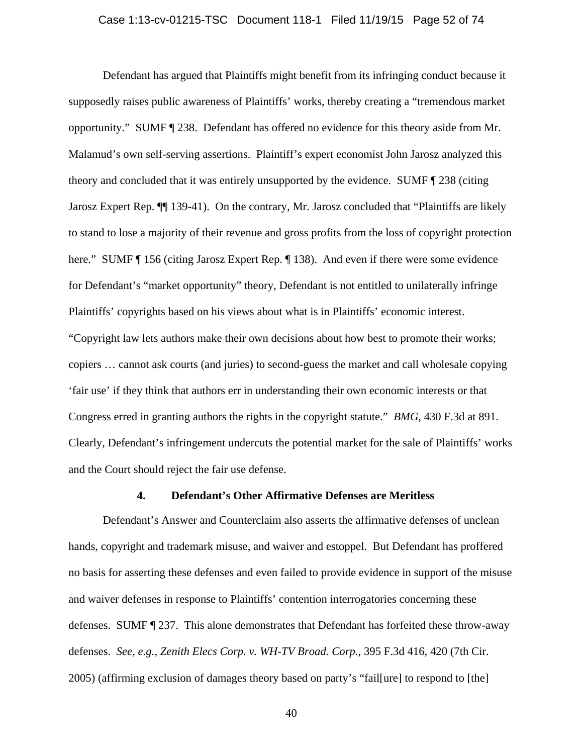Defendant has argued that Plaintiffs might benefit from its infringing conduct because it supposedly raises public awareness of Plaintiffs' works, thereby creating a "tremendous market opportunity." SUMF ¶ 238. Defendant has offered no evidence for this theory aside from Mr. Malamud's own self-serving assertions. Plaintiff's expert economist John Jarosz analyzed this theory and concluded that it was entirely unsupported by the evidence. SUMF ¶ 238 (citing Jarosz Expert Rep. ¶¶ 139-41). On the contrary, Mr. Jarosz concluded that "Plaintiffs are likely to stand to lose a majority of their revenue and gross profits from the loss of copyright protection here." SUMF ¶ 156 (citing Jarosz Expert Rep. ¶ 138). And even if there were some evidence for Defendant's "market opportunity" theory, Defendant is not entitled to unilaterally infringe Plaintiffs' copyrights based on his views about what is in Plaintiffs' economic interest. "Copyright law lets authors make their own decisions about how best to promote their works; copiers … cannot ask courts (and juries) to second-guess the market and call wholesale copying 'fair use' if they think that authors err in understanding their own economic interests or that Congress erred in granting authors the rights in the copyright statute." *BMG*, 430 F.3d at 891. Clearly, Defendant's infringement undercuts the potential market for the sale of Plaintiffs' works and the Court should reject the fair use defense.

#### 4. Defendant's Other Affirmative Defenses are Meritless

Defendant's Answer and Counterclaim also asserts the affirmative defenses of unclean hands, copyright and trademark misuse, and waiver and estoppel. But Defendant has proffered no basis for asserting these defenses and even failed to provide evidence in support of the misuse and waiver defenses in response to Plaintiffs' contention interrogatories concerning these defenses. SUMF ¶ 237. This alone demonstrates that Defendant has forfeited these throw-away defenses. *See, e.g.*, *Zenith Elecs Corp. v. WH-TV Broad. Corp.*, 395 F.3d 416, 420 (7th Cir. 2005) (affirming exclusion of damages theory based on party's "fail[ure] to respond to [the]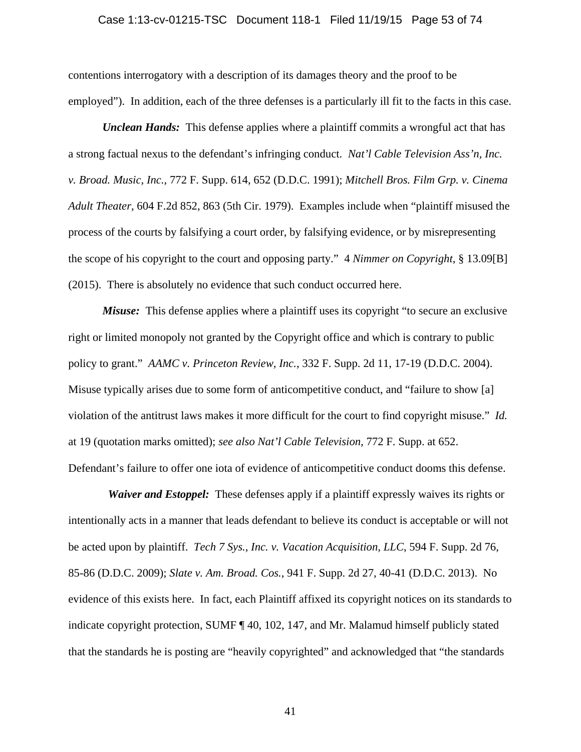contentions interrogatory with a description of its damages theory and the proof to be employed"). In addition, each of the three defenses is a particularly ill fit to the facts in this case.

***Unclean Hands:*** This defense applies where a plaintiff commits a wrongful act that has a strong factual nexus to the defendant's infringing conduct. *Nat'l Cable Television Ass'n, Inc. v. Broad. Music, Inc.*, 772 F. Supp. 614, 652 (D.D.C. 1991); *Mitchell Bros. Film Grp. v. Cinema Adult Theater*, 604 F.2d 852, 863 (5th Cir. 1979). Examples include when "plaintiff misused the process of the courts by falsifying a court order, by falsifying evidence, or by misrepresenting the scope of his copyright to the court and opposing party." 4 *Nimmer on Copyright*, § 13.09[B] (2015). There is absolutely no evidence that such conduct occurred here.

***Misuse:*** This defense applies where a plaintiff uses its copyright "to secure an exclusive right or limited monopoly not granted by the Copyright office and which is contrary to public policy to grant." *AAMC v. Princeton Review, Inc.*, 332 F. Supp. 2d 11, 17-19 (D.D.C. 2004). Misuse typically arises due to some form of anticompetitive conduct, and "failure to show [a] violation of the antitrust laws makes it more difficult for the court to find copyright misuse." *Id.* at 19 (quotation marks omitted); *see also Nat'l Cable Television*, 772 F. Supp. at 652. Defendant's failure to offer one iota of evidence of anticompetitive conduct dooms this defense.

***Waiver and Estoppel:*** These defenses apply if a plaintiff expressly waives its rights or intentionally acts in a manner that leads defendant to believe its conduct is acceptable or will not be acted upon by plaintiff. *Tech 7 Sys., Inc. v. Vacation Acquisition, LLC*, 594 F. Supp. 2d 76, 85-86 (D.D.C. 2009); *Slate v. Am. Broad. Cos.*, 941 F. Supp. 2d 27, 40-41 (D.D.C. 2013). No evidence of this exists here. In fact, each Plaintiff affixed its copyright notices on its standards to indicate copyright protection, SUMF ¶ 40, 102, 147, and Mr. Malamud himself publicly stated that the standards he is posting are "heavily copyrighted" and acknowledged that "the standards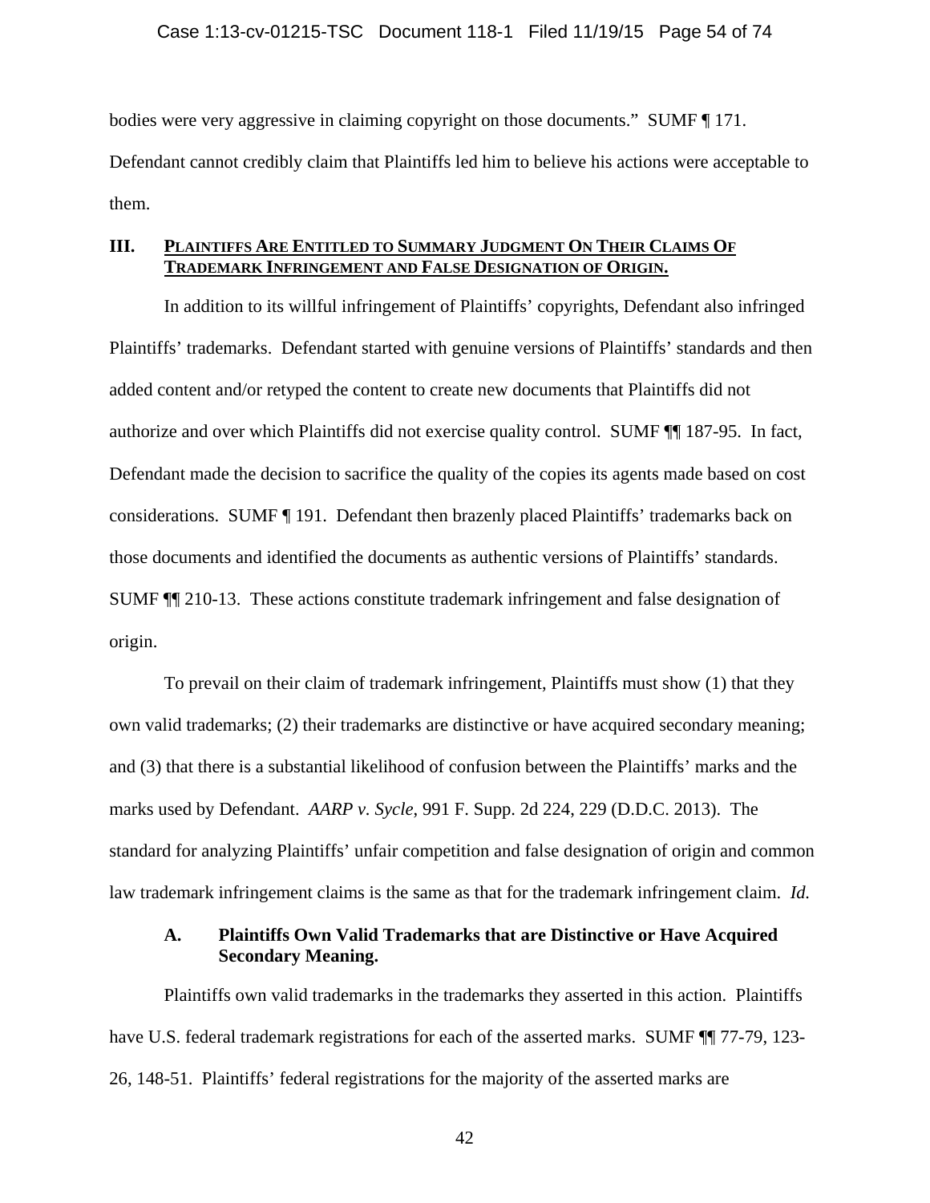bodies were very aggressive in claiming copyright on those documents." SUMF ¶ 171. Defendant cannot credibly claim that Plaintiffs led him to believe his actions were acceptable to them.

## III. PLAINTIFFS ARE ENTITLED TO SUMMARY JUDGMENT ON THEIR CLAIMS OF TRADEMARK INFRINGEMENT AND FALSE DESIGNATION OF ORIGIN.

In addition to its willful infringement of Plaintiffs' copyrights, Defendant also infringed Plaintiffs' trademarks. Defendant started with genuine versions of Plaintiffs' standards and then added content and/or retyped the content to create new documents that Plaintiffs did not authorize and over which Plaintiffs did not exercise quality control. SUMF ¶¶ 187-95. In fact, Defendant made the decision to sacrifice the quality of the copies its agents made based on cost considerations. SUMF ¶ 191. Defendant then brazenly placed Plaintiffs' trademarks back on those documents and identified the documents as authentic versions of Plaintiffs' standards. SUMF ¶¶ 210-13. These actions constitute trademark infringement and false designation of origin.

To prevail on their claim of trademark infringement, Plaintiffs must show (1) that they own valid trademarks; (2) their trademarks are distinctive or have acquired secondary meaning; and (3) that there is a substantial likelihood of confusion between the Plaintiffs' marks and the marks used by Defendant. *AARP v. Sycle*, 991 F. Supp. 2d 224, 229 (D.D.C. 2013). The standard for analyzing Plaintiffs' unfair competition and false designation of origin and common law trademark infringement claims is the same as that for the trademark infringement claim. *Id.*

### A. Plaintiffs Own Valid Trademarks that are Distinctive or Have Acquired Secondary Meaning.

Plaintiffs own valid trademarks in the trademarks they asserted in this action. Plaintiffs have U.S. federal trademark registrations for each of the asserted marks. SUMF ¶¶ 77-79, 123-26, 148-51. Plaintiffs' federal registrations for the majority of the asserted marks are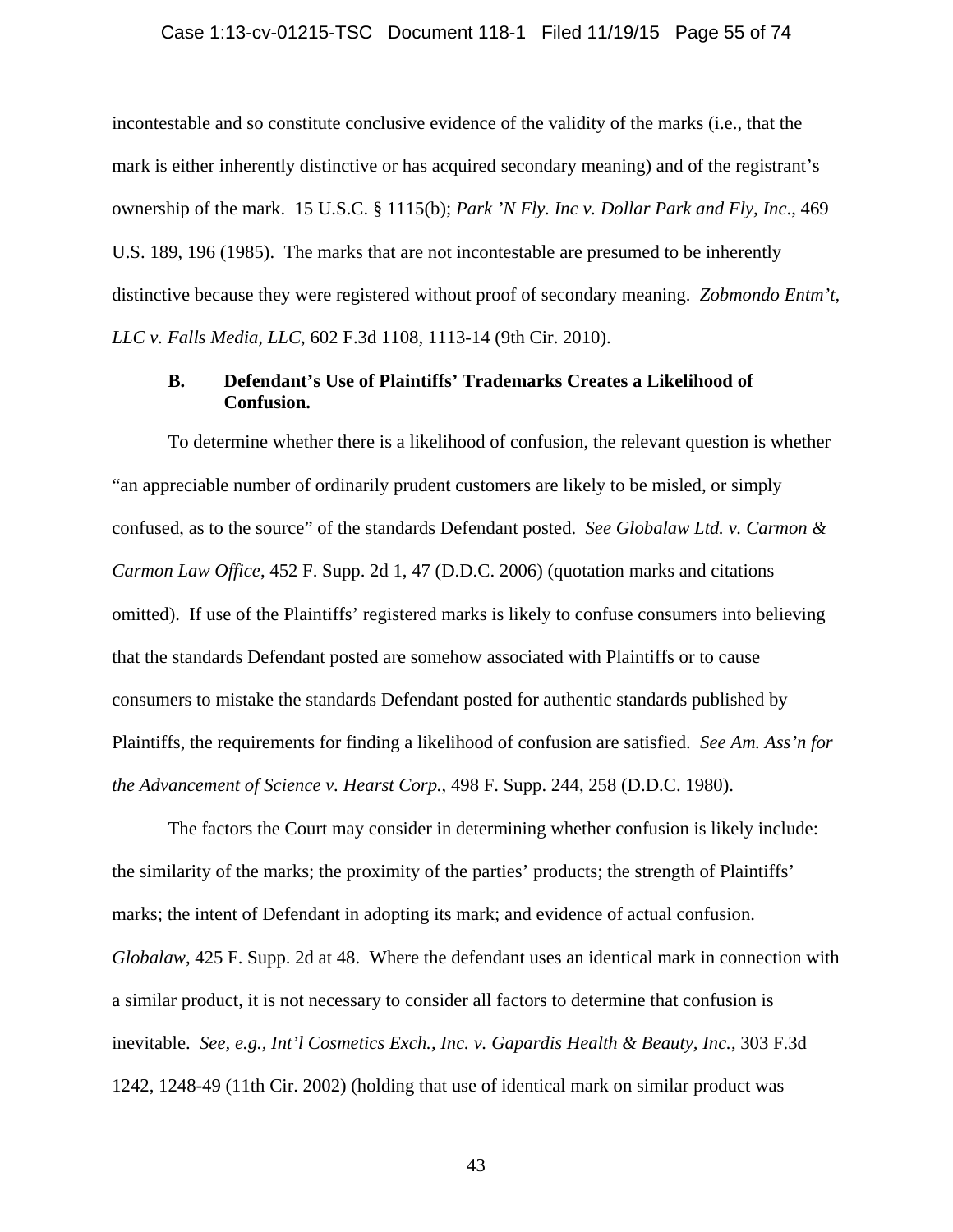incontestable and so constitute conclusive evidence of the validity of the marks (i.e., that the mark is either inherently distinctive or has acquired secondary meaning) and of the registrant's ownership of the mark. 15 U.S.C. § 1115(b); *Park 'N Fly. Inc v. Dollar Park and Fly, Inc*., 469 U.S. 189, 196 (1985). The marks that are not incontestable are presumed to be inherently distinctive because they were registered without proof of secondary meaning. *Zobmondo Entm't, LLC v. Falls Media, LLC*, 602 F.3d 1108, 1113-14 (9th Cir. 2010).

### B. Defendant's Use of Plaintiffs' Trademarks Creates a Likelihood of Confusion.

To determine whether there is a likelihood of confusion, the relevant question is whether "an appreciable number of ordinarily prudent customers are likely to be misled, or simply confused, as to the source" of the standards Defendant posted. *See Globalaw Ltd. v. Carmon & Carmon Law Office*, 452 F. Supp. 2d 1, 47 (D.D.C. 2006) (quotation marks and citations omitted). If use of the Plaintiffs' registered marks is likely to confuse consumers into believing that the standards Defendant posted are somehow associated with Plaintiffs or to cause consumers to mistake the standards Defendant posted for authentic standards published by Plaintiffs, the requirements for finding a likelihood of confusion are satisfied. *See Am. Ass'n for the Advancement of Science v. Hearst Corp.*, 498 F. Supp. 244, 258 (D.D.C. 1980).

The factors the Court may consider in determining whether confusion is likely include: the similarity of the marks; the proximity of the parties' products; the strength of Plaintiffs' marks; the intent of Defendant in adopting its mark; and evidence of actual confusion. *Globalaw*, 425 F. Supp. 2d at 48. Where the defendant uses an identical mark in connection with a similar product, it is not necessary to consider all factors to determine that confusion is inevitable. *See, e.g., Int'l Cosmetics Exch., Inc. v. Gapardis Health & Beauty, Inc.*, 303 F.3d 1242, 1248-49 (11th Cir. 2002) (holding that use of identical mark on similar product was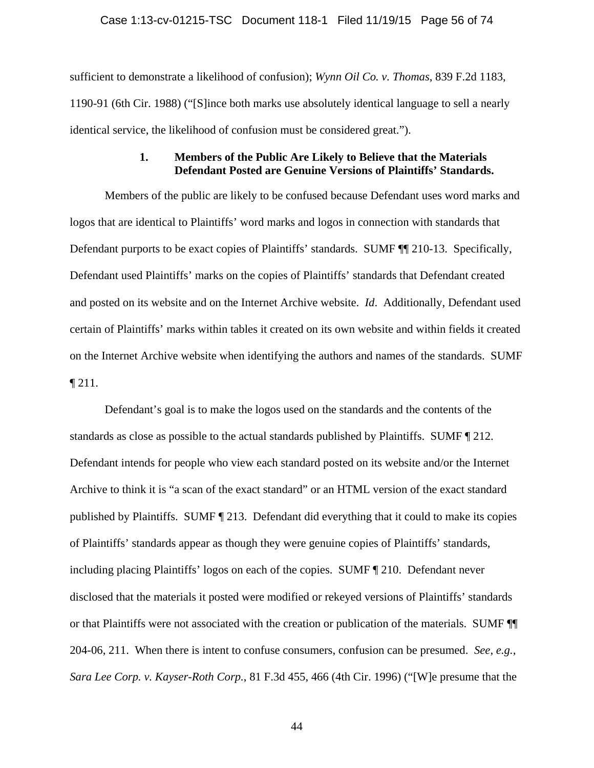sufficient to demonstrate a likelihood of confusion); *Wynn Oil Co. v. Thomas*, 839 F.2d 1183, 1190-91 (6th Cir. 1988) ("[S]ince both marks use absolutely identical language to sell a nearly identical service, the likelihood of confusion must be considered great.").

### 1. Members of the Public Are Likely to Believe that the Materials Defendant Posted are Genuine Versions of Plaintiffs' Standards.

Members of the public are likely to be confused because Defendant uses word marks and logos that are identical to Plaintiffs' word marks and logos in connection with standards that Defendant purports to be exact copies of Plaintiffs' standards. SUMF ¶¶ 210-13. Specifically, Defendant used Plaintiffs' marks on the copies of Plaintiffs' standards that Defendant created and posted on its website and on the Internet Archive website. *Id*. Additionally, Defendant used certain of Plaintiffs' marks within tables it created on its own website and within fields it created on the Internet Archive website when identifying the authors and names of the standards. SUMF ¶ 211.

Defendant's goal is to make the logos used on the standards and the contents of the standards as close as possible to the actual standards published by Plaintiffs. SUMF ¶ 212. Defendant intends for people who view each standard posted on its website and/or the Internet Archive to think it is "a scan of the exact standard" or an HTML version of the exact standard published by Plaintiffs. SUMF ¶ 213. Defendant did everything that it could to make its copies of Plaintiffs' standards appear as though they were genuine copies of Plaintiffs' standards, including placing Plaintiffs' logos on each of the copies. SUMF ¶ 210. Defendant never disclosed that the materials it posted were modified or rekeyed versions of Plaintiffs' standards or that Plaintiffs were not associated with the creation or publication of the materials. SUMF ¶¶ 204-06, 211. When there is intent to confuse consumers, confusion can be presumed. *See, e.g.*, *Sara Lee Corp. v. Kayser-Roth Corp.*, 81 F.3d 455, 466 (4th Cir. 1996) ("[W]e presume that the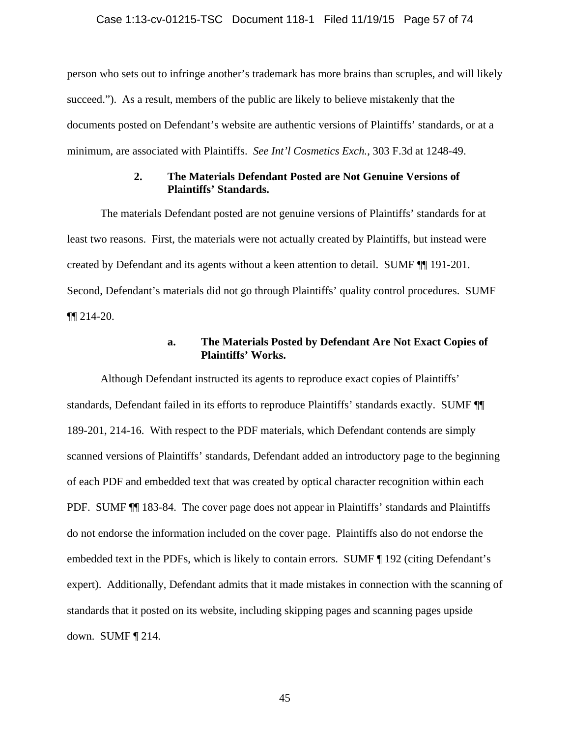person who sets out to infringe another's trademark has more brains than scruples, and will likely succeed."). As a result, members of the public are likely to believe mistakenly that the documents posted on Defendant's website are authentic versions of Plaintiffs' standards, or at a minimum, are associated with Plaintiffs. *See Int'l Cosmetics Exch.*, 303 F.3d at 1248-49.

### 2. The Materials Defendant Posted are Not Genuine Versions of Plaintiffs' Standards.

The materials Defendant posted are not genuine versions of Plaintiffs' standards for at least two reasons. First, the materials were not actually created by Plaintiffs, but instead were created by Defendant and its agents without a keen attention to detail. SUMF ¶¶ 191-201. Second, Defendant's materials did not go through Plaintiffs' quality control procedures. SUMF ¶¶ 214-20.

#### a. The Materials Posted by Defendant Are Not Exact Copies of Plaintiffs' Works.

Although Defendant instructed its agents to reproduce exact copies of Plaintiffs' standards, Defendant failed in its efforts to reproduce Plaintiffs' standards exactly. SUMF ¶¶ 189-201, 214-16. With respect to the PDF materials, which Defendant contends are simply scanned versions of Plaintiffs' standards, Defendant added an introductory page to the beginning of each PDF and embedded text that was created by optical character recognition within each PDF. SUMF ¶¶ 183-84. The cover page does not appear in Plaintiffs' standards and Plaintiffs do not endorse the information included on the cover page. Plaintiffs also do not endorse the embedded text in the PDFs, which is likely to contain errors. SUMF ¶ 192 (citing Defendant's expert). Additionally, Defendant admits that it made mistakes in connection with the scanning of standards that it posted on its website, including skipping pages and scanning pages upside down. SUMF ¶ 214.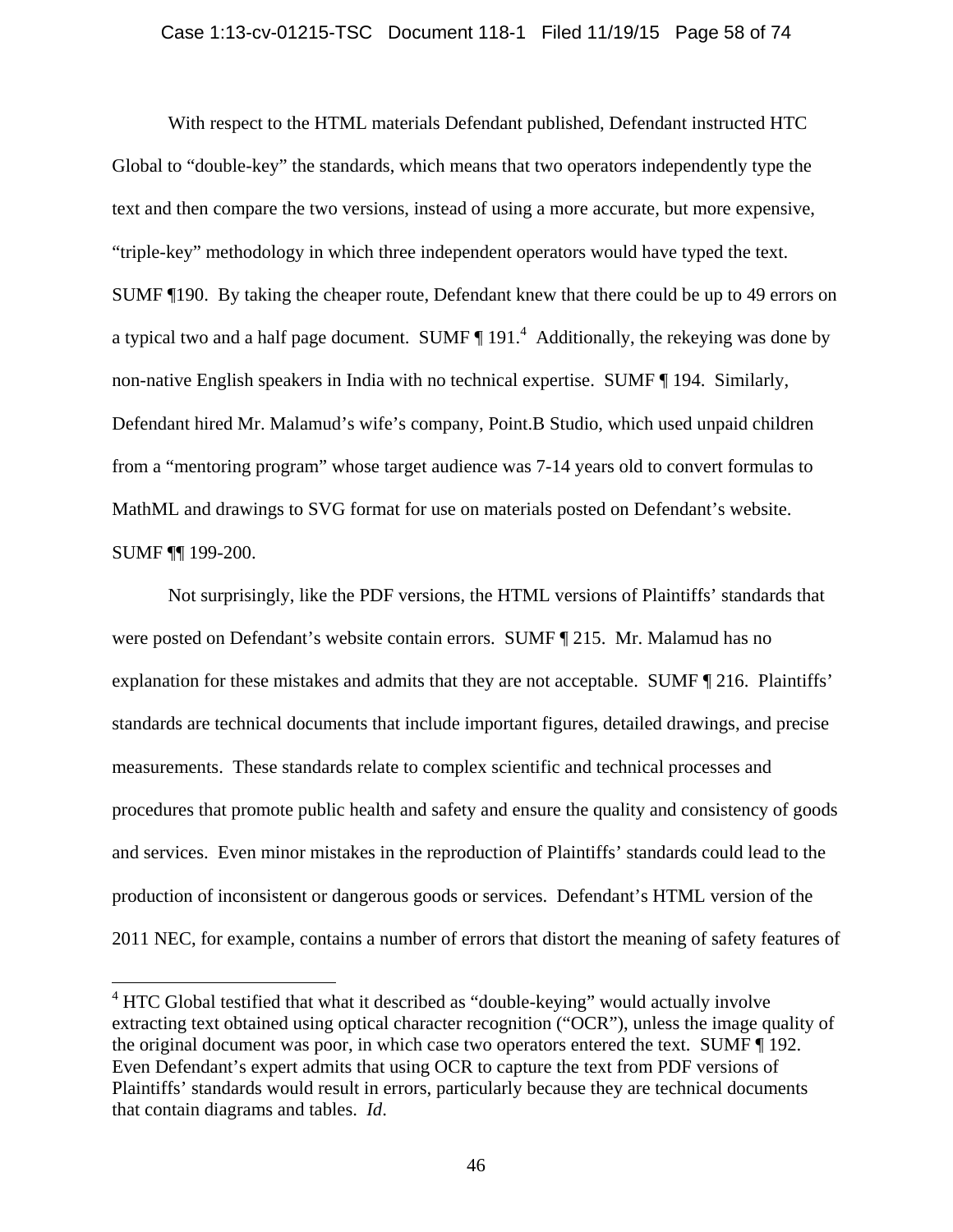With respect to the HTML materials Defendant published, Defendant instructed HTC Global to "double-key" the standards, which means that two operators independently type the text and then compare the two versions, instead of using a more accurate, but more expensive, "triple-key" methodology in which three independent operators would have typed the text. SUMF ¶190. By taking the cheaper route, Defendant knew that there could be up to 49 errors on a typical two and a half page document. SUMF ¶ 191.[4] Additionally, the rekeying was done by non-native English speakers in India with no technical expertise. SUMF ¶ 194. Similarly, Defendant hired Mr. Malamud's wife's company, Point.B Studio, which used unpaid children from a "mentoring program" whose target audience was 7-14 years old to convert formulas to MathML and drawings to SVG format for use on materials posted on Defendant's website. SUMF ¶¶ 199-200.

Not surprisingly, like the PDF versions, the HTML versions of Plaintiffs' standards that were posted on Defendant's website contain errors. SUMF ¶ 215. Mr. Malamud has no explanation for these mistakes and admits that they are not acceptable. SUMF ¶ 216. Plaintiffs' standards are technical documents that include important figures, detailed drawings, and precise measurements. These standards relate to complex scientific and technical processes and procedures that promote public health and safety and ensure the quality and consistency of goods and services. Even minor mistakes in the reproduction of Plaintiffs' standards could lead to the production of inconsistent or dangerous goods or services. Defendant's HTML version of the 2011 NEC, for example, contains a number of errors that distort the meaning of safety features of

[4] HTC Global testified that what it described as "double-keying" would actually involve extracting text obtained using optical character recognition ("OCR"), unless the image quality of the original document was poor, in which case two operators entered the text. SUMF ¶ 192. Even Defendant's expert admits that using OCR to capture the text from PDF versions of Plaintiffs' standards would result in errors, particularly because they are technical documents that contain diagrams and tables. *Id*.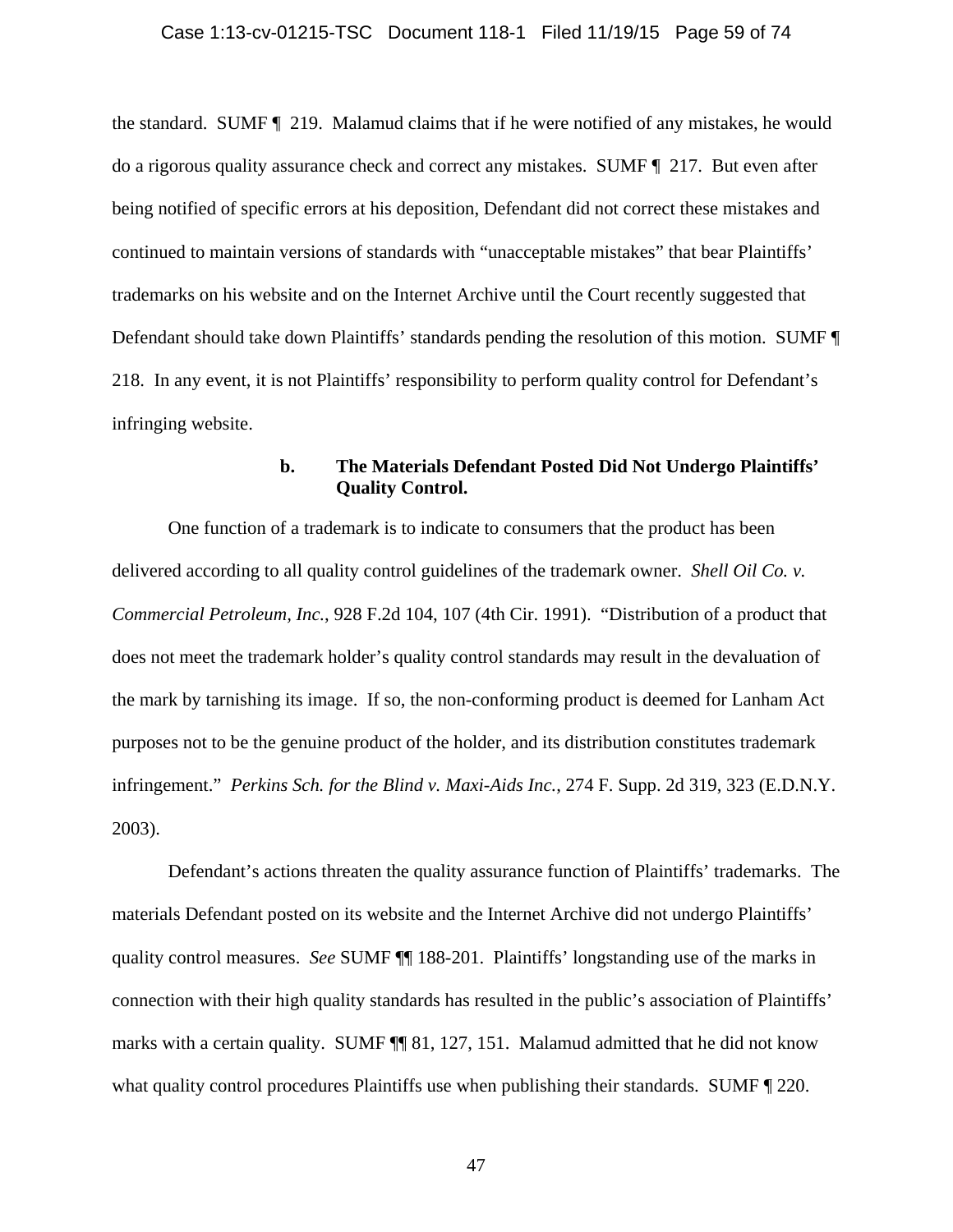the standard. SUMF ¶ 219. Malamud claims that if he were notified of any mistakes, he would do a rigorous quality assurance check and correct any mistakes. SUMF ¶ 217. But even after being notified of specific errors at his deposition, Defendant did not correct these mistakes and continued to maintain versions of standards with "unacceptable mistakes" that bear Plaintiffs' trademarks on his website and on the Internet Archive until the Court recently suggested that Defendant should take down Plaintiffs' standards pending the resolution of this motion. SUMF ¶ 218. In any event, it is not Plaintiffs' responsibility to perform quality control for Defendant's infringing website.

#### b. The Materials Defendant Posted Did Not Undergo Plaintiffs' Quality Control.

One function of a trademark is to indicate to consumers that the product has been delivered according to all quality control guidelines of the trademark owner. *Shell Oil Co. v. Commercial Petroleum, Inc.*, 928 F.2d 104, 107 (4th Cir. 1991). "Distribution of a product that does not meet the trademark holder's quality control standards may result in the devaluation of the mark by tarnishing its image. If so, the non-conforming product is deemed for Lanham Act purposes not to be the genuine product of the holder, and its distribution constitutes trademark infringement." *Perkins Sch. for the Blind v. Maxi-Aids Inc.*, 274 F. Supp. 2d 319, 323 (E.D.N.Y. 2003).

Defendant's actions threaten the quality assurance function of Plaintiffs' trademarks. The materials Defendant posted on its website and the Internet Archive did not undergo Plaintiffs' quality control measures. *See* SUMF ¶¶ 188-201. Plaintiffs' longstanding use of the marks in connection with their high quality standards has resulted in the public's association of Plaintiffs' marks with a certain quality. SUMF ¶¶ 81, 127, 151. Malamud admitted that he did not know what quality control procedures Plaintiffs use when publishing their standards. SUMF ¶ 220.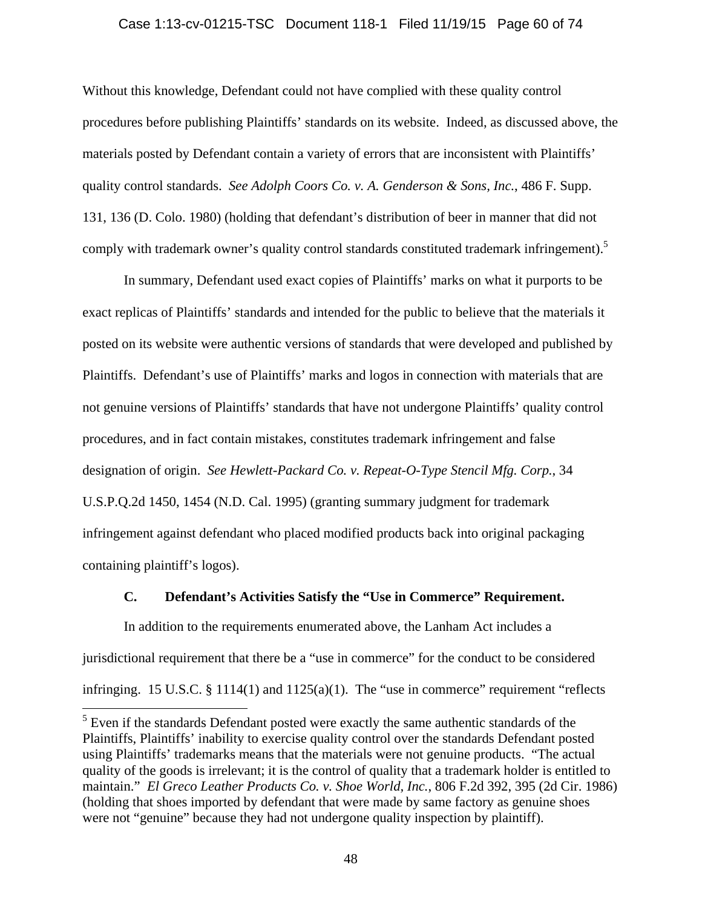Without this knowledge, Defendant could not have complied with these quality control procedures before publishing Plaintiffs' standards on its website. Indeed, as discussed above, the materials posted by Defendant contain a variety of errors that are inconsistent with Plaintiffs' quality control standards. *See Adolph Coors Co. v. A. Genderson & Sons, Inc.*, 486 F. Supp. 131, 136 (D. Colo. 1980) (holding that defendant's distribution of beer in manner that did not comply with trademark owner's quality control standards constituted trademark infringement).[5]

In summary, Defendant used exact copies of Plaintiffs' marks on what it purports to be exact replicas of Plaintiffs' standards and intended for the public to believe that the materials it posted on its website were authentic versions of standards that were developed and published by Plaintiffs. Defendant's use of Plaintiffs' marks and logos in connection with materials that are not genuine versions of Plaintiffs' standards that have not undergone Plaintiffs' quality control procedures, and in fact contain mistakes, constitutes trademark infringement and false designation of origin. *See Hewlett-Packard Co. v. Repeat-O-Type Stencil Mfg. Corp.*, 34 U.S.P.Q.2d 1450, 1454 (N.D. Cal. 1995) (granting summary judgment for trademark infringement against defendant who placed modified products back into original packaging containing plaintiff's logos).

### C. Defendant's Activities Satisfy the "Use in Commerce" Requirement.

In addition to the requirements enumerated above, the Lanham Act includes a jurisdictional requirement that there be a "use in commerce" for the conduct to be considered infringing. 15 U.S.C. § 1114(1) and 1125(a)(1). The "use in commerce" requirement "reflects

---

[5] Even if the standards Defendant posted were exactly the same authentic standards of the Plaintiffs, Plaintiffs' inability to exercise quality control over the standards Defendant posted using Plaintiffs' trademarks means that the materials were not genuine products. "The actual quality of the goods is irrelevant; it is the control of quality that a trademark holder is entitled to maintain." *El Greco Leather Products Co. v. Shoe World, Inc.*, 806 F.2d 392, 395 (2d Cir. 1986) (holding that shoes imported by defendant that were made by same factory as genuine shoes were not "genuine" because they had not undergone quality inspection by plaintiff).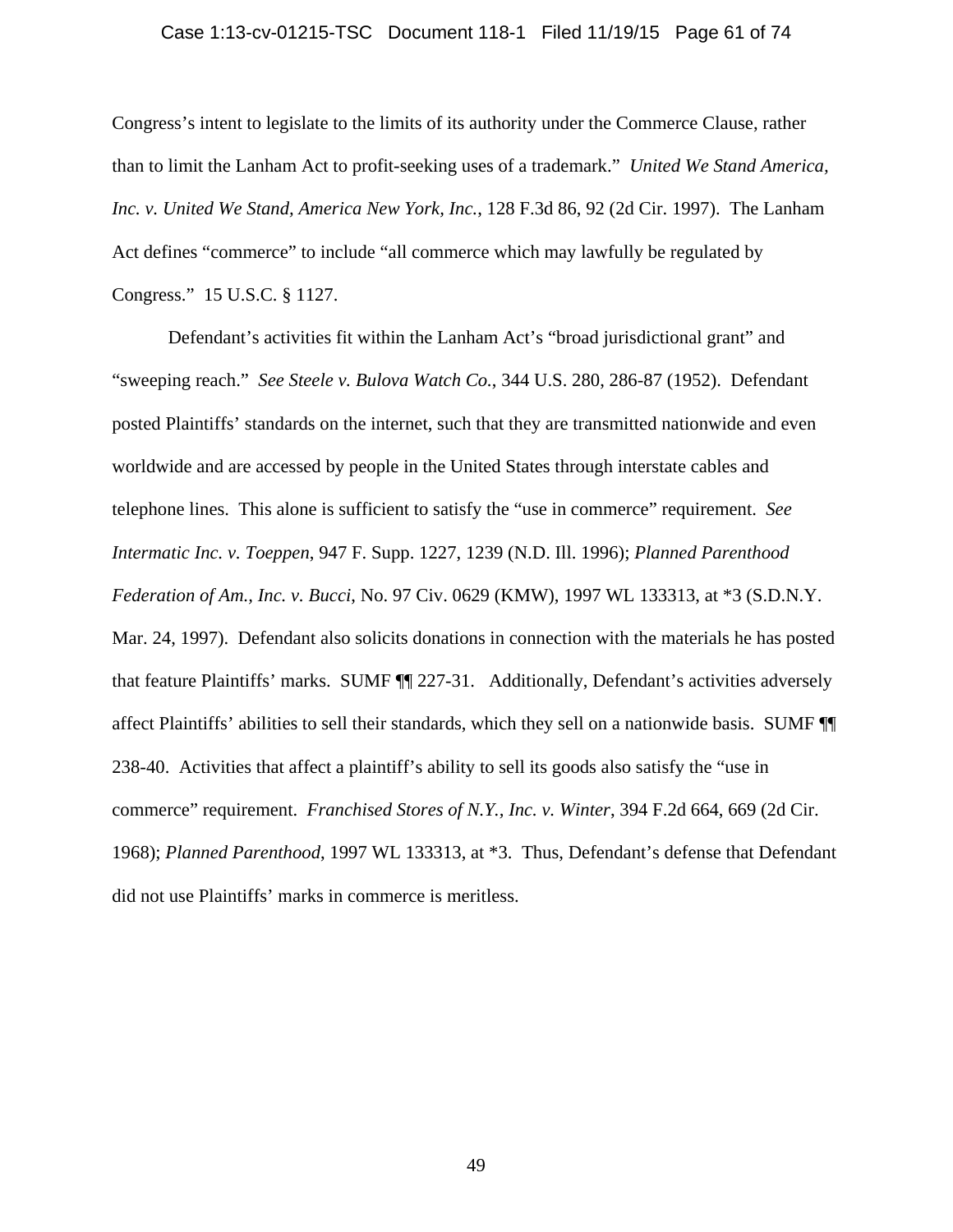Congress's intent to legislate to the limits of its authority under the Commerce Clause, rather than to limit the Lanham Act to profit-seeking uses of a trademark." *United We Stand America, Inc. v. United We Stand, America New York, Inc.*, 128 F.3d 86, 92 (2d Cir. 1997). The Lanham Act defines "commerce" to include "all commerce which may lawfully be regulated by Congress." 15 U.S.C. § 1127.

Defendant's activities fit within the Lanham Act's "broad jurisdictional grant" and "sweeping reach." *See Steele v. Bulova Watch Co.*, 344 U.S. 280, 286-87 (1952). Defendant posted Plaintiffs' standards on the internet, such that they are transmitted nationwide and even worldwide and are accessed by people in the United States through interstate cables and telephone lines. This alone is sufficient to satisfy the "use in commerce" requirement. *See Intermatic Inc. v. Toeppen*, 947 F. Supp. 1227, 1239 (N.D. Ill. 1996); *Planned Parenthood Federation of Am., Inc. v. Bucci*, No. 97 Civ. 0629 (KMW), 1997 WL 133313, at *3 (S.D.N.Y. Mar. 24, 1997). Defendant also solicits donations in connection with the materials he has posted that feature Plaintiffs' marks. SUMF ¶¶ 227-31. Additionally, Defendant's activities adversely affect Plaintiffs' abilities to sell their standards, which they sell on a nationwide basis. SUMF ¶¶ 238-40. Activities that affect a plaintiff's ability to sell its goods also satisfy the "use in commerce" requirement. *Franchised Stores of N.Y., Inc. v. Winter*, 394 F.2d 664, 669 (2d Cir. 1968); *Planned Parenthood*, 1997 WL 133313, at *3. Thus, Defendant's defense that Defendant did not use Plaintiffs' marks in commerce is meritless.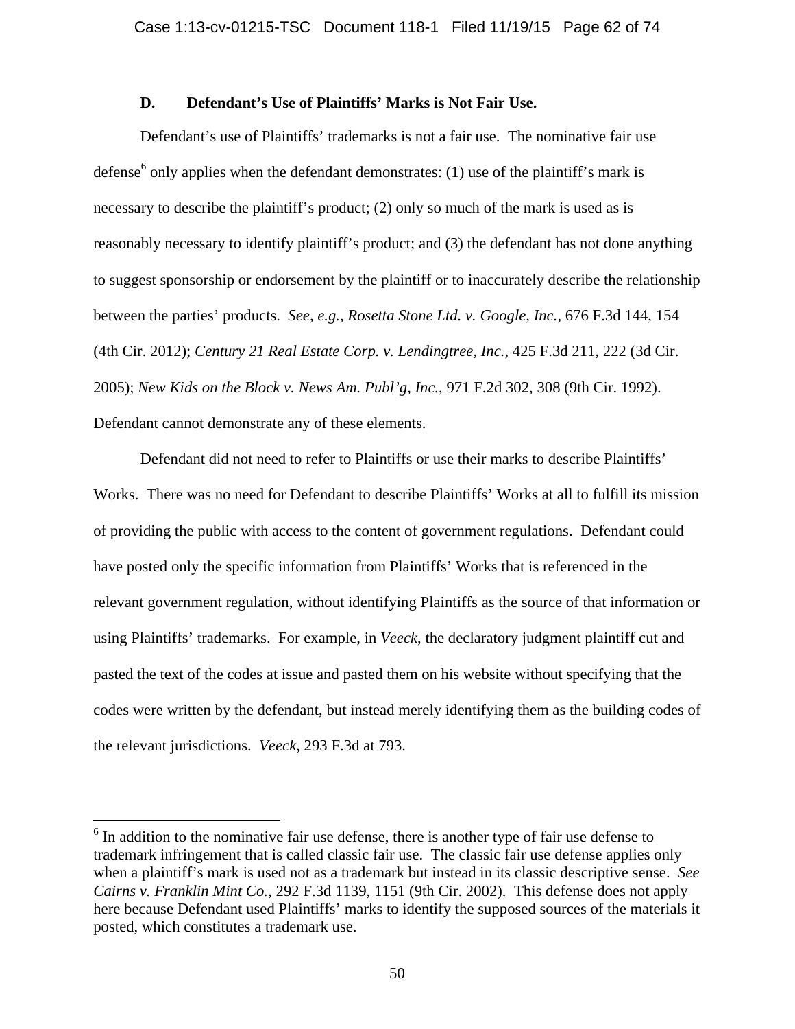### D. Defendant's Use of Plaintiffs' Marks is Not Fair Use.

Defendant's use of Plaintiffs' trademarks is not a fair use. The nominative fair use defense[6] only applies when the defendant demonstrates: (1) use of the plaintiff's mark is necessary to describe the plaintiff's product; (2) only so much of the mark is used as is reasonably necessary to identify plaintiff's product; and (3) the defendant has not done anything to suggest sponsorship or endorsement by the plaintiff or to inaccurately describe the relationship between the parties' products. *See, e.g., Rosetta Stone Ltd. v. Google, Inc.*, 676 F.3d 144, 154 (4th Cir. 2012); *Century 21 Real Estate Corp. v. Lendingtree, Inc.*, 425 F.3d 211, 222 (3d Cir. 2005); *New Kids on the Block v. News Am. Publ'g, Inc.*, 971 F.2d 302, 308 (9th Cir. 1992). Defendant cannot demonstrate any of these elements.

Defendant did not need to refer to Plaintiffs or use their marks to describe Plaintiffs' Works. There was no need for Defendant to describe Plaintiffs' Works at all to fulfill its mission of providing the public with access to the content of government regulations. Defendant could have posted only the specific information from Plaintiffs' Works that is referenced in the relevant government regulation, without identifying Plaintiffs as the source of that information or using Plaintiffs' trademarks. For example, in *Veeck*, the declaratory judgment plaintiff cut and pasted the text of the codes at issue and pasted them on his website without specifying that the codes were written by the defendant, but instead merely identifying them as the building codes of the relevant jurisdictions. *Veeck*, 293 F.3d at 793.

---

[6] In addition to the nominative fair use defense, there is another type of fair use defense to trademark infringement that is called classic fair use. The classic fair use defense applies only when a plaintiff's mark is used not as a trademark but instead in its classic descriptive sense. *See Cairns v. Franklin Mint Co.*, 292 F.3d 1139, 1151 (9th Cir. 2002). This defense does not apply here because Defendant used Plaintiffs' marks to identify the supposed sources of the materials it posted, which constitutes a trademark use.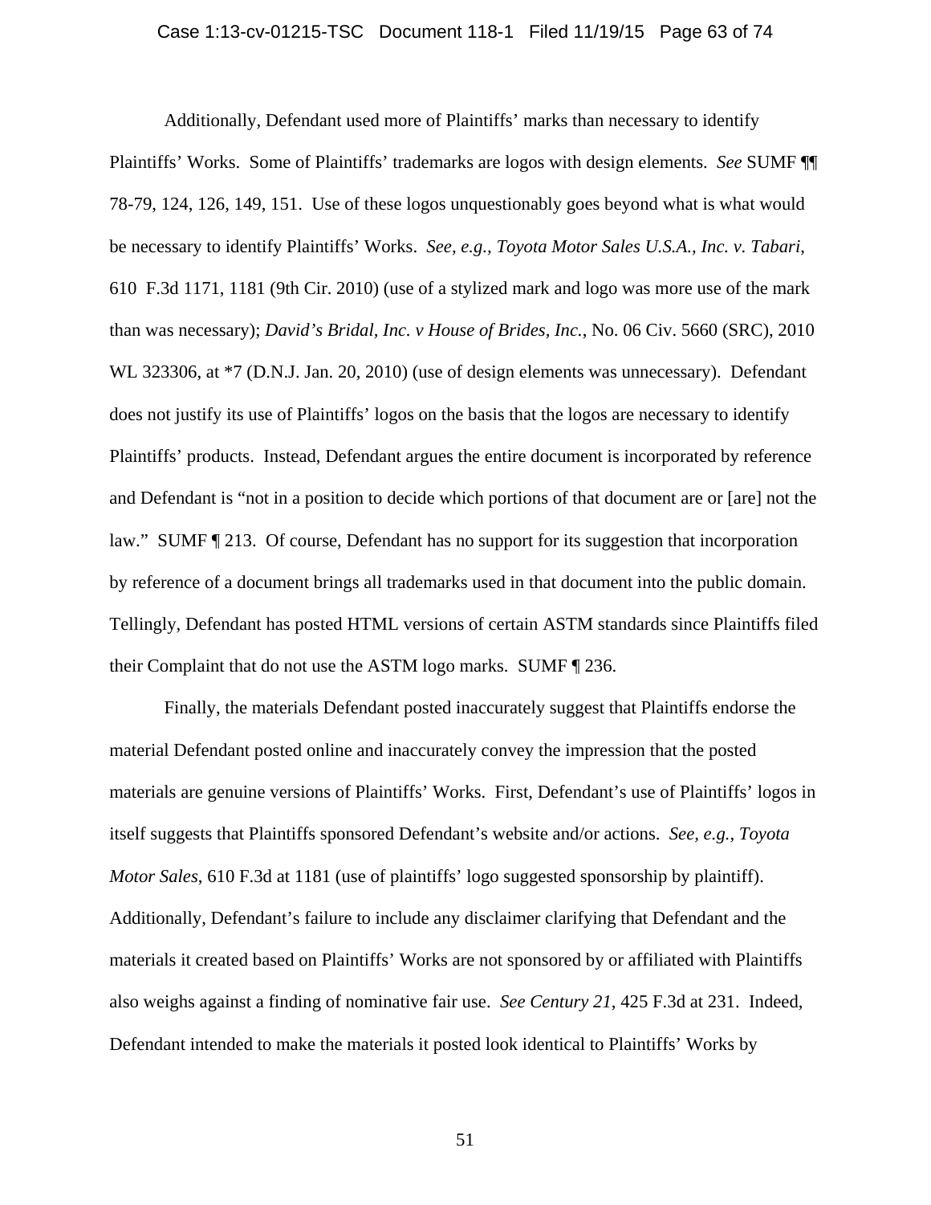Additionally, Defendant used more of Plaintiffs' marks than necessary to identify Plaintiffs' Works. Some of Plaintiffs' trademarks are logos with design elements. *See* SUMF ¶¶ 78-79, 124, 126, 149, 151. Use of these logos unquestionably goes beyond what is what would be necessary to identify Plaintiffs' Works. *See, e.g., Toyota Motor Sales U.S.A., Inc. v. Tabari*, 610 F.3d 1171, 1181 (9th Cir. 2010) (use of a stylized mark and logo was more use of the mark than was necessary); *David's Bridal, Inc. v House of Brides, Inc.*, No. 06 Civ. 5660 (SRC), 2010 WL 323306, at *7 (D.N.J. Jan. 20, 2010) (use of design elements was unnecessary). Defendant does not justify its use of Plaintiffs' logos on the basis that the logos are necessary to identify Plaintiffs' products. Instead, Defendant argues the entire document is incorporated by reference and Defendant is "not in a position to decide which portions of that document are or [are] not the law." SUMF ¶ 213. Of course, Defendant has no support for its suggestion that incorporation by reference of a document brings all trademarks used in that document into the public domain. Tellingly, Defendant has posted HTML versions of certain ASTM standards since Plaintiffs filed their Complaint that do not use the ASTM logo marks. SUMF ¶ 236.

Finally, the materials Defendant posted inaccurately suggest that Plaintiffs endorse the material Defendant posted online and inaccurately convey the impression that the posted materials are genuine versions of Plaintiffs' Works. First, Defendant's use of Plaintiffs' logos in itself suggests that Plaintiffs sponsored Defendant's website and/or actions. *See, e.g., Toyota Motor Sales*, 610 F.3d at 1181 (use of plaintiffs' logo suggested sponsorship by plaintiff). Additionally, Defendant's failure to include any disclaimer clarifying that Defendant and the materials it created based on Plaintiffs' Works are not sponsored by or affiliated with Plaintiffs also weighs against a finding of nominative fair use. *See Century 21*, 425 F.3d at 231. Indeed, Defendant intended to make the materials it posted look identical to Plaintiffs' Works by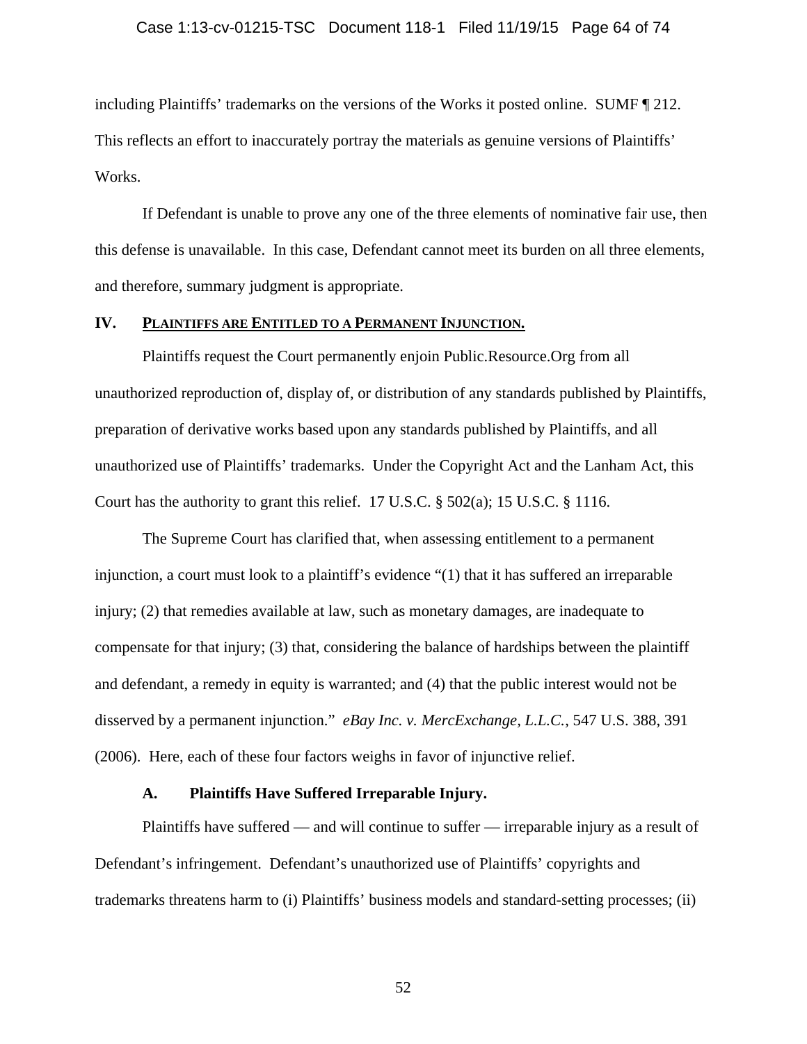including Plaintiffs' trademarks on the versions of the Works it posted online. SUMF ¶ 212. This reflects an effort to inaccurately portray the materials as genuine versions of Plaintiffs' Works.

If Defendant is unable to prove any one of the three elements of nominative fair use, then this defense is unavailable. In this case, Defendant cannot meet its burden on all three elements, and therefore, summary judgment is appropriate.

## IV. PLAINTIFFS ARE ENTITLED TO A PERMANENT INJUNCTION.

Plaintiffs request the Court permanently enjoin Public.Resource.Org from all unauthorized reproduction of, display of, or distribution of any standards published by Plaintiffs, preparation of derivative works based upon any standards published by Plaintiffs, and all unauthorized use of Plaintiffs' trademarks. Under the Copyright Act and the Lanham Act, this Court has the authority to grant this relief. 17 U.S.C. § 502(a); 15 U.S.C. § 1116.

The Supreme Court has clarified that, when assessing entitlement to a permanent injunction, a court must look to a plaintiff's evidence "(1) that it has suffered an irreparable injury; (2) that remedies available at law, such as monetary damages, are inadequate to compensate for that injury; (3) that, considering the balance of hardships between the plaintiff and defendant, a remedy in equity is warranted; and (4) that the public interest would not be disserved by a permanent injunction." *eBay Inc. v. MercExchange, L.L.C.*, 547 U.S. 388, 391 (2006). Here, each of these four factors weighs in favor of injunctive relief.

### A. Plaintiffs Have Suffered Irreparable Injury.

Plaintiffs have suffered — and will continue to suffer — irreparable injury as a result of Defendant's infringement. Defendant's unauthorized use of Plaintiffs' copyrights and trademarks threatens harm to (i) Plaintiffs' business models and standard-setting processes; (ii)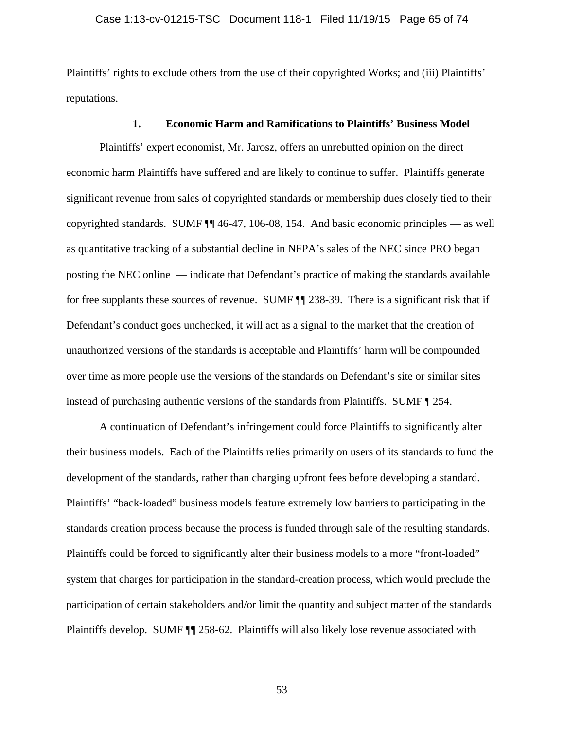Plaintiffs' rights to exclude others from the use of their copyrighted Works; and (iii) Plaintiffs' reputations.

### 1. Economic Harm and Ramifications to Plaintiffs' Business Model

Plaintiffs' expert economist, Mr. Jarosz, offers an unrebutted opinion on the direct economic harm Plaintiffs have suffered and are likely to continue to suffer. Plaintiffs generate significant revenue from sales of copyrighted standards or membership dues closely tied to their copyrighted standards. SUMF ¶¶ 46-47, 106-08, 154. And basic economic principles — as well as quantitative tracking of a substantial decline in NFPA's sales of the NEC since PRO began posting the NEC online — indicate that Defendant's practice of making the standards available for free supplants these sources of revenue. SUMF ¶¶ 238-39. There is a significant risk that if Defendant's conduct goes unchecked, it will act as a signal to the market that the creation of unauthorized versions of the standards is acceptable and Plaintiffs' harm will be compounded over time as more people use the versions of the standards on Defendant's site or similar sites instead of purchasing authentic versions of the standards from Plaintiffs. SUMF ¶ 254.

A continuation of Defendant's infringement could force Plaintiffs to significantly alter their business models. Each of the Plaintiffs relies primarily on users of its standards to fund the development of the standards, rather than charging upfront fees before developing a standard. Plaintiffs' "back-loaded" business models feature extremely low barriers to participating in the standards creation process because the process is funded through sale of the resulting standards. Plaintiffs could be forced to significantly alter their business models to a more "front-loaded" system that charges for participation in the standard-creation process, which would preclude the participation of certain stakeholders and/or limit the quantity and subject matter of the standards Plaintiffs develop. SUMF ¶¶ 258-62. Plaintiffs will also likely lose revenue associated with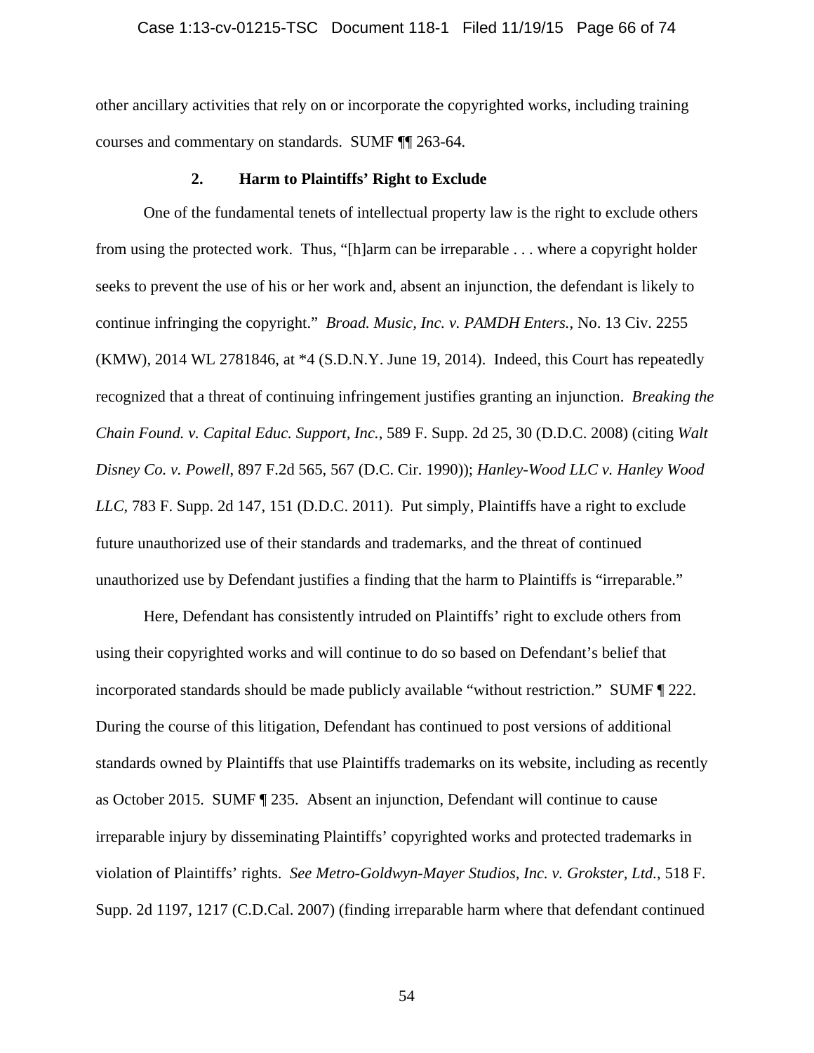other ancillary activities that rely on or incorporate the copyrighted works, including training courses and commentary on standards. SUMF ¶¶ 263-64.

### 2. Harm to Plaintiffs' Right to Exclude

One of the fundamental tenets of intellectual property law is the right to exclude others from using the protected work. Thus, "[h]arm can be irreparable . . . where a copyright holder seeks to prevent the use of his or her work and, absent an injunction, the defendant is likely to continue infringing the copyright." *Broad. Music, Inc. v. PAMDH Enters.*, No. 13 Civ. 2255 (KMW), 2014 WL 2781846, at *4 (S.D.N.Y. June 19, 2014). Indeed, this Court has repeatedly recognized that a threat of continuing infringement justifies granting an injunction. *Breaking the Chain Found. v. Capital Educ. Support, Inc.*, 589 F. Supp. 2d 25, 30 (D.D.C. 2008) (citing *Walt Disney Co. v. Powell*, 897 F.2d 565, 567 (D.C. Cir. 1990)); *Hanley-Wood LLC v. Hanley Wood LLC*, 783 F. Supp. 2d 147, 151 (D.D.C. 2011). Put simply, Plaintiffs have a right to exclude future unauthorized use of their standards and trademarks, and the threat of continued unauthorized use by Defendant justifies a finding that the harm to Plaintiffs is "irreparable."

Here, Defendant has consistently intruded on Plaintiffs' right to exclude others from using their copyrighted works and will continue to do so based on Defendant's belief that incorporated standards should be made publicly available "without restriction." SUMF ¶ 222. During the course of this litigation, Defendant has continued to post versions of additional standards owned by Plaintiffs that use Plaintiffs trademarks on its website, including as recently as October 2015. SUMF ¶ 235. Absent an injunction, Defendant will continue to cause irreparable injury by disseminating Plaintiffs' copyrighted works and protected trademarks in violation of Plaintiffs' rights. *See Metro-Goldwyn-Mayer Studios, Inc. v. Grokster, Ltd.*, 518 F. Supp. 2d 1197, 1217 (C.D.Cal. 2007) (finding irreparable harm where that defendant continued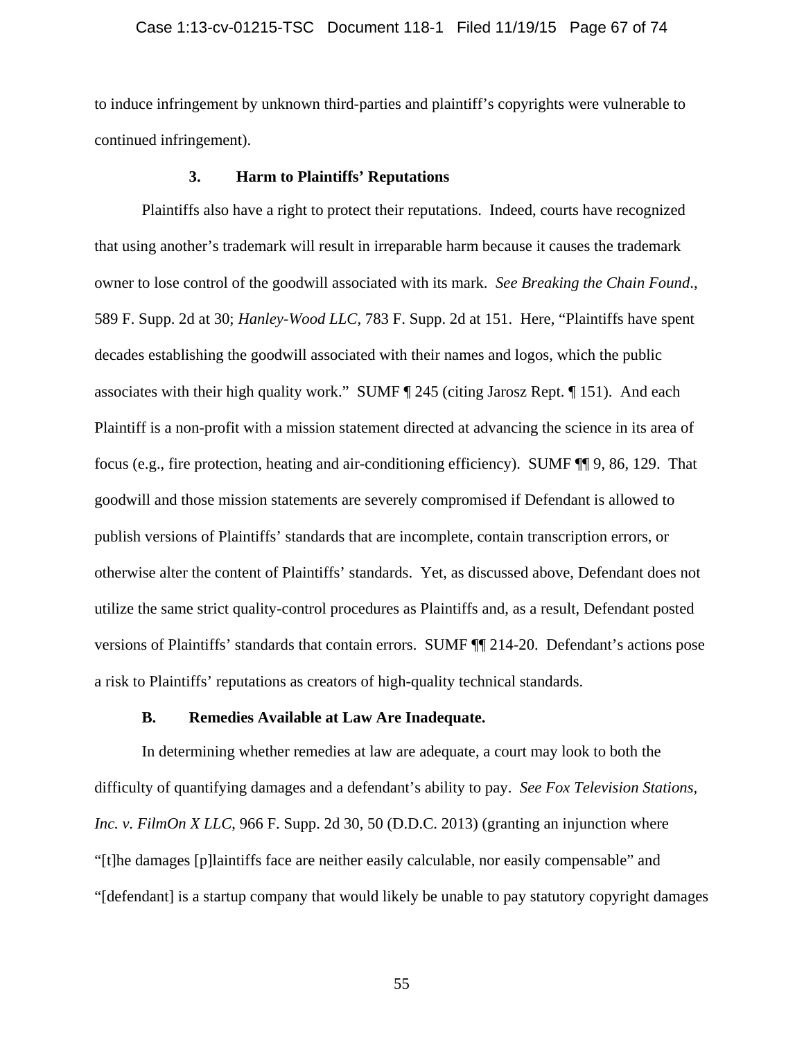to induce infringement by unknown third-parties and plaintiff's copyrights were vulnerable to continued infringement).

### 3. Harm to Plaintiffs' Reputations

Plaintiffs also have a right to protect their reputations. Indeed, courts have recognized that using another's trademark will result in irreparable harm because it causes the trademark owner to lose control of the goodwill associated with its mark. *See Breaking the Chain Found.*, 589 F. Supp. 2d at 30; *Hanley-Wood LLC*, 783 F. Supp. 2d at 151. Here, "Plaintiffs have spent decades establishing the goodwill associated with their names and logos, which the public associates with their high quality work." SUMF ¶ 245 (citing Jarosz Rept. ¶ 151). And each Plaintiff is a non-profit with a mission statement directed at advancing the science in its area of focus (e.g., fire protection, heating and air-conditioning efficiency). SUMF ¶¶ 9, 86, 129. That goodwill and those mission statements are severely compromised if Defendant is allowed to publish versions of Plaintiffs' standards that are incomplete, contain transcription errors, or otherwise alter the content of Plaintiffs' standards. Yet, as discussed above, Defendant does not utilize the same strict quality-control procedures as Plaintiffs and, as a result, Defendant posted versions of Plaintiffs' standards that contain errors. SUMF ¶¶ 214-20. Defendant's actions pose a risk to Plaintiffs' reputations as creators of high-quality technical standards.

## B. Remedies Available at Law Are Inadequate.

In determining whether remedies at law are adequate, a court may look to both the difficulty of quantifying damages and a defendant's ability to pay. *See Fox Television Stations, Inc. v. FilmOn X LLC*, 966 F. Supp. 2d 30, 50 (D.D.C. 2013) (granting an injunction where "[t]he damages [p]laintiffs face are neither easily calculable, nor easily compensable" and "[defendant] is a startup company that would likely be unable to pay statutory copyright damages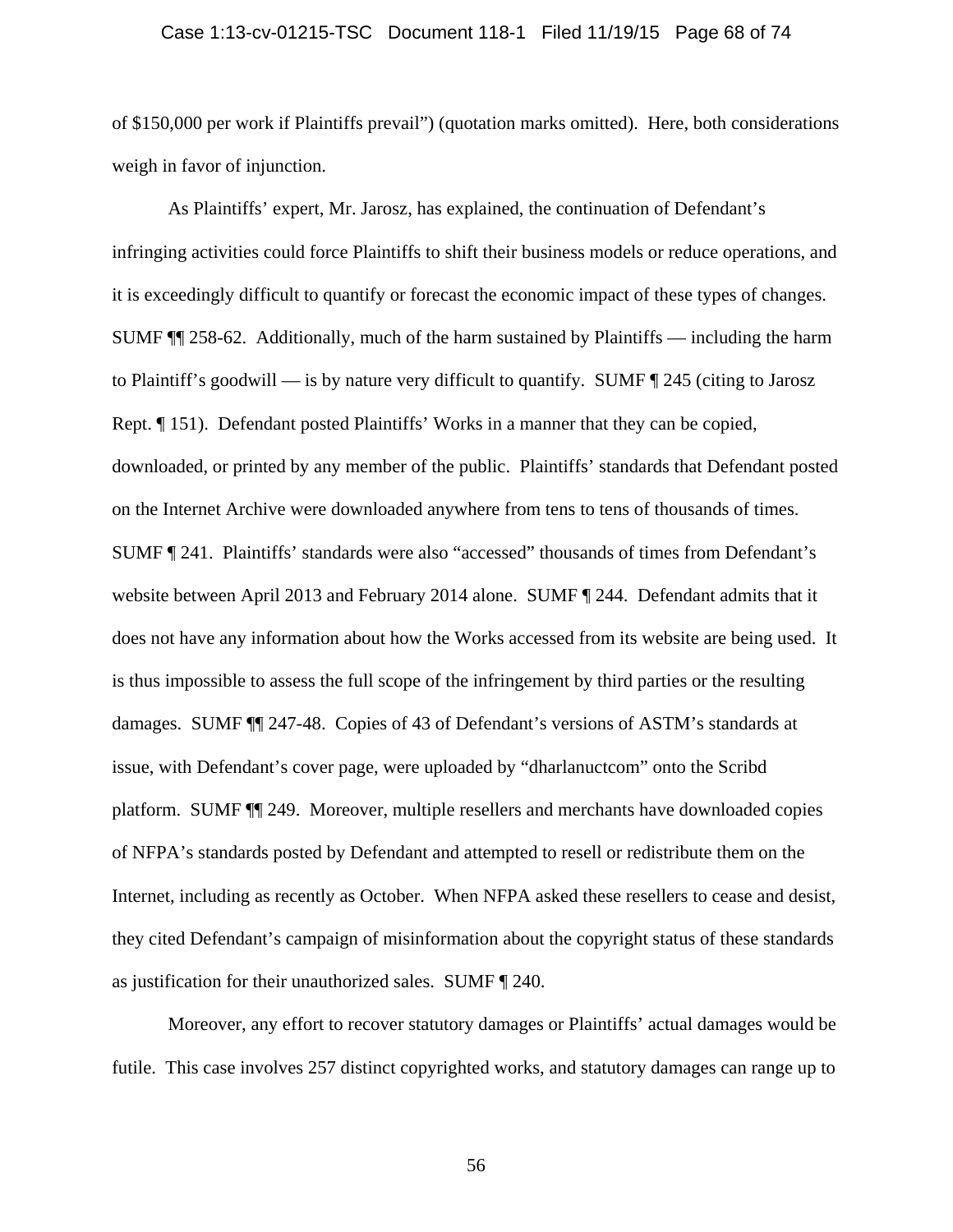of $150,000 per work if Plaintiffs prevail") (quotation marks omitted). Here, both considerations weigh in favor of injunction.

As Plaintiffs' expert, Mr. Jarosz, has explained, the continuation of Defendant's infringing activities could force Plaintiffs to shift their business models or reduce operations, and it is exceedingly difficult to quantify or forecast the economic impact of these types of changes. SUMF ¶¶ 258-62. Additionally, much of the harm sustained by Plaintiffs — including the harm to Plaintiff's goodwill — is by nature very difficult to quantify. SUMF ¶ 245 (citing to Jarosz Rept. ¶ 151). Defendant posted Plaintiffs' Works in a manner that they can be copied, downloaded, or printed by any member of the public. Plaintiffs' standards that Defendant posted on the Internet Archive were downloaded anywhere from tens to tens of thousands of times. SUMF ¶ 241. Plaintiffs' standards were also "accessed" thousands of times from Defendant's website between April 2013 and February 2014 alone. SUMF ¶ 244. Defendant admits that it does not have any information about how the Works accessed from its website are being used. It is thus impossible to assess the full scope of the infringement by third parties or the resulting damages. SUMF ¶¶ 247-48. Copies of 43 of Defendant's versions of ASTM's standards at issue, with Defendant's cover page, were uploaded by "dharlanuctcom" onto the Scribd platform. SUMF ¶¶ 249. Moreover, multiple resellers and merchants have downloaded copies of NFPA's standards posted by Defendant and attempted to resell or redistribute them on the Internet, including as recently as October. When NFPA asked these resellers to cease and desist, they cited Defendant's campaign of misinformation about the copyright status of these standards as justification for their unauthorized sales. SUMF ¶ 240.

Moreover, any effort to recover statutory damages or Plaintiffs' actual damages would be futile. This case involves 257 distinct copyrighted works, and statutory damages can range up to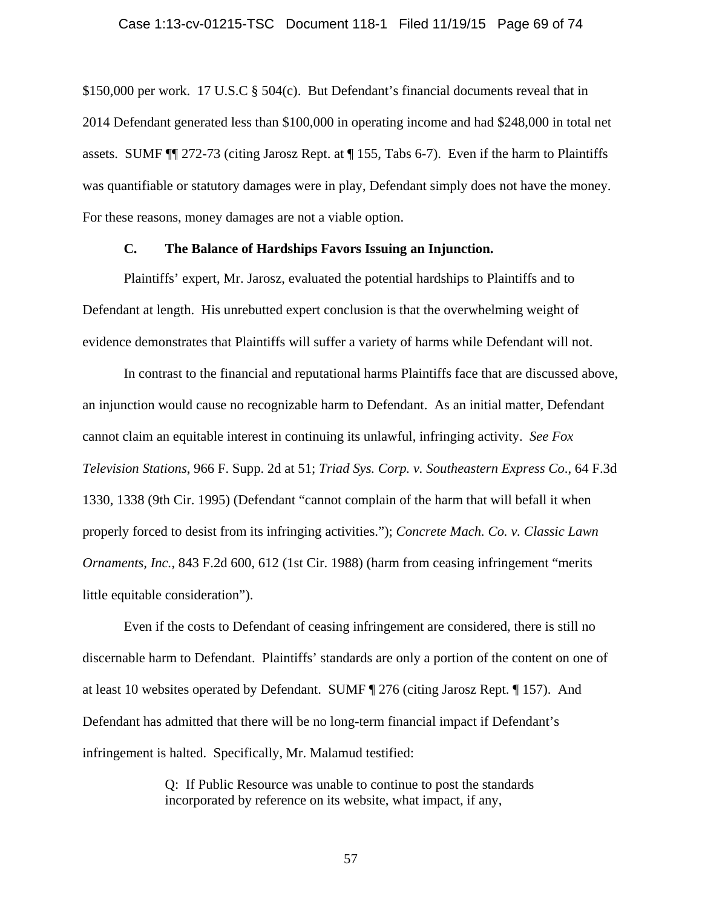$150,000 per work. 17 U.S.C § 504(c). But Defendant's financial documents reveal that in 2014 Defendant generated less than $100,000 in operating income and had $248,000 in total net assets. SUMF ¶¶ 272-73 (citing Jarosz Rept. at ¶ 155, Tabs 6-7). Even if the harm to Plaintiffs was quantifiable or statutory damages were in play, Defendant simply does not have the money. For these reasons, money damages are not a viable option.

### C. The Balance of Hardships Favors Issuing an Injunction.

Plaintiffs' expert, Mr. Jarosz, evaluated the potential hardships to Plaintiffs and to Defendant at length. His unrebutted expert conclusion is that the overwhelming weight of evidence demonstrates that Plaintiffs will suffer a variety of harms while Defendant will not.

In contrast to the financial and reputational harms Plaintiffs face that are discussed above, an injunction would cause no recognizable harm to Defendant. As an initial matter, Defendant cannot claim an equitable interest in continuing its unlawful, infringing activity. *See Fox Television Stations*, 966 F. Supp. 2d at 51; *Triad Sys. Corp. v. Southeastern Express Co*., 64 F.3d 1330, 1338 (9th Cir. 1995) (Defendant "cannot complain of the harm that will befall it when properly forced to desist from its infringing activities."); *Concrete Mach. Co. v. Classic Lawn Ornaments, Inc.*, 843 F.2d 600, 612 (1st Cir. 1988) (harm from ceasing infringement "merits little equitable consideration").

Even if the costs to Defendant of ceasing infringement are considered, there is still no discernable harm to Defendant. Plaintiffs' standards are only a portion of the content on one of at least 10 websites operated by Defendant. SUMF ¶ 276 (citing Jarosz Rept. ¶ 157). And Defendant has admitted that there will be no long-term financial impact if Defendant's infringement is halted. Specifically, Mr. Malamud testified:

> Q: If Public Resource was unable to continue to post the standards incorporated by reference on its website, what impact, if any,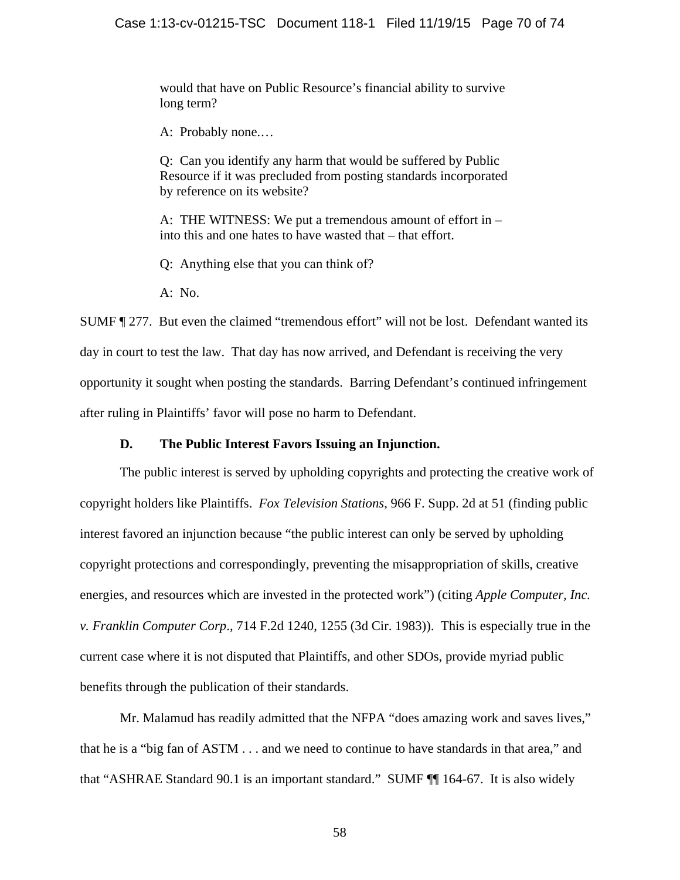> would that have on Public Resource's financial ability to survive long term?
>
> A: Probably none.…
>
> Q: Can you identify any harm that would be suffered by Public Resource if it was precluded from posting standards incorporated by reference on its website?
>
> A: THE WITNESS: We put a tremendous amount of effort in – into this and one hates to have wasted that – that effort.
>
> Q: Anything else that you can think of?
>
> A: No.

SUMF ¶ 277. But even the claimed "tremendous effort" will not be lost. Defendant wanted its day in court to test the law. That day has now arrived, and Defendant is receiving the very opportunity it sought when posting the standards. Barring Defendant's continued infringement after ruling in Plaintiffs' favor will pose no harm to Defendant.

### D. The Public Interest Favors Issuing an Injunction.

The public interest is served by upholding copyrights and protecting the creative work of copyright holders like Plaintiffs. *Fox Television Stations*, 966 F. Supp. 2d at 51 (finding public interest favored an injunction because "the public interest can only be served by upholding copyright protections and correspondingly, preventing the misappropriation of skills, creative energies, and resources which are invested in the protected work") (citing *Apple Computer, Inc. v. Franklin Computer Corp*., 714 F.2d 1240, 1255 (3d Cir. 1983)). This is especially true in the current case where it is not disputed that Plaintiffs, and other SDOs, provide myriad public benefits through the publication of their standards.

Mr. Malamud has readily admitted that the NFPA "does amazing work and saves lives," that he is a "big fan of ASTM . . . and we need to continue to have standards in that area," and that "ASHRAE Standard 90.1 is an important standard." SUMF ¶¶ 164-67. It is also widely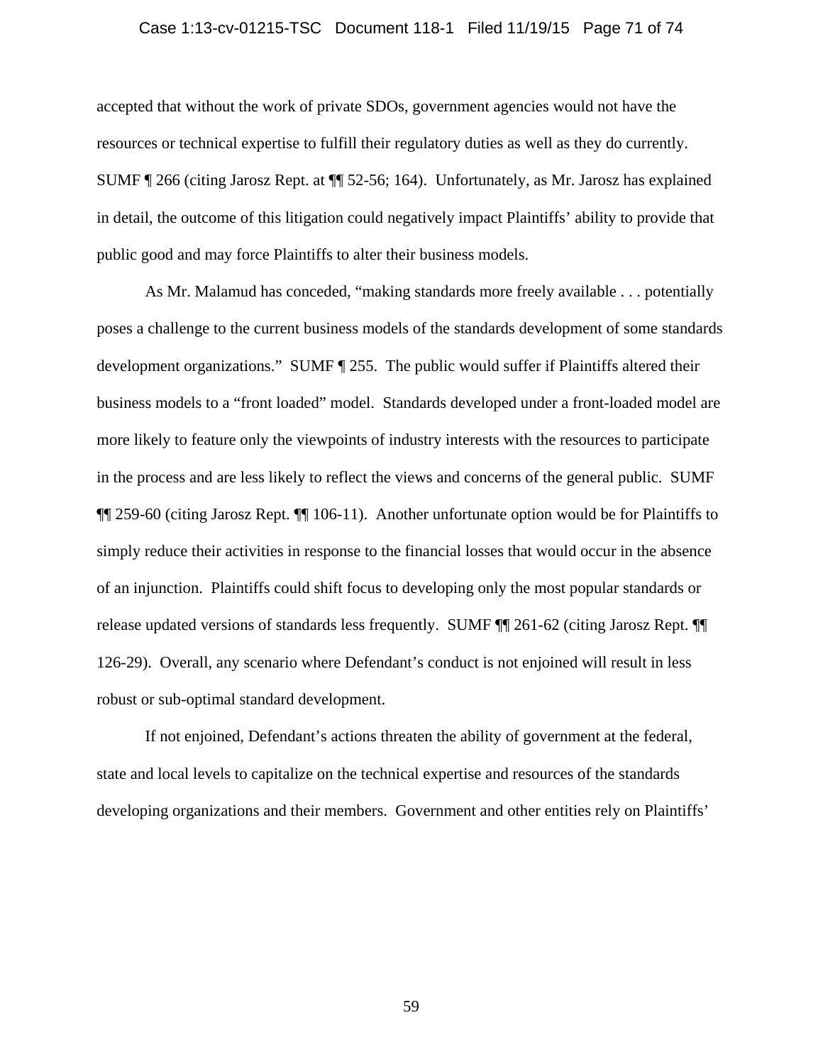accepted that without the work of private SDOs, government agencies would not have the resources or technical expertise to fulfill their regulatory duties as well as they do currently. SUMF ¶ 266 (citing Jarosz Rept. at ¶¶ 52-56; 164). Unfortunately, as Mr. Jarosz has explained in detail, the outcome of this litigation could negatively impact Plaintiffs' ability to provide that public good and may force Plaintiffs to alter their business models.

As Mr. Malamud has conceded, "making standards more freely available . . . potentially poses a challenge to the current business models of the standards development of some standards development organizations." SUMF ¶ 255. The public would suffer if Plaintiffs altered their business models to a "front loaded" model. Standards developed under a front-loaded model are more likely to feature only the viewpoints of industry interests with the resources to participate in the process and are less likely to reflect the views and concerns of the general public. SUMF ¶¶ 259-60 (citing Jarosz Rept. ¶¶ 106-11). Another unfortunate option would be for Plaintiffs to simply reduce their activities in response to the financial losses that would occur in the absence of an injunction. Plaintiffs could shift focus to developing only the most popular standards or release updated versions of standards less frequently. SUMF ¶¶ 261-62 (citing Jarosz Rept. ¶¶ 126-29). Overall, any scenario where Defendant's conduct is not enjoined will result in less robust or sub-optimal standard development.

If not enjoined, Defendant's actions threaten the ability of government at the federal, state and local levels to capitalize on the technical expertise and resources of the standards developing organizations and their members. Government and other entities rely on Plaintiffs'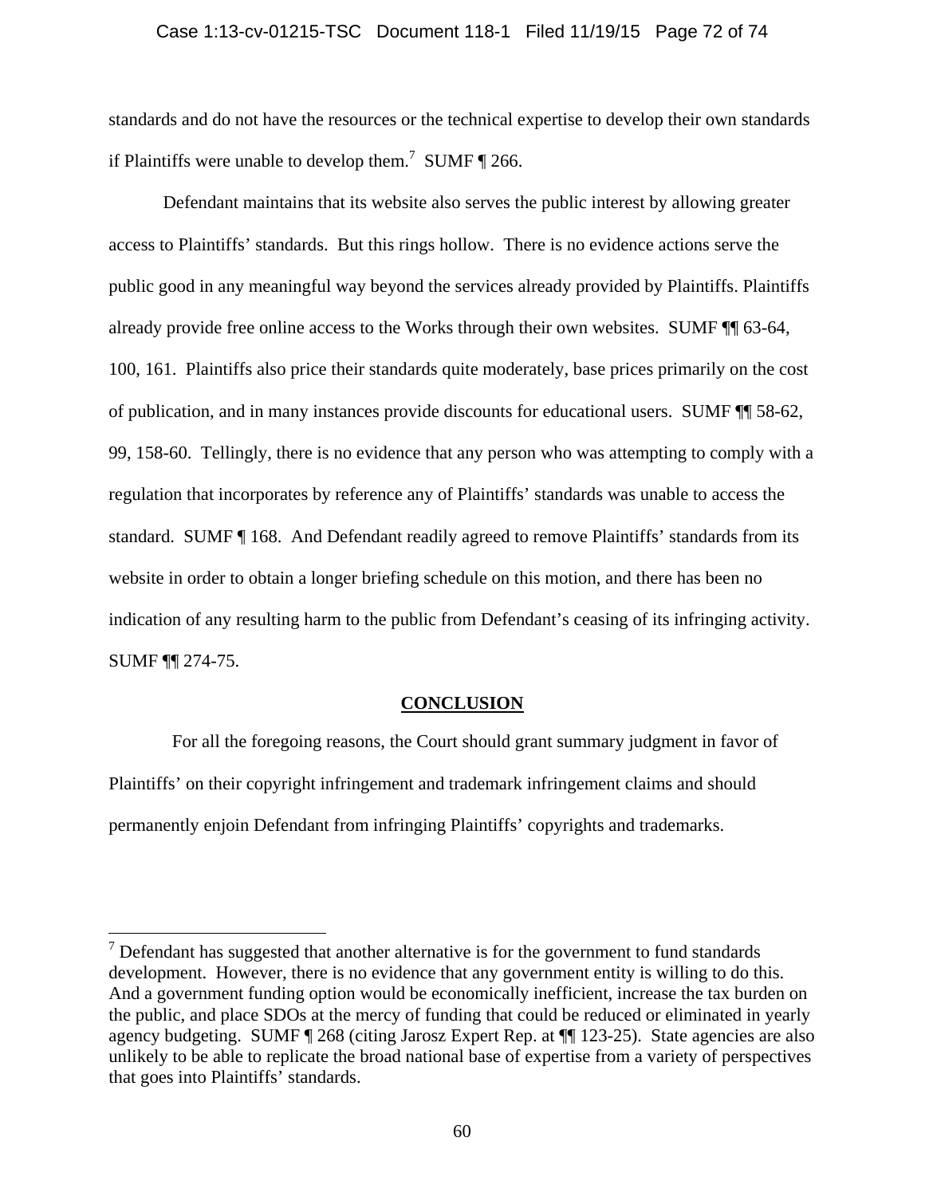standards and do not have the resources or the technical expertise to develop their own standards if Plaintiffs were unable to develop them.[7] SUMF ¶ 266.

Defendant maintains that its website also serves the public interest by allowing greater access to Plaintiffs' standards. But this rings hollow. There is no evidence actions serve the public good in any meaningful way beyond the services already provided by Plaintiffs. Plaintiffs already provide free online access to the Works through their own websites. SUMF ¶¶ 63-64, 100, 161. Plaintiffs also price their standards quite moderately, base prices primarily on the cost of publication, and in many instances provide discounts for educational users. SUMF ¶¶ 58-62, 99, 158-60. Tellingly, there is no evidence that any person who was attempting to comply with a regulation that incorporates by reference any of Plaintiffs' standards was unable to access the standard. SUMF ¶ 168. And Defendant readily agreed to remove Plaintiffs' standards from its website in order to obtain a longer briefing schedule on this motion, and there has been no indication of any resulting harm to the public from Defendant's ceasing of its infringing activity. SUMF ¶¶ 274-75.

## CONCLUSION

For all the foregoing reasons, the Court should grant summary judgment in favor of Plaintiffs' on their copyright infringement and trademark infringement claims and should permanently enjoin Defendant from infringing Plaintiffs' copyrights and trademarks.

---

[7] Defendant has suggested that another alternative is for the government to fund standards development. However, there is no evidence that any government entity is willing to do this. And a government funding option would be economically inefficient, increase the tax burden on the public, and place SDOs at the mercy of funding that could be reduced or eliminated in yearly agency budgeting. SUMF ¶ 268 (citing Jarosz Expert Rep. at ¶¶ 123-25). State agencies are also unlikely to be able to replicate the broad national base of expertise from a variety of perspectives that goes into Plaintiffs' standards.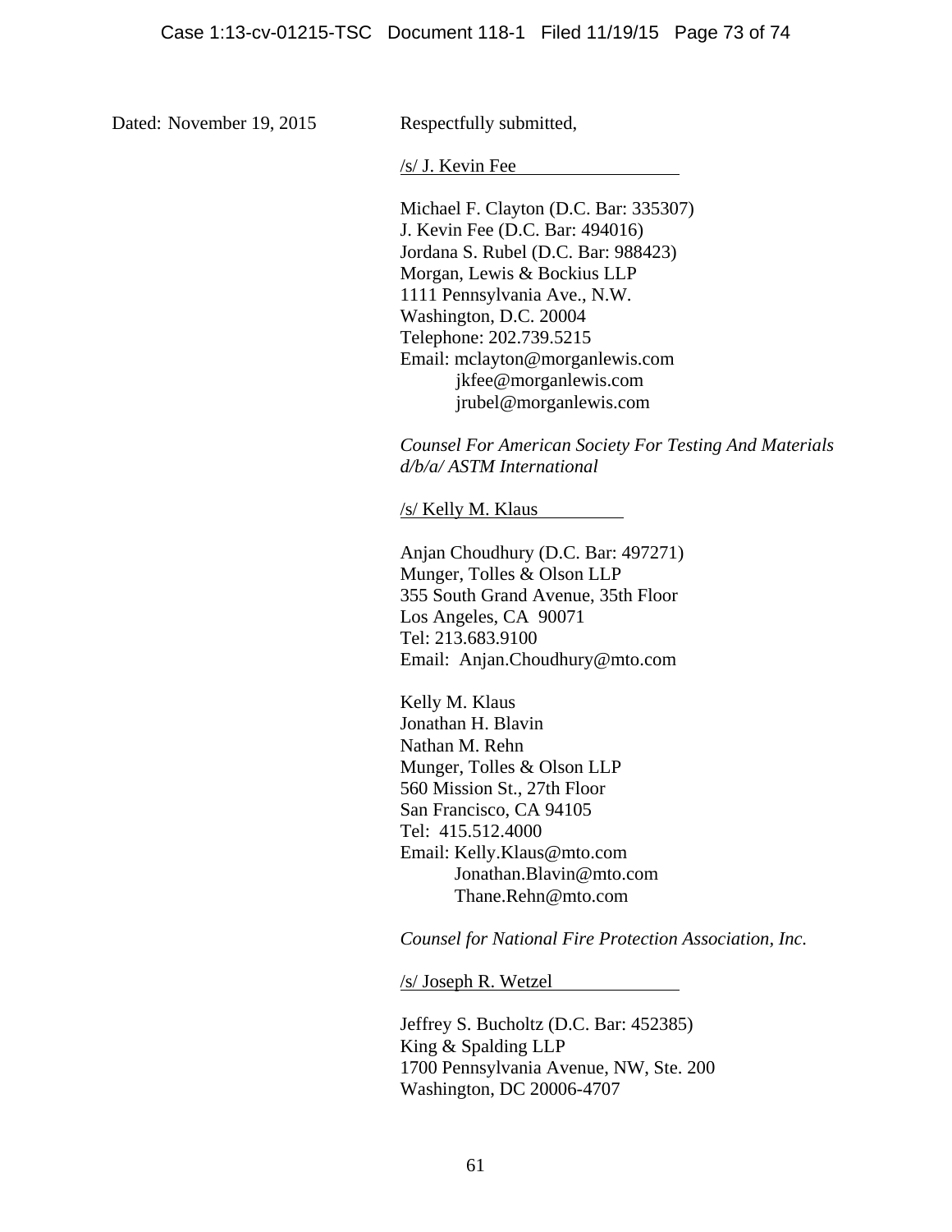Dated: November 19, 2015

Respectfully submitted,

/s/ J. Kevin Fee

Michael F. Clayton (D.C. Bar: 335307)
J. Kevin Fee (D.C. Bar: 494016)
Jordana S. Rubel (D.C. Bar: 988423)
Morgan, Lewis & Bockius LLP
1111 Pennsylvania Ave., N.W.
Washington, D.C. 20004
Telephone: 202.739.5215
Email: mclayton@morganlewis.com
jkfee@morganlewis.com
jrubel@morganlewis.com

*Counsel For American Society For Testing And Materials d/b/a/ ASTM International*

/s/ Kelly M. Klaus

Anjan Choudhury (D.C. Bar: 497271)
Munger, Tolles & Olson LLP
355 South Grand Avenue, 35th Floor
Los Angeles, CA 90071
Tel: 213.683.9100
Email: Anjan.Choudhury@mto.com

Kelly M. Klaus
Jonathan H. Blavin
Nathan M. Rehn
Munger, Tolles & Olson LLP
560 Mission St., 27th Floor
San Francisco, CA 94105
Tel: 415.512.4000
Email: Kelly.Klaus@mto.com
Jonathan.Blavin@mto.com
Thane.Rehn@mto.com

*Counsel for National Fire Protection Association, Inc.*

/s/ Joseph R. Wetzel

Jeffrey S. Bucholtz (D.C. Bar: 452385)
King & Spalding LLP
1700 Pennsylvania Avenue, NW, Ste. 200
Washington, DC 20006-4707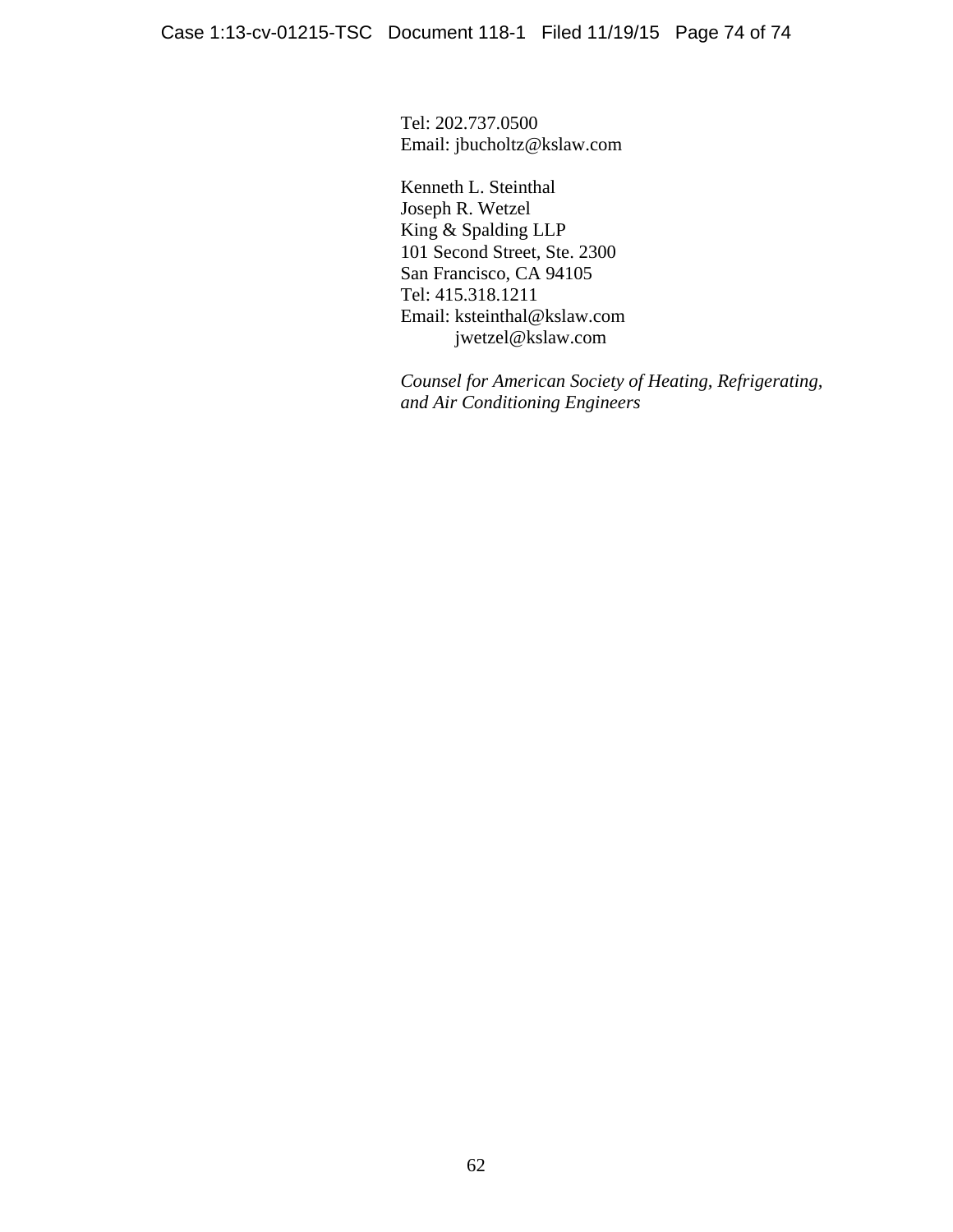Tel: 202.737.0500
Email: jbucholtz@kslaw.com

Kenneth L. Steinthal
Joseph R. Wetzel
King & Spalding LLP
101 Second Street, Ste. 2300
San Francisco, CA 94105
Tel: 415.318.1211
Email: ksteinthal@kslaw.com
jwetzel@kslaw.com

*Counsel for American Society of Heating, Refrigerating, and Air Conditioning Engineers*